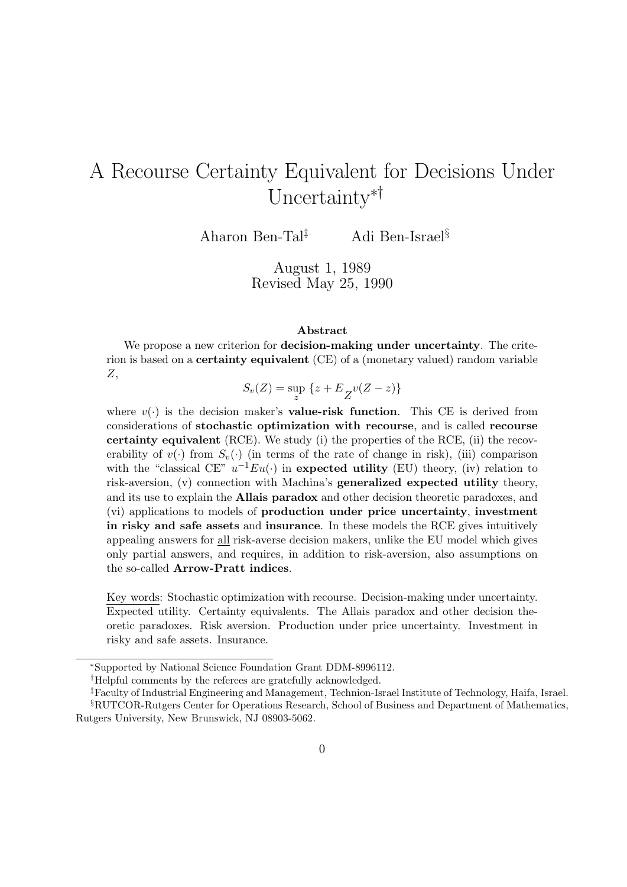# A Recourse Certainty Equivalent for Decisions Under Uncertainty[*][†]

Aharon Ben-Tal[‡] Adi Ben-Israel[§]

August 1, 1989
Revised May 25, 1990

### Abstract

We propose a new criterion for **decision-making under uncertainty**. The criterion is based on a **certainty equivalent** (CE) of a (monetary valued) random variable $Z$,

$$S_v(Z) = \sup_z \{z + E_Z v(Z - z)\}$$

where $v(\cdot)$ is the decision maker's **value-risk function**. This CE is derived from considerations of **stochastic optimization with recourse**, and is called **recourse certainty equivalent** (RCE). We study (i) the properties of the RCE, (ii) the recoverability of $v(\cdot)$ from $S_v(\cdot)$ (in terms of the rate of change in risk), (iii) comparison with the "classical CE" $u^{-1}Eu(\cdot)$ in **expected utility** (EU) theory, (iv) relation to risk-aversion, (v) connection with Machina's **generalized expected utility** theory, and its use to explain the **Allais paradox** and other decision theoretic paradoxes, and (vi) applications to models of **production under price uncertainty**, **investment in risky and safe assets** and **insurance**. In these models the RCE gives intuitively appealing answers for all risk-averse decision makers, unlike the EU model which gives only partial answers, and requires, in addition to risk-aversion, also assumptions on the so-called **Arrow-Pratt indices**.

Key words: Stochastic optimization with recourse. Decision-making under uncertainty. Expected utility. Certainty equivalents. The Allais paradox and other decision theoretic paradoxes. Risk aversion. Production under price uncertainty. Investment in risky and safe assets. Insurance.

---

[*] Supported by National Science Foundation Grant DDM-8996112.

[†] Helpful comments by the referees are gratefully acknowledged.

[‡] Faculty of Industrial Engineering and Management, Technion-Israel Institute of Technology, Haifa, Israel.

[§] RUTCOR-Rutgers Center for Operations Research, School of Business and Department of Mathematics, Rutgers University, New Brunswick, NJ 08903-5062.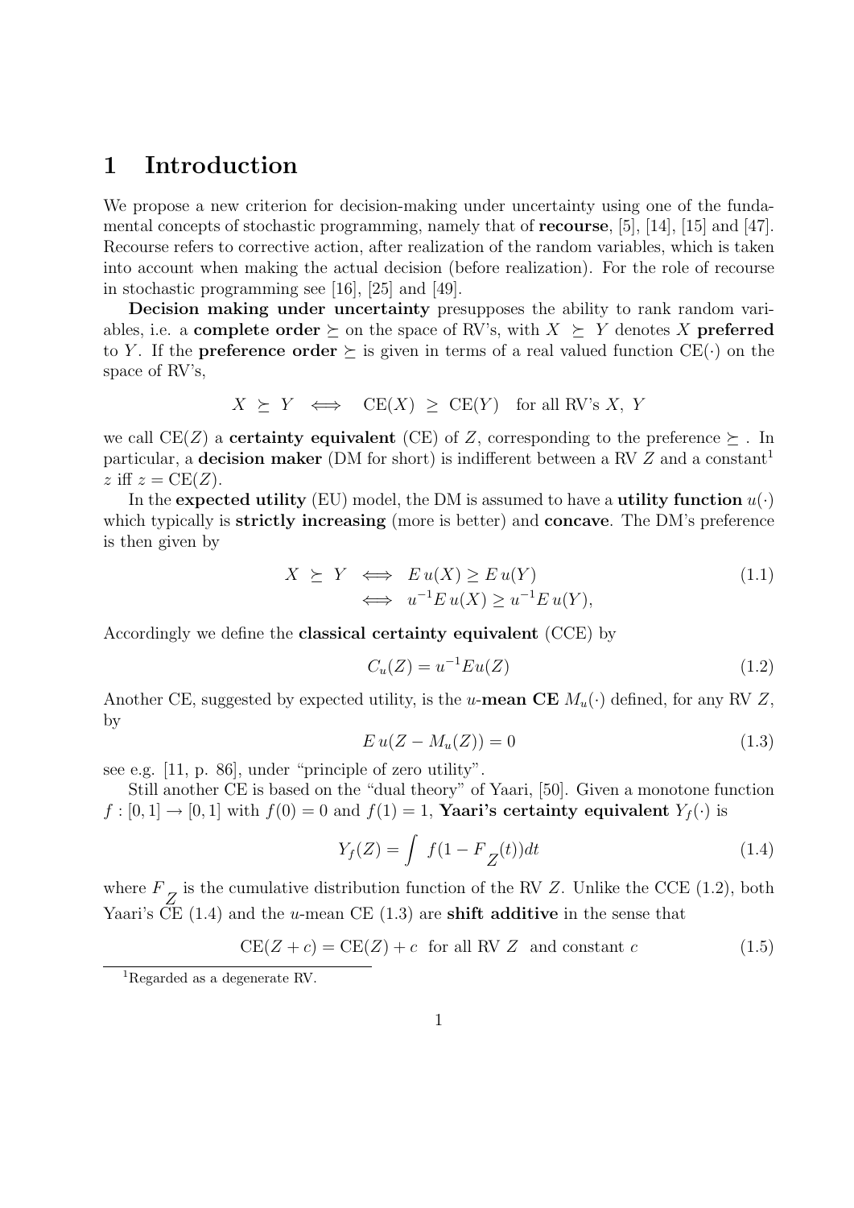# 1 Introduction

We propose a new criterion for decision-making under uncertainty using one of the fundamental concepts of stochastic programming, namely that of **recourse**, [5], [14], [15] and [47]. Recourse refers to corrective action, after realization of the random variables, which is taken into account when making the actual decision (before realization). For the role of recourse in stochastic programming see [16], [25] and [49].

**Decision making under uncertainty** presupposes the ability to rank random variables, i.e. a **complete order** $\succeq$ on the space of RV's, with $X \succeq Y$ denotes $X$ **preferred** to $Y$. If the **preference order** $\succeq$ is given in terms of a real valued function $\mathrm{CE}(\cdot)$ on the space of RV's,

$$X \succeq Y \iff \mathrm{CE}(X) \geq \mathrm{CE}(Y) \quad \text{for all RV's } X,\ Y$$

we call $\mathrm{CE}(Z)$ a **certainty equivalent** (CE) of $Z$, corresponding to the preference $\succeq$ . In particular, a **decision maker** (DM for short) is indifferent between a RV $Z$ and a constant[1] $z$ iff $z = \mathrm{CE}(Z)$.

In the **expected utility** (EU) model, the DM is assumed to have a **utility function** $u(\cdot)$ which typically is **strictly increasing** (more is better) and **concave**. The DM's preference is then given by

$$\begin{aligned} X \succeq Y &\iff E\,u(X) \geq E\,u(Y) \\ &\iff u^{-1}E\,u(X) \geq u^{-1}E\,u(Y), \end{aligned} \tag{1.1}$$

Accordingly we define the **classical certainty equivalent** (CCE) by

$$C_u(Z) = u^{-1}Eu(Z) \tag{1.2}$$

Another CE, suggested by expected utility, is the $u$-**mean CE** $M_u(\cdot)$ defined, for any RV $Z$, by

$$E\,u(Z - M_u(Z)) = 0 \tag{1.3}$$

see e.g. [11, p. 86], under "principle of zero utility".

Still another CE is based on the "dual theory" of Yaari, [50]. Given a monotone function $f : [0,1] \to [0,1]$ with $f(0) = 0$ and $f(1) = 1$, **Yaari's certainty equivalent** $Y_f(\cdot)$ is

$$Y_f(Z) = \int f(1 - F_Z(t))dt \tag{1.4}$$

where $F_Z$ is the cumulative distribution function of the RV $Z$. Unlike the CCE (1.2), both Yaari's CE (1.4) and the $u$-mean CE (1.3) are **shift additive** in the sense that

$$\mathrm{CE}(Z + c) = \mathrm{CE}(Z) + c \quad \text{for all RV } Z \text{ and constant } c \tag{1.5}$$

[1] Regarded as a degenerate RV.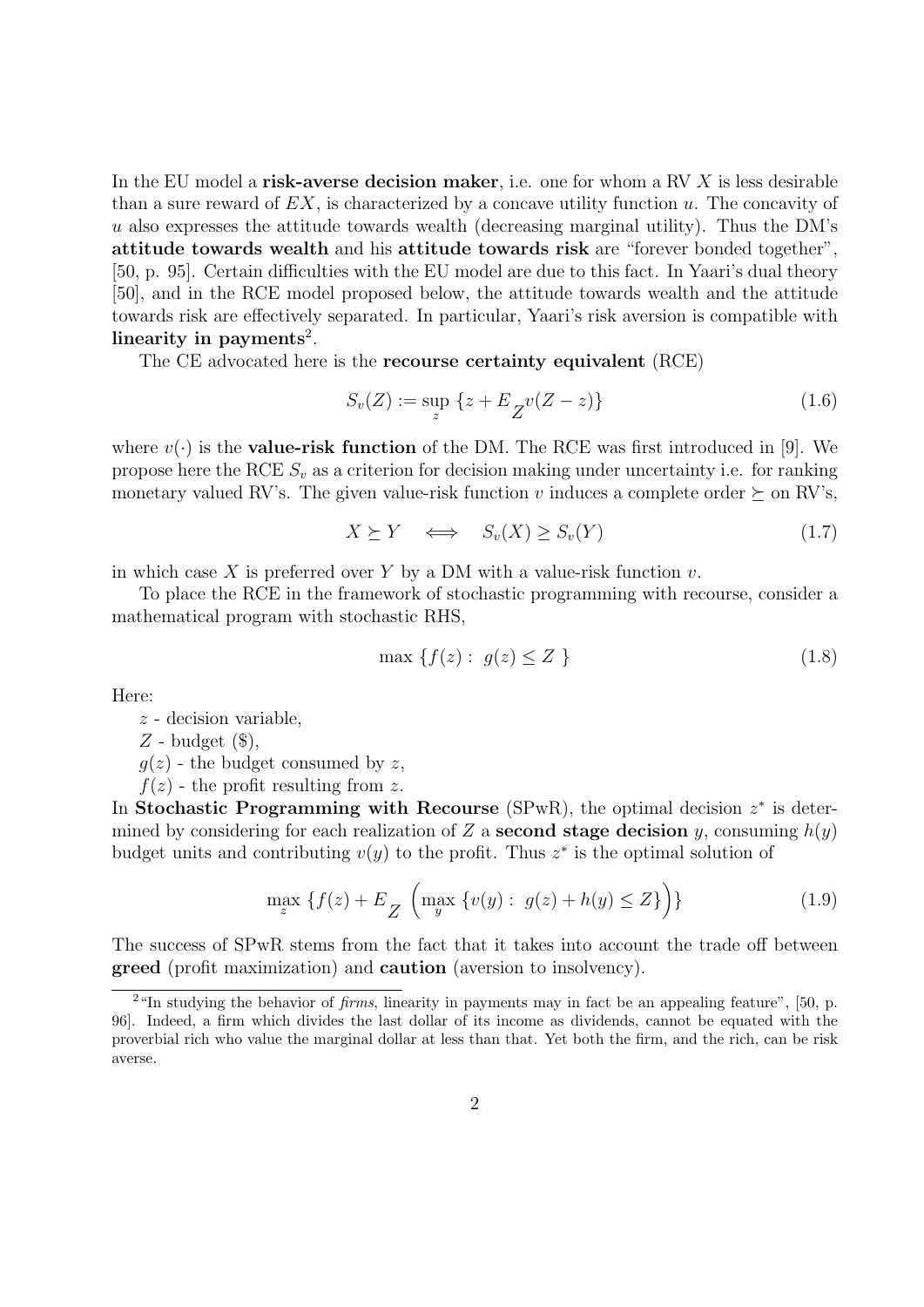In the EU model a **risk-averse decision maker**, i.e. one for whom a RV $X$ is less desirable than a sure reward of $EX$, is characterized by a concave utility function $u$. The concavity of $u$ also expresses the attitude towards wealth (decreasing marginal utility). Thus the DM's **attitude towards wealth** and his **attitude towards risk** are "forever bonded together", [50, p. 95]. Certain difficulties with the EU model are due to this fact. In Yaari's dual theory [50], and in the RCE model proposed below, the attitude towards wealth and the attitude towards risk are effectively separated. In particular, Yaari's risk aversion is compatible with **linearity in payments**[2].

The CE advocated here is the **recourse certainty equivalent** (RCE)

$$S_v(Z) := \sup_z \{z + E_Z v(Z - z)\} \tag{1.6}$$

where $v(\cdot)$ is the **value-risk function** of the DM. The RCE was first introduced in [9]. We propose here the RCE $S_v$ as a criterion for decision making under uncertainty i.e. for ranking monetary valued RV's. The given value-risk function $v$ induces a complete order $\succeq$ on RV's,

$$X \succeq Y \iff S_v(X) \geq S_v(Y) \tag{1.7}$$

in which case $X$ is preferred over $Y$ by a DM with a value-risk function $v$.

To place the RCE in the framework of stochastic programming with recourse, consider a mathematical program with stochastic RHS,

$$\max \{f(z) : \; g(z) \leq Z \} \tag{1.8}$$

Here:

$z$ - decision variable,

$Z$ - budget (\$),

$g(z)$ - the budget consumed by $z$,

$f(z)$ - the profit resulting from $z$.

In **Stochastic Programming with Recourse** (SPwR), the optimal decision $z^*$ is determined by considering for each realization of $Z$ a **second stage decision** $y$, consuming $h(y)$ budget units and contributing $v(y)$ to the profit. Thus $z^*$ is the optimal solution of

$$\max_z \{f(z) + E_Z \left(\max_y \{v(y) : \; g(z) + h(y) \leq Z\}\right)\} \tag{1.9}$$

The success of SPwR stems from the fact that it takes into account the trade off between **greed** (profit maximization) and **caution** (aversion to insolvency).

[2] "In studying the behavior of *firms*, linearity in payments may in fact be an appealing feature", [50, p. 96]. Indeed, a firm which divides the last dollar of its income as dividends, cannot be equated with the proverbial rich who value the marginal dollar at less than that. Yet both the firm, and the rich, can be risk averse.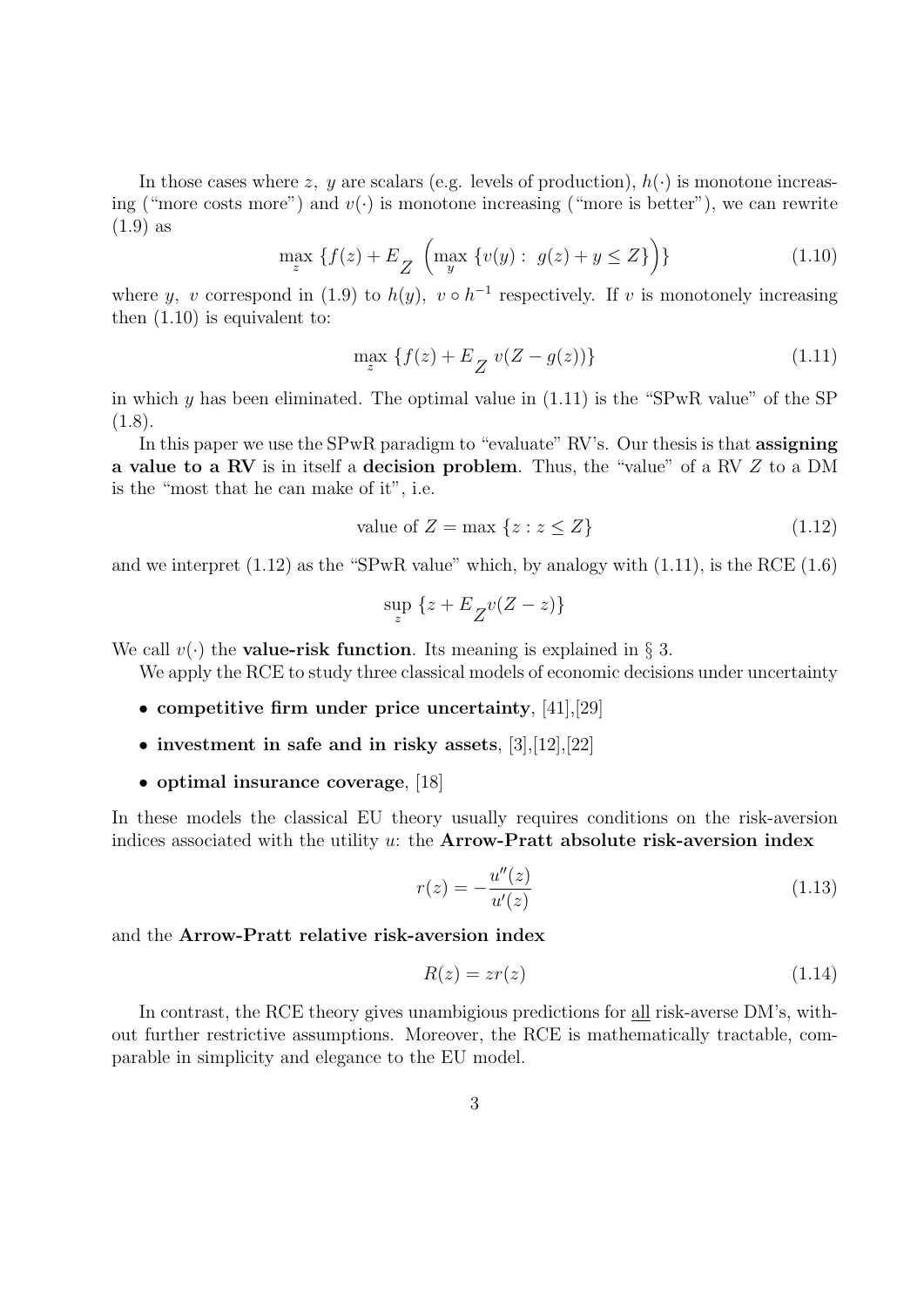In those cases where $z$, $y$ are scalars (e.g. levels of production), $h(\cdot)$ is monotone increasing ("more costs more") and $v(\cdot)$ is monotone increasing ("more is better"), we can rewrite (1.9) as

$$\max_z \left\{ f(z) + E_Z \left( \max_y \left\{ v(y) : \; g(z) + y \leq Z \right\} \right) \right\} \tag{1.10}$$

where $y$, $v$ correspond in (1.9) to $h(y)$, $v \circ h^{-1}$ respectively. If $v$ is monotonely increasing then (1.10) is equivalent to:

$$\max_z \left\{ f(z) + E_Z \, v(Z - g(z)) \right\} \tag{1.11}$$

in which $y$ has been eliminated. The optimal value in (1.11) is the "SPwR value" of the SP (1.8).

In this paper we use the SPwR paradigm to "evaluate" RV's. Our thesis is that **assigning a value to a RV** is in itself a **decision problem**. Thus, the "value" of a RV $Z$ to a DM is the "most that he can make of it", i.e.

$$\text{value of } Z = \max \left\{ z : z \leq Z \right\} \tag{1.12}$$

and we interpret (1.12) as the "SPwR value" which, by analogy with (1.11), is the RCE (1.6)

$$\sup_z \left\{ z + E_Z v(Z - z) \right\}$$

We call $v(\cdot)$ the **value-risk function**. Its meaning is explained in § 3.

We apply the RCE to study three classical models of economic decisions under uncertainty

- **competitive firm under price uncertainty**, [41],[29]
- **investment in safe and in risky assets**, [3],[12],[22]
- **optimal insurance coverage**, [18]

In these models the classical EU theory usually requires conditions on the risk-aversion indices associated with the utility $u$: the **Arrow-Pratt absolute risk-aversion index**

$$r(z) = -\frac{u''(z)}{u'(z)} \tag{1.13}$$

and the **Arrow-Pratt relative risk-aversion index**

$$R(z) = z r(z) \tag{1.14}$$

In contrast, the RCE theory gives unambigious predictions for all risk-averse DM's, without further restrictive assumptions. Moreover, the RCE is mathematically tractable, comparable in simplicity and elegance to the EU model.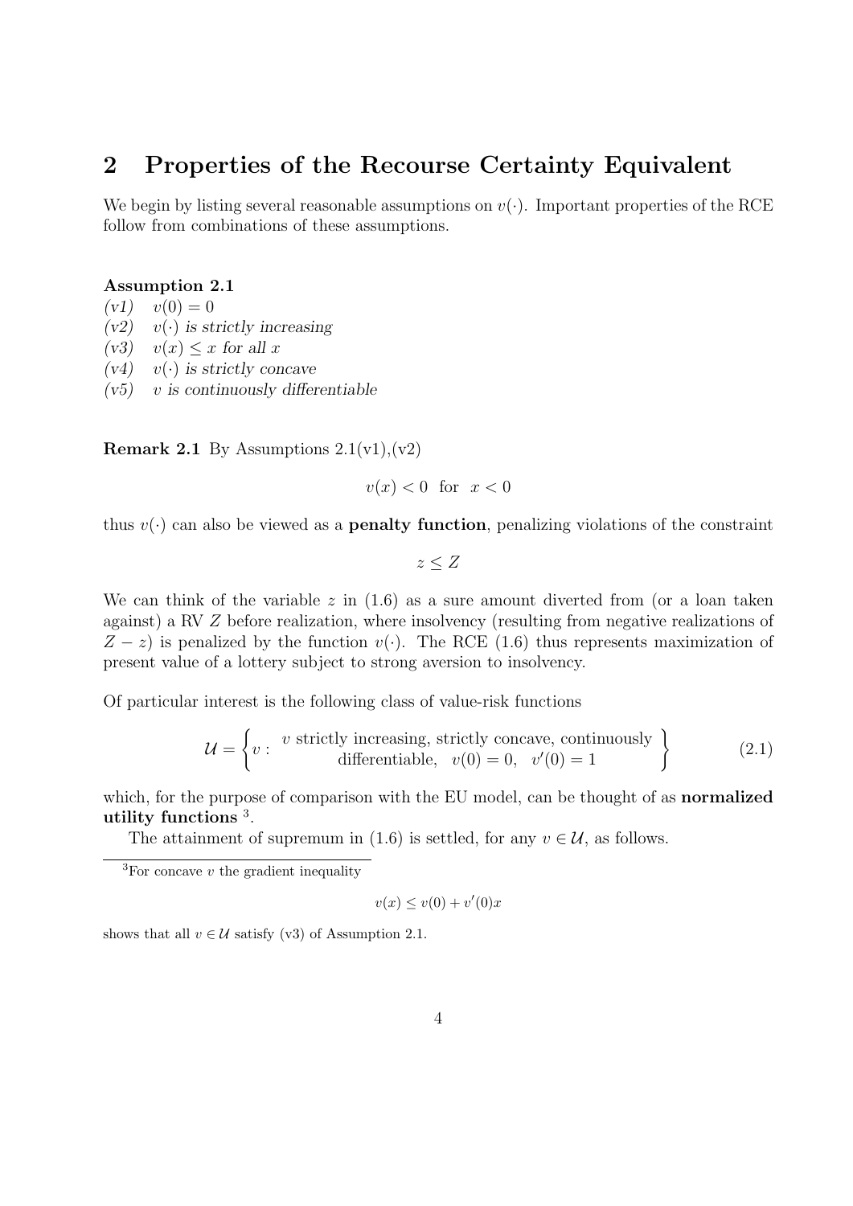## 2 Properties of the Recourse Certainty Equivalent

We begin by listing several reasonable assumptions on $v(\cdot)$. Important properties of the RCE follow from combinations of these assumptions.

**Assumption 2.1**
*(v1)* $v(0) = 0$
*(v2)* $v(\cdot)$ *is strictly increasing*
*(v3)* $v(x) \leq x$ *for all* $x$
*(v4)* $v(\cdot)$ *is strictly concave*
*(v5)* $v$ *is continuously differentiable*

**Remark 2.1** By Assumptions 2.1(v1),(v2)

$$v(x) < 0 \ \text{ for } \ x < 0$$

thus $v(\cdot)$ can also be viewed as a **penalty function**, penalizing violations of the constraint

$$z \leq Z$$

We can think of the variable $z$ in (1.6) as a sure amount diverted from (or a loan taken against) a RV $Z$ before realization, where insolvency (resulting from negative realizations of $Z - z$) is penalized by the function $v(\cdot)$. The RCE (1.6) thus represents maximization of present value of a lottery subject to strong aversion to insolvency.

Of particular interest is the following class of value-risk functions

$$\mathcal{U} = \left\{ v : \begin{array}{c} v \text{ strictly increasing, strictly concave, continuously} \\ \text{differentiable,} \quad v(0) = 0, \quad v'(0) = 1 \end{array} \right\} \tag{2.1}$$

which, for the purpose of comparison with the EU model, can be thought of as **normalized utility functions** [3].

The attainment of supremum in (1.6) is settled, for any $v \in \mathcal{U}$, as follows.

---

[3]For concave $v$ the gradient inequality

$$v(x) \leq v(0) + v'(0)x$$

shows that all $v \in \mathcal{U}$ satisfy (v3) of Assumption 2.1.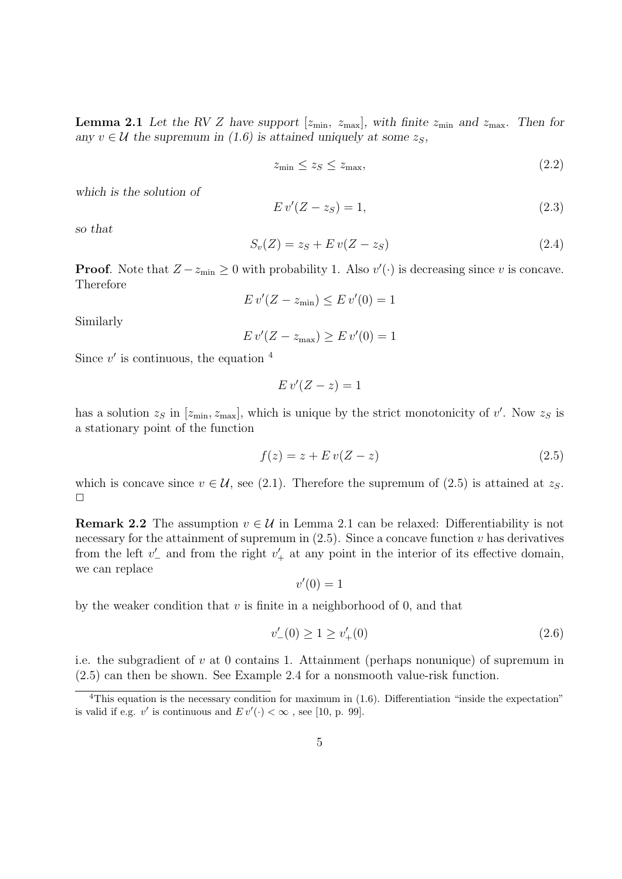**Lemma 2.1** *Let the RV $Z$ have support $[z_{\min},\ z_{\max}]$, with finite $z_{\min}$ and $z_{\max}$. Then for any $v \in \mathcal{U}$ the supremum in (1.6) is attained uniquely at some $z_S$,*

$$z_{\min} \leq z_S \leq z_{\max}, \tag{2.2}$$

*which is the solution of*

$$E\, v'(Z - z_S) = 1, \tag{2.3}$$

*so that*

$$S_v(Z) = z_S + E\, v(Z - z_S) \tag{2.4}$$

**Proof**. Note that $Z - z_{\min} \geq 0$ with probability 1. Also $v'(\cdot)$ is decreasing since $v$ is concave. Therefore

$$E\, v'(Z - z_{\min}) \leq E\, v'(0) = 1$$

Similarly

$$E\, v'(Z - z_{\max}) \geq E\, v'(0) = 1$$

Since $v'$ is continuous, the equation [4]

$$E\, v'(Z - z) = 1$$

has a solution $z_S$ in $[z_{\min}, z_{\max}]$, which is unique by the strict monotonicity of $v'$. Now $z_S$ is a stationary point of the function

$$f(z) = z + E\, v(Z - z) \tag{2.5}$$

which is concave since $v \in \mathcal{U}$, see (2.1). Therefore the supremum of (2.5) is attained at $z_S$. □

**Remark 2.2** The assumption $v \in \mathcal{U}$ in Lemma 2.1 can be relaxed: Differentiability is not necessary for the attainment of supremum in (2.5). Since a concave function $v$ has derivatives from the left $v'_-$ and from the right $v'_+$ at any point in the interior of its effective domain, we can replace

$$v'(0) = 1$$

by the weaker condition that $v$ is finite in a neighborhood of 0, and that

$$v'_-(0) \geq 1 \geq v'_+(0) \tag{2.6}$$

i.e. the subgradient of $v$ at 0 contains 1. Attainment (perhaps nonunique) of supremum in (2.5) can then be shown. See Example 2.4 for a nonsmooth value-risk function.

---

[4] This equation is the necessary condition for maximum in (1.6). Differentiation "inside the expectation" is valid if e.g. $v'$ is continuous and $E\, v'(\cdot) < \infty$ , see [10, p. 99].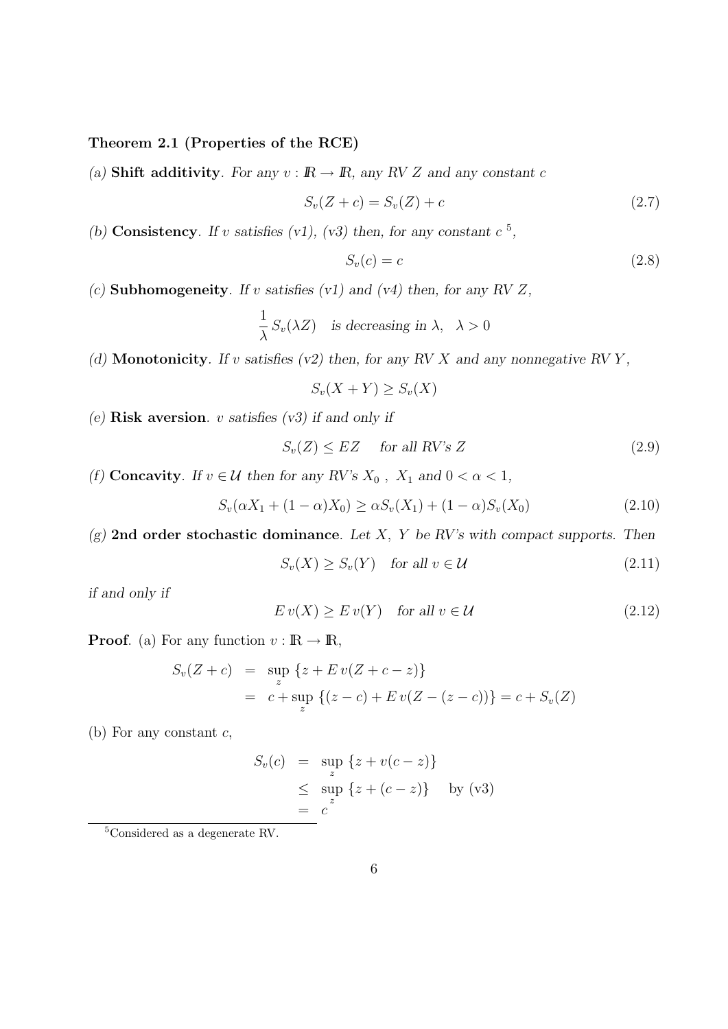**Theorem 2.1 (Properties of the RCE)**

*(a)* **Shift additivity**. *For any $v : \mathbb{R} \to \mathbb{R}$, any RV $Z$ and any constant $c$*

$$S_v(Z + c) = S_v(Z) + c \tag{2.7}$$

*(b)* **Consistency**. *If $v$ satisfies (v1), (v3) then, for any constant $c$* [5]*,*

$$S_v(c) = c \tag{2.8}$$

*(c)* **Subhomogeneity**. *If $v$ satisfies (v1) and (v4) then, for any RV $Z$,*

$$\frac{1}{\lambda} S_v(\lambda Z) \quad \text{is decreasing in } \lambda, \quad \lambda > 0$$

*(d)* **Monotonicity**. *If $v$ satisfies (v2) then, for any RV $X$ and any nonnegative RV $Y$,*

$$S_v(X + Y) \geq S_v(X)$$

*(e)* **Risk aversion**. *$v$ satisfies (v3) if and only if*

$$S_v(Z) \leq EZ \quad \text{for all RV's } Z \tag{2.9}$$

*(f)* **Concavity**. *If $v \in \mathcal{U}$ then for any RV's $X_0$ , $X_1$ and $0 < \alpha < 1$,*

$$S_v(\alpha X_1 + (1 - \alpha)X_0) \geq \alpha S_v(X_1) + (1 - \alpha)S_v(X_0) \tag{2.10}$$

*(g)* **2nd order stochastic dominance**. *Let $X$, $Y$ be RV's with compact supports. Then*

$$S_v(X) \geq S_v(Y) \quad \text{for all } v \in \mathcal{U} \tag{2.11}$$

*if and only if*

$$E\, v(X) \geq E\, v(Y) \quad \text{for all } v \in \mathcal{U} \tag{2.12}$$

**Proof**. (a) For any function $v : \mathbb{R} \to \mathbb{R}$,

$$\begin{aligned} S_v(Z + c) &= \sup_z \{z + E\, v(Z + c - z)\} \\ &= c + \sup_z \{(z - c) + E\, v(Z - (z - c))\} = c + S_v(Z) \end{aligned}$$

(b) For any constant $c$,

$$\begin{aligned} S_v(c) &= \sup_z \{z + v(c - z)\} \\ &\leq \sup_z \{z + (c - z)\} \quad \text{by (v3)} \\ &= c \end{aligned}$$

[5] Considered as a degenerate RV.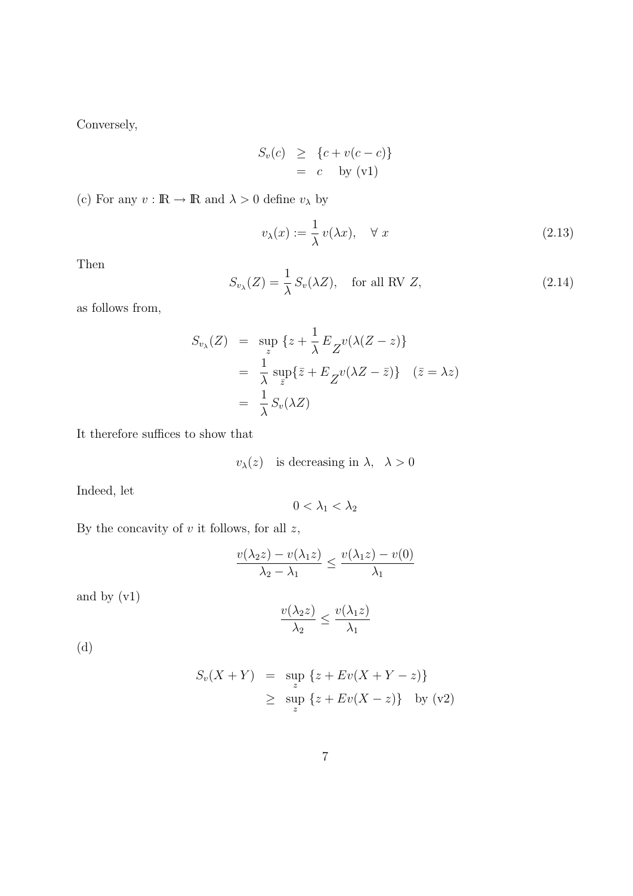Conversely,

$$\begin{aligned} S_v(c) &\geq \{c + v(c - c)\} \\ &= c \quad \text{by (v1)} \end{aligned}$$

(c) For any $v : \mathbb{R} \to \mathbb{R}$ and $\lambda > 0$ define $v_\lambda$ by

$$v_\lambda(x) := \frac{1}{\lambda}\, v(\lambda x), \quad \forall\ x \tag{2.13}$$

Then

$$S_{v_\lambda}(Z) = \frac{1}{\lambda}\, S_v(\lambda Z), \quad \text{for all RV } Z, \tag{2.14}$$

as follows from,

$$\begin{aligned} S_{v_\lambda}(Z) &= \sup_z \{z + \frac{1}{\lambda}\, E_Z v(\lambda(Z - z)\} \\ &= \frac{1}{\lambda}\, \sup_{\bar{z}} \{\bar{z} + E_Z v(\lambda Z - \bar{z})\} \quad (\bar{z} = \lambda z) \\ &= \frac{1}{\lambda}\, S_v(\lambda Z) \end{aligned}$$

It therefore suffices to show that

$$v_\lambda(z) \quad \text{is decreasing in } \lambda, \quad \lambda > 0$$

Indeed, let

$$0 < \lambda_1 < \lambda_2$$

By the concavity of $v$ it follows, for all $z$,

$$\frac{v(\lambda_2 z) - v(\lambda_1 z)}{\lambda_2 - \lambda_1} \leq \frac{v(\lambda_1 z) - v(0)}{\lambda_1}$$

and by (v1)

$$\frac{v(\lambda_2 z)}{\lambda_2} \leq \frac{v(\lambda_1 z)}{\lambda_1}$$

(d)

$$\begin{aligned} S_v(X + Y) &= \sup_z \{z + Ev(X + Y - z)\} \\ &\geq \sup_z \{z + Ev(X - z)\} \quad \text{by (v2)} \end{aligned}$$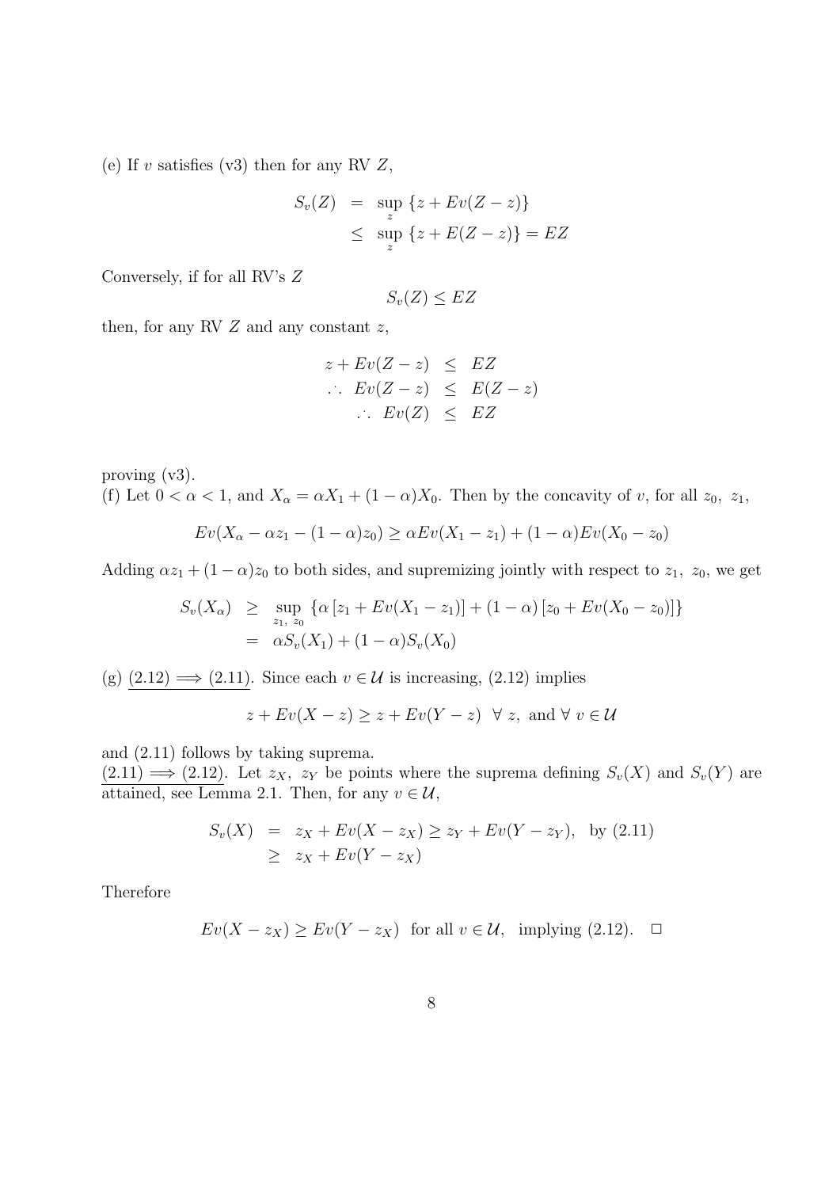(e) If $v$ satisfies (v3) then for any RV $Z$,

$$
\begin{aligned}
S_v(Z) &= \sup_z \{z + Ev(Z - z)\} \\
&\leq \sup_z \{z + E(Z - z)\} = EZ
\end{aligned}
$$

Conversely, if for all RV's $Z$

$$
S_v(Z) \leq EZ
$$

then, for any RV $Z$ and any constant $z$,

$$
\begin{aligned}
z + Ev(Z - z) &\leq EZ \\
\therefore\ Ev(Z - z) &\leq E(Z - z) \\
\therefore\ Ev(Z) &\leq EZ
\end{aligned}
$$

proving (v3).

(f) Let $0 < \alpha < 1$, and $X_\alpha = \alpha X_1 + (1 - \alpha) X_0$. Then by the concavity of $v$, for all $z_0,\ z_1$,

$$
Ev(X_\alpha - \alpha z_1 - (1 - \alpha) z_0) \geq \alpha Ev(X_1 - z_1) + (1 - \alpha) Ev(X_0 - z_0)
$$

Adding $\alpha z_1 + (1 - \alpha) z_0$ to both sides, and supremizing jointly with respect to $z_1,\ z_0$, we get

$$
\begin{aligned}
S_v(X_\alpha) &\geq \sup_{z_1,\ z_0} \{\alpha [z_1 + Ev(X_1 - z_1)] + (1 - \alpha) [z_0 + Ev(X_0 - z_0)]\} \\
&= \alpha S_v(X_1) + (1 - \alpha) S_v(X_0)
\end{aligned}
$$

(g) $\underline{(2.12) \Longrightarrow (2.11)}$. Since each $v \in \mathcal{U}$ is increasing, (2.12) implies

$$
z + Ev(X - z) \geq z + Ev(Y - z)\ \ \forall\ z, \text{ and } \forall\ v \in \mathcal{U}
$$

and (2.11) follows by taking suprema.

$\underline{(2.11) \Longrightarrow (2.12)}$. Let $z_X,\ z_Y$ be points where the suprema defining $S_v(X)$ and $S_v(Y)$ are attained, see Lemma 2.1. Then, for any $v \in \mathcal{U}$,

$$
\begin{aligned}
S_v(X) &= z_X + Ev(X - z_X) \geq z_Y + Ev(Y - z_Y), \quad \text{by (2.11)} \\
&\geq z_X + Ev(Y - z_X)
\end{aligned}
$$

Therefore

$$
Ev(X - z_X) \geq Ev(Y - z_X) \ \text{ for all } v \in \mathcal{U}, \ \text{ implying (2.12).} \quad \square
$$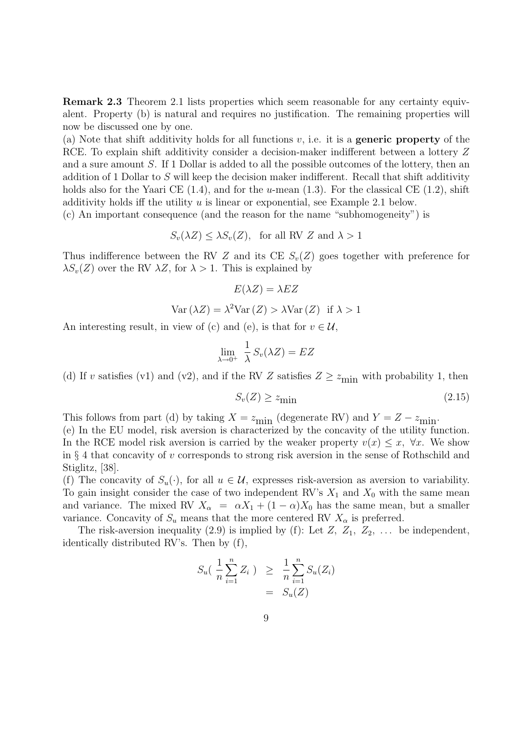**Remark 2.3** Theorem 2.1 lists properties which seem reasonable for any certainty equivalent. Property (b) is natural and requires no justification. The remaining properties will now be discussed one by one.

(a) Note that shift additivity holds for all functions $v$, i.e. it is a **generic property** of the RCE. To explain shift additivity consider a decision-maker indifferent between a lottery $Z$ and a sure amount $S$. If 1 Dollar is added to all the possible outcomes of the lottery, then an addition of 1 Dollar to $S$ will keep the decision maker indifferent. Recall that shift additivity holds also for the Yaari CE (1.4), and for the $u$-mean (1.3). For the classical CE (1.2), shift additivity holds iff the utility $u$ is linear or exponential, see Example 2.1 below.

(c) An important consequence (and the reason for the name "subhomogeneity") is

$$S_v(\lambda Z) \leq \lambda S_v(Z), \quad \text{for all RV } Z \text{ and } \lambda > 1$$

Thus indifference between the RV $Z$ and its CE $S_v(Z)$ goes together with preference for $\lambda S_v(Z)$ over the RV $\lambda Z$, for $\lambda > 1$. This is explained by

$$E(\lambda Z) = \lambda EZ$$

$$\mathrm{Var}\,(\lambda Z) = \lambda^2 \mathrm{Var}\,(Z) > \lambda \mathrm{Var}\,(Z) \quad \text{if } \lambda > 1$$

An interesting result, in view of (c) and (e), is that for $v \in \mathcal{U}$,

$$\lim_{\lambda \to 0^+} \frac{1}{\lambda} S_v(\lambda Z) = EZ$$

(d) If $v$ satisfies (v1) and (v2), and if the RV $Z$ satisfies $Z \geq z_{\text{min}}$ with probability 1, then

$$S_v(Z) \geq z_{\text{min}} \tag{2.15}$$

This follows from part (d) by taking $X = z_{\text{min}}$ (degenerate RV) and $Y = Z - z_{\text{min}}$.

(e) In the EU model, risk aversion is characterized by the concavity of the utility function. In the RCE model risk aversion is carried by the weaker property $v(x) \leq x$, $\forall x$. We show in § 4 that concavity of $v$ corresponds to strong risk aversion in the sense of Rothschild and Stiglitz, [38].

(f) The concavity of $S_u(\cdot)$, for all $u \in \mathcal{U}$, expresses risk-aversion as aversion to variability. To gain insight consider the case of two independent RV's $X_1$ and $X_0$ with the same mean and variance. The mixed RV $X_\alpha = \alpha X_1 + (1-\alpha)X_0$ has the same mean, but a smaller variance. Concavity of $S_u$ means that the more centered RV $X_\alpha$ is preferred.

The risk-aversion inequality (2.9) is implied by (f): Let $Z, Z_1, Z_2, \ldots$ be independent, identically distributed RV's. Then by (f),

$$\begin{aligned} S_u\left( \frac{1}{n} \sum_{i=1}^{n} Z_i \right) &\geq \frac{1}{n} \sum_{i=1}^{n} S_u(Z_i) \\ &= S_u(Z) \end{aligned}$$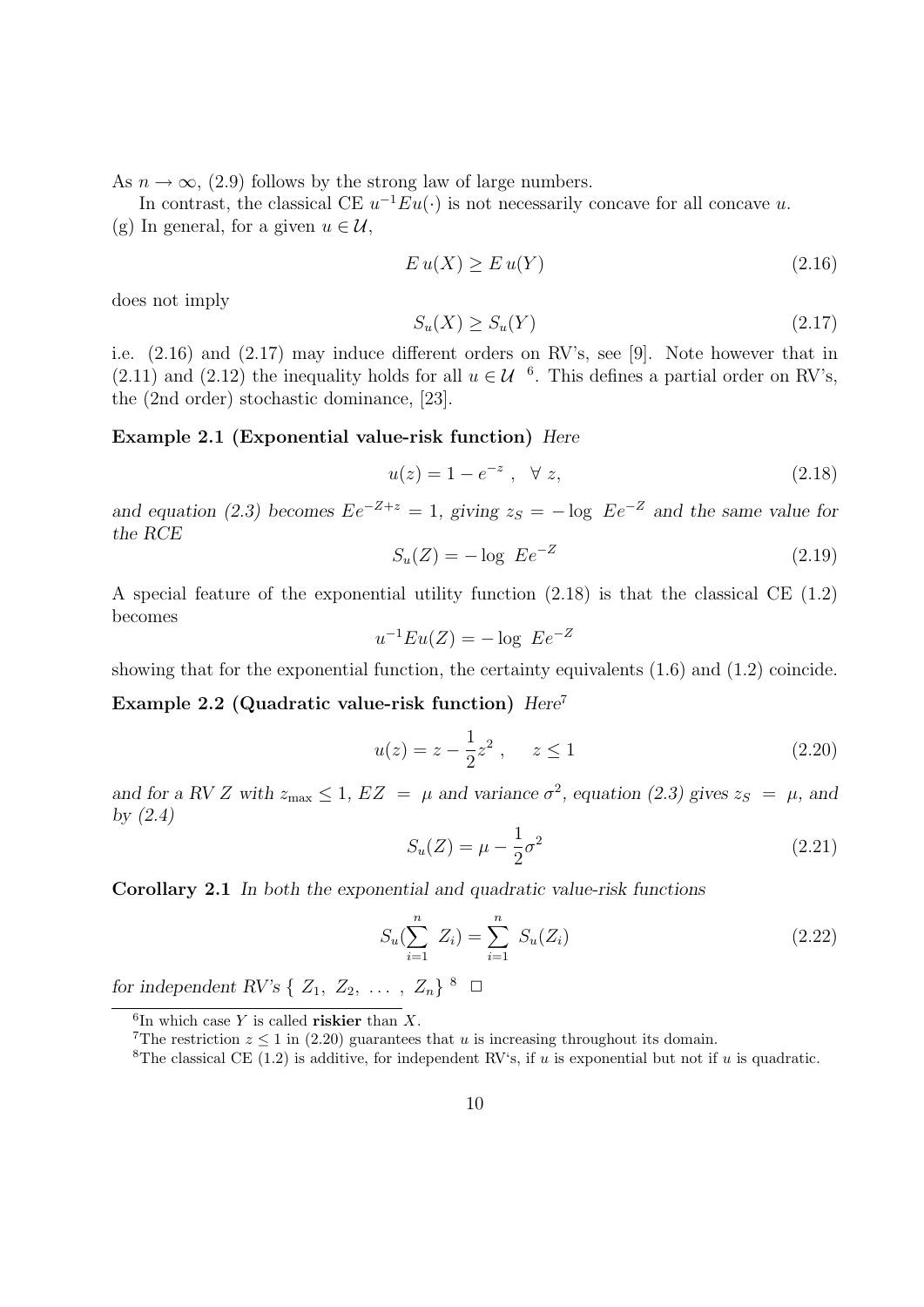As $n \to \infty$, (2.9) follows by the strong law of large numbers.

In contrast, the classical CE $u^{-1}Eu(\cdot)$ is not necessarily concave for all concave $u$.

(g) In general, for a given $u \in \mathcal{U}$,

$$E\,u(X) \geq E\,u(Y) \tag{2.16}$$

does not imply

$$S_u(X) \geq S_u(Y) \tag{2.17}$$

i.e. (2.16) and (2.17) may induce different orders on RV's, see [9]. Note however that in (2.11) and (2.12) the inequality holds for all $u \in \mathcal{U}$ [6]. This defines a partial order on RV's, the (2nd order) stochastic dominance, [23].

**Example 2.1 (Exponential value-risk function)** *Here*

$$u(z) = 1 - e^{-z}\ , \quad \forall\ z, \tag{2.18}$$

*and equation (2.3) becomes* $Ee^{-Z+z} = 1$*, giving* $z_S = -\log\ Ee^{-Z}$ *and the same value for the RCE*

$$S_u(Z) = -\log\ Ee^{-Z} \tag{2.19}$$

A special feature of the exponential utility function (2.18) is that the classical CE (1.2) becomes

$$u^{-1}Eu(Z) = -\log\ Ee^{-Z}$$

showing that for the exponential function, the certainty equivalents (1.6) and (1.2) coincide.

**Example 2.2 (Quadratic value-risk function)** *Here*[7]

$$u(z) = z - \frac{1}{2}z^2\ , \quad z \leq 1 \tag{2.20}$$

*and for a RV* $Z$ *with* $z_{\max} \leq 1$*,* $EZ = \mu$ *and variance* $\sigma^2$*, equation (2.3) gives* $z_S = \mu$*, and by (2.4)*

$$S_u(Z) = \mu - \frac{1}{2}\sigma^2 \tag{2.21}$$

**Corollary 2.1** *In both the exponential and quadratic value-risk functions*

$$S_u(\sum_{i=1}^{n}\ Z_i) = \sum_{i=1}^{n}\ S_u(Z_i) \tag{2.22}$$

*for independent RV's* $\{\ Z_1,\ Z_2,\ \ldots\ ,\ Z_n\}$ [8] $\square$

---

[6] In which case $Y$ is called **riskier** than $X$.

[7] The restriction $z \leq 1$ in (2.20) guarantees that $u$ is increasing throughout its domain.

[8] The classical CE (1.2) is additive, for independent RV's, if $u$ is exponential but not if $u$ is quadratic.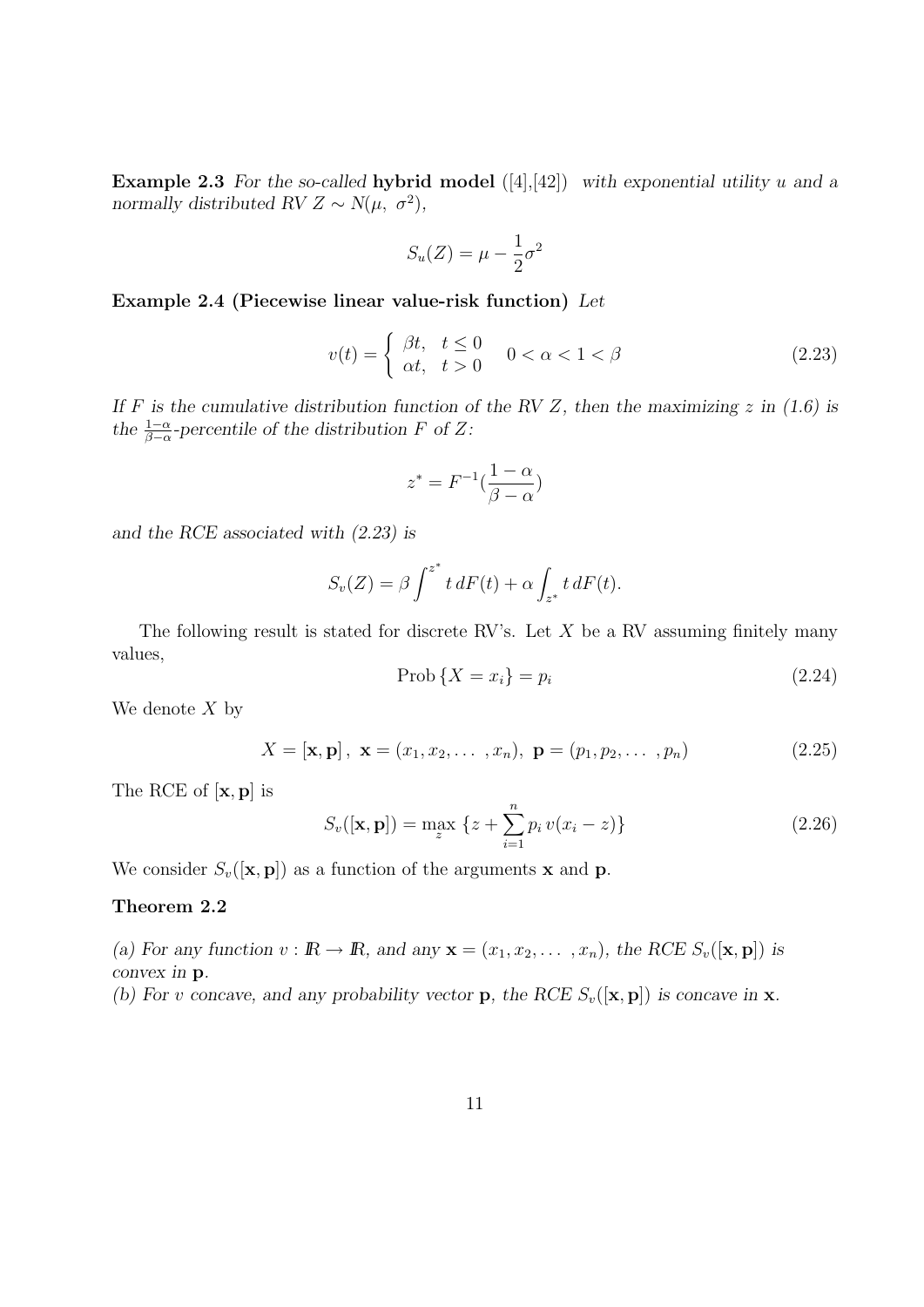**Example 2.3** *For the so-called* **hybrid model** ([4],[42]) *with exponential utility $u$ and a normally distributed RV $Z \sim N(\mu,\ \sigma^2)$,*

$$S_u(Z) = \mu - \frac{1}{2}\sigma^2$$

**Example 2.4 (Piecewise linear value-risk function)** *Let*

$$v(t) = \begin{cases} \beta t, & t \leq 0 \\ \alpha t, & t > 0 \end{cases} \quad 0 < \alpha < 1 < \beta \tag{2.23}$$

*If $F$ is the cumulative distribution function of the RV $Z$, then the maximizing $z$ in (1.6) is the $\frac{1-\alpha}{\beta-\alpha}$-percentile of the distribution $F$ of $Z$:*

$$z^* = F^{-1}(\frac{1-\alpha}{\beta-\alpha})$$

*and the RCE associated with (2.23) is*

$$S_v(Z) = \beta \int^{z^*} t\, dF(t) + \alpha \int_{z^*} t\, dF(t).$$

The following result is stated for discrete RV's. Let $X$ be a RV assuming finitely many values,

$$\text{Prob}\,\{X = x_i\} = p_i \tag{2.24}$$

We denote $X$ by

$$X = [\mathbf{x}, \mathbf{p}]\,,\ \mathbf{x} = (x_1, x_2, \ldots, x_n),\ \mathbf{p} = (p_1, p_2, \ldots, p_n) \tag{2.25}$$

The RCE of $[\mathbf{x}, \mathbf{p}]$ is

$$S_v([\mathbf{x}, \mathbf{p}]) = \max_z\ \{z + \sum_{i=1}^{n} p_i\, v(x_i - z)\} \tag{2.26}$$

We consider $S_v([\mathbf{x}, \mathbf{p}])$ as a function of the arguments $\mathbf{x}$ and $\mathbf{p}$.

**Theorem 2.2**

*(a) For any function $v : \mathbb{R} \to \mathbb{R}$, and any $\mathbf{x} = (x_1, x_2, \ldots, x_n)$, the RCE $S_v([\mathbf{x}, \mathbf{p}])$ is convex in $\mathbf{p}$.*
*(b) For $v$ concave, and any probability vector $\mathbf{p}$, the RCE $S_v([\mathbf{x}, \mathbf{p}])$ is concave in $\mathbf{x}$.*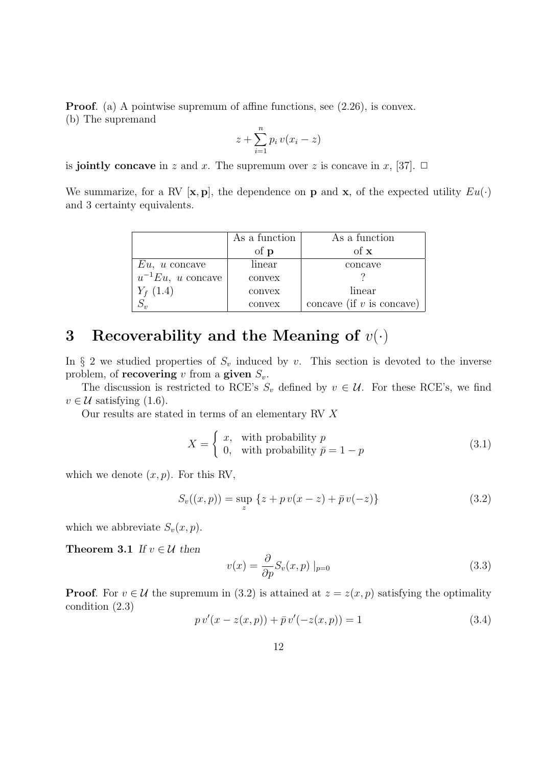**Proof**. (a) A pointwise supremum of affine functions, see (2.26), is convex.
(b) The supremand

$$z + \sum_{i=1}^{n} p_i \, v(x_i - z)$$

is **jointly concave** in $z$ and $x$. The supremum over $z$ is concave in $x$, [37]. $\square$

We summarize, for a RV $[\mathbf{x}, \mathbf{p}]$, the dependence on $\mathbf{p}$ and $\mathbf{x}$, of the expected utility $Eu(\cdot)$ and 3 certainty equivalents.

| | As a function of $\mathbf{p}$ | As a function of $\mathbf{x}$ |
|---|---|---|
| $Eu$, $u$ concave | linear | concave |
| $u^{-1}Eu$, $u$ concave | convex | ? |
| $Y_f$ (1.4) | convex | linear |
| $S_v$ | convex | concave (if $v$ is concave) |

# 3 Recoverability and the Meaning of $v(\cdot)$

In § 2 we studied properties of $S_v$ induced by $v$. This section is devoted to the inverse problem, of **recovering** $v$ from a **given** $S_v$.

The discussion is restricted to RCE's $S_v$ defined by $v \in \mathcal{U}$. For these RCE's, we find $v \in \mathcal{U}$ satisfying (1.6).

Our results are stated in terms of an elementary RV $X$

$$X = \begin{cases} x, & \text{with probability } p \\ 0, & \text{with probability } \bar{p} = 1 - p \end{cases} \tag{3.1}$$

which we denote $(x, p)$. For this RV,

$$S_v((x, p)) = \sup_{z} \left\{ z + p \, v(x - z) + \bar{p} \, v(-z) \right\} \tag{3.2}$$

which we abbreviate $S_v(x, p)$.

**Theorem 3.1** *If $v \in \mathcal{U}$ then*

$$v(x) = \frac{\partial}{\partial p} S_v(x, p) \mid_{p=0} \tag{3.3}$$

**Proof**. For $v \in \mathcal{U}$ the supremum in (3.2) is attained at $z = z(x, p)$ satisfying the optimality condition (2.3)

$$p \, v'(x - z(x, p)) + \bar{p} \, v'(-z(x, p)) = 1 \tag{3.4}$$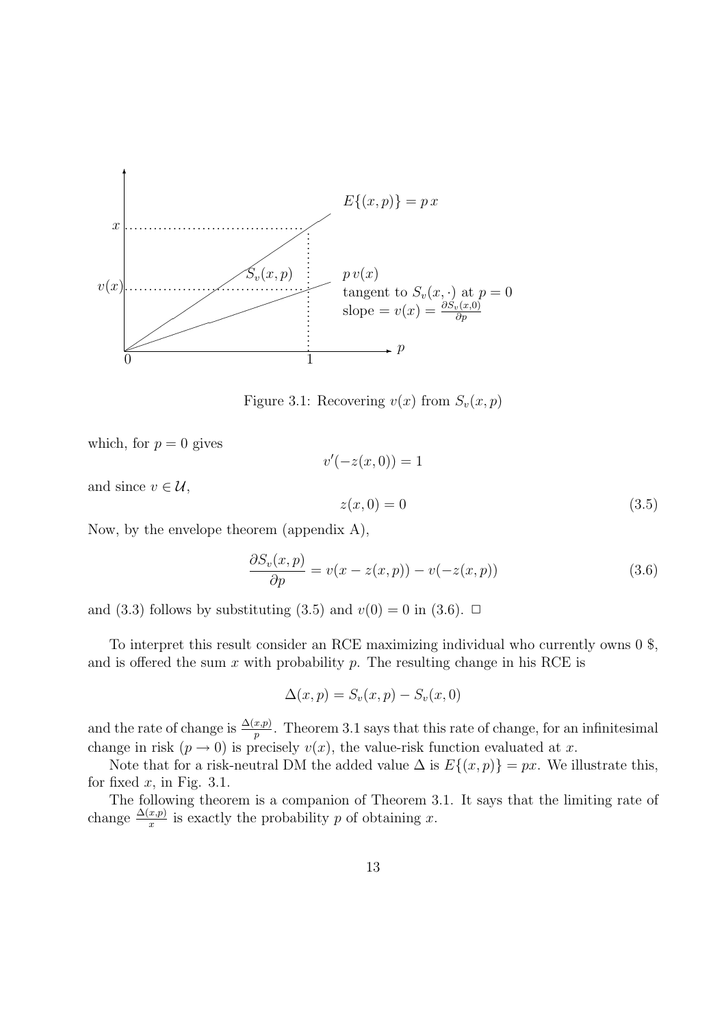Figure 3.1: Recovering $v(x)$ from $S_v(x, p)$

which, for $p = 0$ gives

$$v'(-z(x, 0)) = 1$$

and since $v \in \mathcal{U}$,

$$z(x, 0) = 0 \tag{3.5}$$

Now, by the envelope theorem (appendix A),

$$\frac{\partial S_v(x, p)}{\partial p} = v(x - z(x, p)) - v(-z(x, p)) \tag{3.6}$$

and (3.3) follows by substituting (3.5) and $v(0) = 0$ in (3.6). $\Box$

To interpret this result consider an RCE maximizing individual who currently owns 0 \$, and is offered the sum $x$ with probability $p$. The resulting change in his RCE is

$$\Delta(x, p) = S_v(x, p) - S_v(x, 0)$$

and the rate of change is $\frac{\Delta(x,p)}{p}$. Theorem 3.1 says that this rate of change, for an infinitesimal change in risk ($p \to 0$) is precisely $v(x)$, the value-risk function evaluated at $x$.

Note that for a risk-neutral DM the added value $\Delta$ is $E\{(x, p)\} = px$. We illustrate this, for fixed $x$, in Fig. 3.1.

The following theorem is a companion of Theorem 3.1. It says that the limiting rate of change $\frac{\Delta(x,p)}{x}$ is exactly the probability $p$ of obtaining $x$.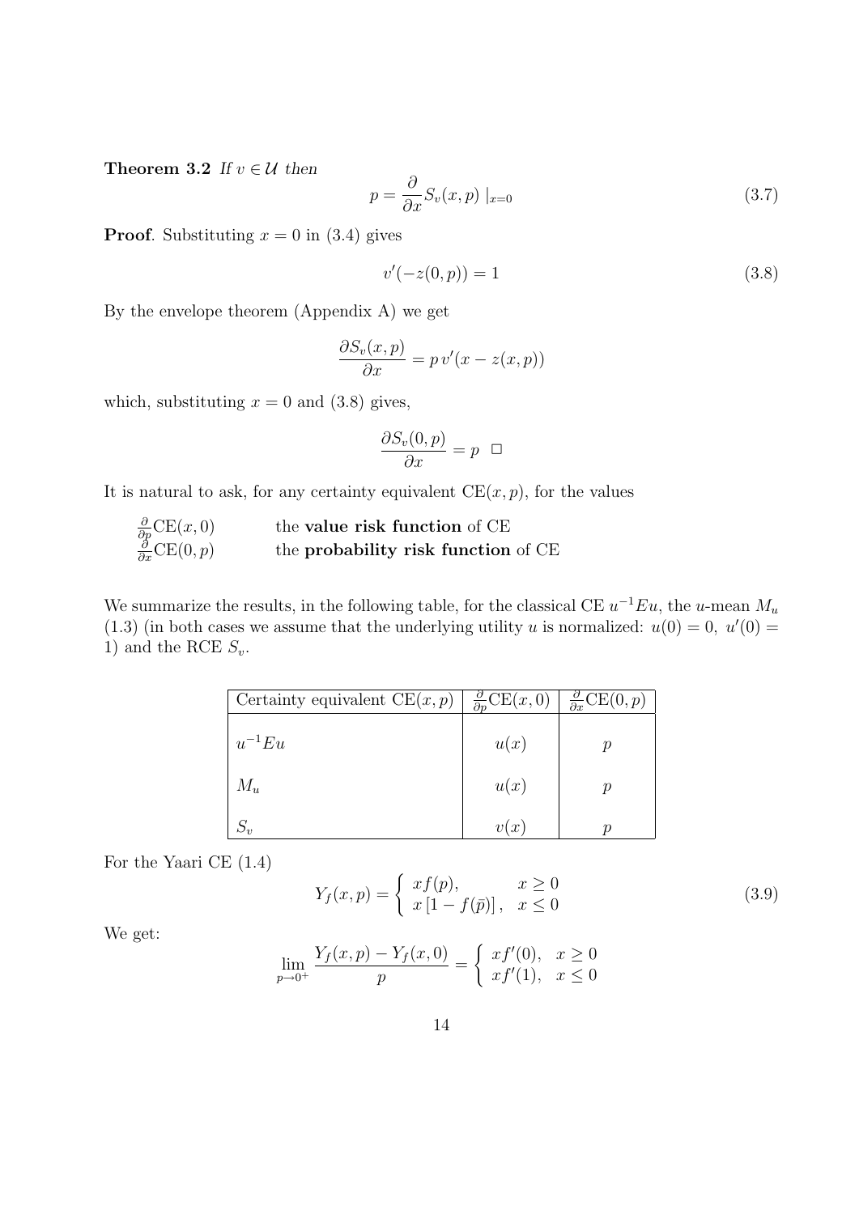**Theorem 3.2** *If $v \in \mathcal{U}$ then*

$$p = \frac{\partial}{\partial x} S_v(x,p) \mid_{x=0} \tag{3.7}$$

**Proof**. Substituting $x = 0$ in (3.4) gives

$$v'(-z(0,p)) = 1 \tag{3.8}$$

By the envelope theorem (Appendix A) we get

$$\frac{\partial S_v(x,p)}{\partial x} = p\, v'(x - z(x,p))$$

which, substituting $x = 0$ and (3.8) gives,

$$\frac{\partial S_v(0,p)}{\partial x} = p \quad \Box$$

It is natural to ask, for any certainty equivalent $\mathrm{CE}(x,p)$, for the values

| | |
|---|---|
| $\frac{\partial}{\partial p}\mathrm{CE}(x,0)$ | the **value risk function** of CE |
| $\frac{\partial}{\partial x}\mathrm{CE}(0,p)$ | the **probability risk function** of CE |

We summarize the results, in the following table, for the classical CE $u^{-1}Eu$, the $u$-mean $M_u$ (1.3) (in both cases we assume that the underlying utility $u$ is normalized: $u(0) = 0,\ u'(0) = 1$) and the RCE $S_v$.

| Certainty equivalent $\mathrm{CE}(x,p)$ | $\frac{\partial}{\partial p}\mathrm{CE}(x,0)$ | $\frac{\partial}{\partial x}\mathrm{CE}(0,p)$ |
|---|---|---|
| $u^{-1}Eu$ | $u(x)$ | $p$ |
| $M_u$ | $u(x)$ | $p$ |
| $S_v$ | $v(x)$ | $p$ |

For the Yaari CE (1.4)

$$Y_f(x,p) = \begin{cases} x f(p), & x \geq 0 \\ x\left[1 - f(\bar{p})\right], & x \leq 0 \end{cases} \tag{3.9}$$

We get:

$$\lim_{p \to 0^+} \frac{Y_f(x,p) - Y_f(x,0)}{p} = \begin{cases} x f'(0), & x \geq 0 \\ x f'(1), & x \leq 0 \end{cases}$$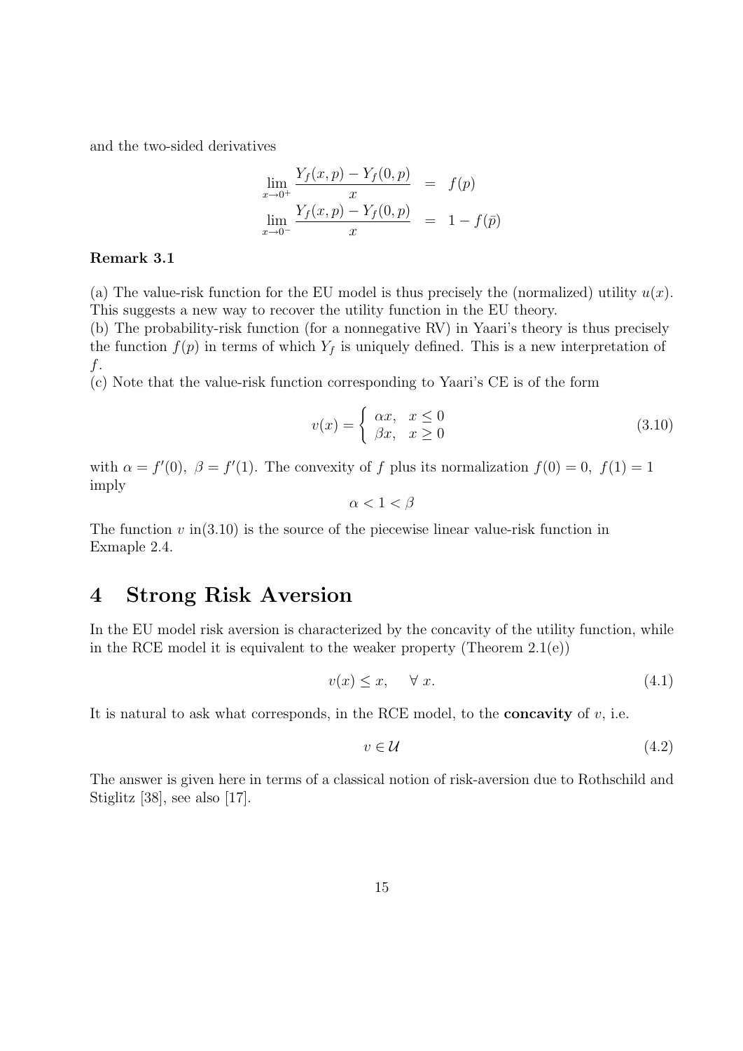and the two-sided derivatives

$$
\begin{aligned}
\lim_{x \to 0^+} \frac{Y_f(x,p) - Y_f(0,p)}{x} &= f(p) \\
\lim_{x \to 0^-} \frac{Y_f(x,p) - Y_f(0,p)}{x} &= 1 - f(\bar{p})
\end{aligned}
$$

**Remark 3.1**

(a) The value-risk function for the EU model is thus precisely the (normalized) utility $u(x)$. This suggests a new way to recover the utility function in the EU theory.
(b) The probability-risk function (for a nonnegative RV) in Yaari's theory is thus precisely the function $f(p)$ in terms of which $Y_f$ is uniquely defined. This is a new interpretation of $f$.
(c) Note that the value-risk function corresponding to Yaari's CE is of the form

$$
v(x) = \begin{cases} \alpha x, & x \leq 0 \\ \beta x, & x \geq 0 \end{cases} \tag{3.10}
$$

with $\alpha = f'(0),\ \beta = f'(1)$. The convexity of $f$ plus its normalization $f(0) = 0,\ f(1) = 1$ imply

$$
\alpha < 1 < \beta
$$

The function $v$ in(3.10) is the source of the piecewise linear value-risk function in Exmaple 2.4.

## 4 Strong Risk Aversion

In the EU model risk aversion is characterized by the concavity of the utility function, while in the RCE model it is equivalent to the weaker property (Theorem 2.1(e))

$$
v(x) \leq x, \quad \forall\ x. \tag{4.1}
$$

It is natural to ask what corresponds, in the RCE model, to the **concavity** of $v$, i.e.

$$
v \in \mathcal{U} \tag{4.2}
$$

The answer is given here in terms of a classical notion of risk-aversion due to Rothschild and Stiglitz [38], see also [17].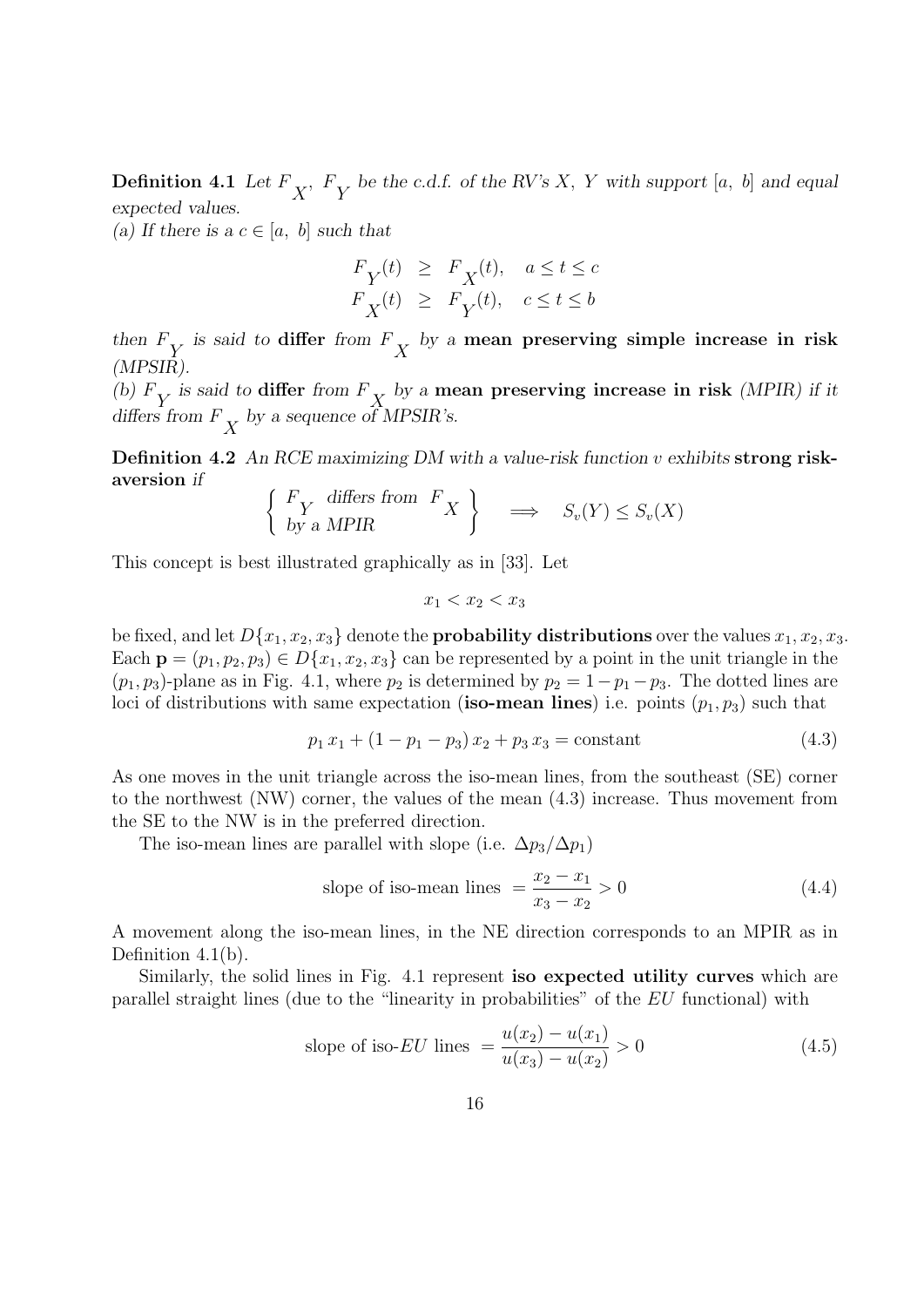**Definition 4.1** *Let $F_X$, $F_Y$ be the c.d.f. of the RV's $X$, $Y$ with support $[a,\ b]$ and equal expected values.*
*(a) If there is a $c \in [a,\ b]$ such that*

$$
\begin{aligned}
F_Y(t) &\geq F_X(t), \quad a \leq t \leq c \\
F_X(t) &\geq F_Y(t), \quad c \leq t \leq b
\end{aligned}
$$

*then $F_Y$ is said to* **differ** *from $F_X$ by a* **mean preserving simple increase in risk** *(MPSIR).*
*(b) $F_Y$ is said to* **differ** *from $F_X$ by a* **mean preserving increase in risk** *(MPIR) if it differs from $F_X$ by a sequence of MPSIR's.*

**Definition 4.2** *An RCE maximizing DM with a value-risk function $v$ exhibits* **strong risk-aversion** *if*

$$
\left\{ \begin{array}{l} F_Y \text{ differs from } F_X \\ \text{by a MPIR} \end{array} \right\} \quad \Longrightarrow \quad S_v(Y) \leq S_v(X)
$$

This concept is best illustrated graphically as in [33]. Let

$$
x_1 < x_2 < x_3
$$

be fixed, and let $D\{x_1, x_2, x_3\}$ denote the **probability distributions** over the values $x_1, x_2, x_3$. Each $\mathbf{p} = (p_1, p_2, p_3) \in D\{x_1, x_2, x_3\}$ can be represented by a point in the unit triangle in the $(p_1, p_3)$-plane as in Fig. 4.1, where $p_2$ is determined by $p_2 = 1 - p_1 - p_3$. The dotted lines are loci of distributions with same expectation (**iso-mean lines**) i.e. points $(p_1, p_3)$ such that

$$
p_1\, x_1 + (1 - p_1 - p_3)\, x_2 + p_3\, x_3 = \text{constant} \tag{4.3}
$$

As one moves in the unit triangle across the iso-mean lines, from the southeast (SE) corner to the northwest (NW) corner, the values of the mean (4.3) increase. Thus movement from the SE to the NW is in the preferred direction.

The iso-mean lines are parallel with slope (i.e. $\Delta p_3 / \Delta p_1$)

$$
\text{slope of iso-mean lines } = \frac{x_2 - x_1}{x_3 - x_2} > 0 \tag{4.4}
$$

A movement along the iso-mean lines, in the NE direction corresponds to an MPIR as in Definition 4.1(b).

Similarly, the solid lines in Fig. 4.1 represent **iso expected utility curves** which are parallel straight lines (due to the "linearity in probabilities" of the $EU$ functional) with

$$
\text{slope of iso-}EU\text{ lines } = \frac{u(x_2) - u(x_1)}{u(x_3) - u(x_2)} > 0 \tag{4.5}
$$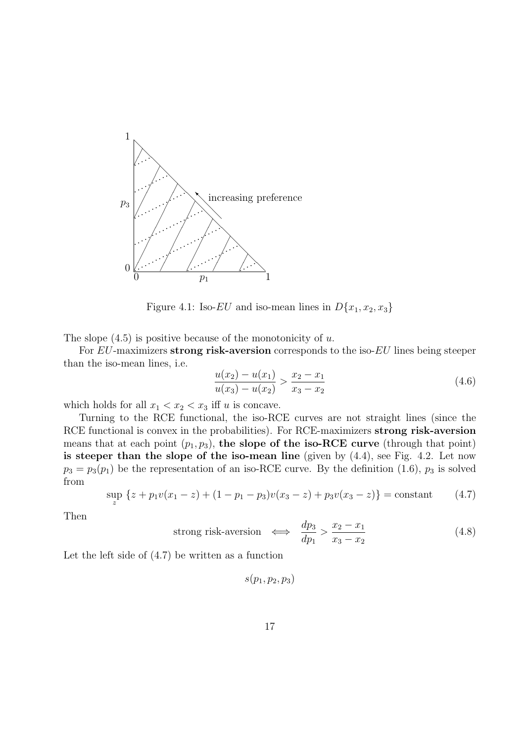Figure 4.1: Iso-$EU$ and iso-mean lines in $D\{x_1, x_2, x_3\}$

The slope (4.5) is positive because of the monotonicity of $u$.

For $EU$-maximizers **strong risk-aversion** corresponds to the iso-$EU$ lines being steeper than the iso-mean lines, i.e.

$$\frac{u(x_2) - u(x_1)}{u(x_3) - u(x_2)} > \frac{x_2 - x_1}{x_3 - x_2} \tag{4.6}$$

which holds for all $x_1 < x_2 < x_3$ iff $u$ is concave.

Turning to the RCE functional, the iso-RCE curves are not straight lines (since the RCE functional is convex in the probabilities). For RCE-maximizers **strong risk-aversion** means that at each point $(p_1, p_3)$, **the slope of the iso-RCE curve** (through that point) **is steeper than the slope of the iso-mean line** (given by (4.4), see Fig. 4.2. Let now $p_3 = p_3(p_1)$ be the representation of an iso-RCE curve. By the definition (1.6), $p_3$ is solved from

$$\sup_z \{z + p_1 v(x_1 - z) + (1 - p_1 - p_3) v(x_3 - z) + p_3 v(x_3 - z)\} = \text{constant} \tag{4.7}$$

Then

$$\text{strong risk-aversion} \iff \frac{dp_3}{dp_1} > \frac{x_2 - x_1}{x_3 - x_2} \tag{4.8}$$

Let the left side of (4.7) be written as a function

$$s(p_1, p_2, p_3)$$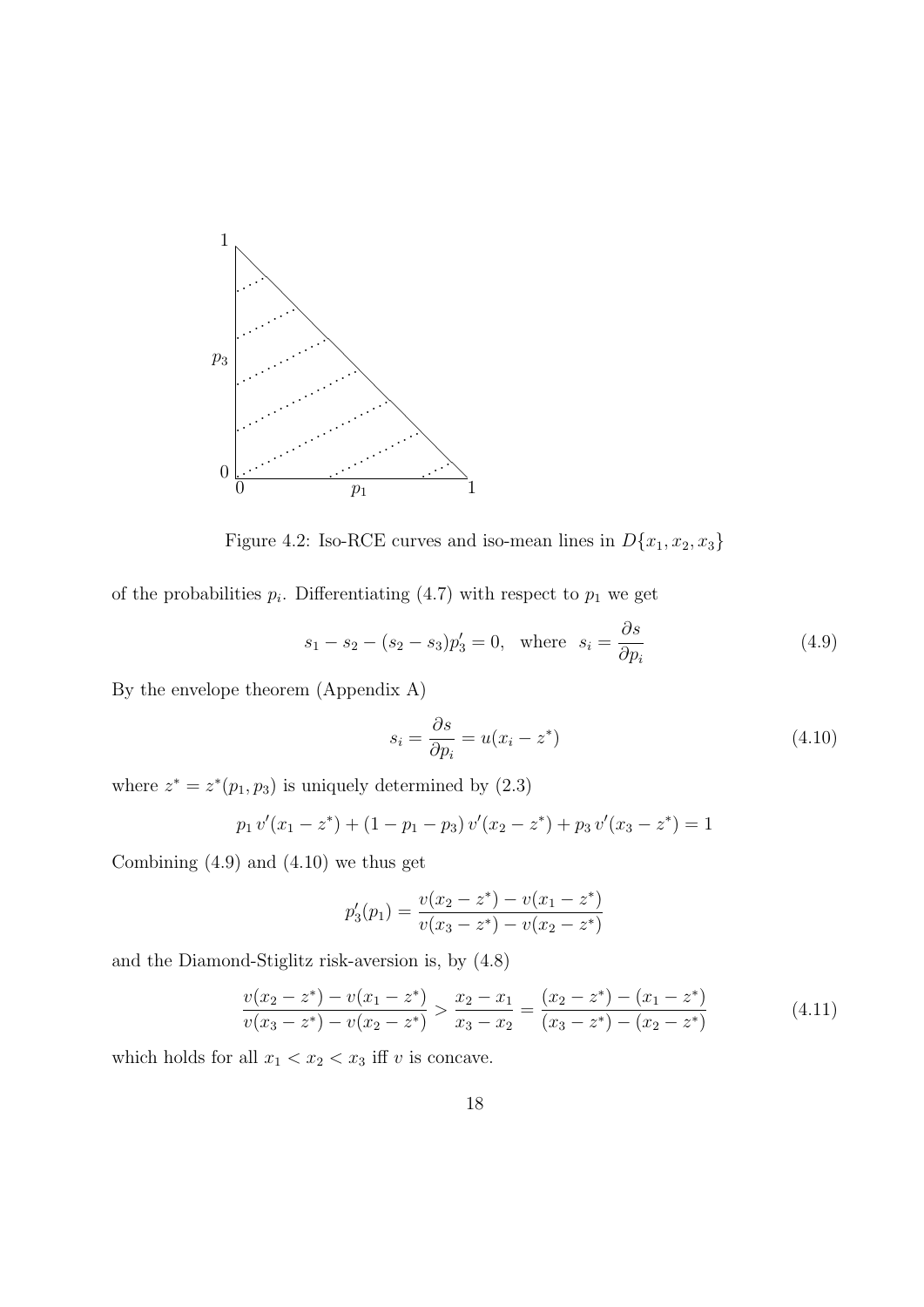Figure 4.2: Iso-RCE curves and iso-mean lines in $D\{x_1, x_2, x_3\}$

of the probabilities $p_i$. Differentiating (4.7) with respect to $p_1$ we get

$$s_1 - s_2 - (s_2 - s_3)p_3' = 0, \quad \text{where} \quad s_i = \frac{\partial s}{\partial p_i} \tag{4.9}$$

By the envelope theorem (Appendix A)

$$s_i = \frac{\partial s}{\partial p_i} = u(x_i - z^*) \tag{4.10}$$

where $z^* = z^*(p_1, p_3)$ is uniquely determined by (2.3)

$$p_1 \, v'(x_1 - z^*) + (1 - p_1 - p_3) \, v'(x_2 - z^*) + p_3 \, v'(x_3 - z^*) = 1$$

Combining (4.9) and (4.10) we thus get

$$p_3'(p_1) = \frac{v(x_2 - z^*) - v(x_1 - z^*)}{v(x_3 - z^*) - v(x_2 - z^*)}$$

and the Diamond-Stiglitz risk-aversion is, by (4.8)

$$\frac{v(x_2 - z^*) - v(x_1 - z^*)}{v(x_3 - z^*) - v(x_2 - z^*)} > \frac{x_2 - x_1}{x_3 - x_2} = \frac{(x_2 - z^*) - (x_1 - z^*)}{(x_3 - z^*) - (x_2 - z^*)} \tag{4.11}$$

which holds for all $x_1 < x_2 < x_3$ iff $v$ is concave.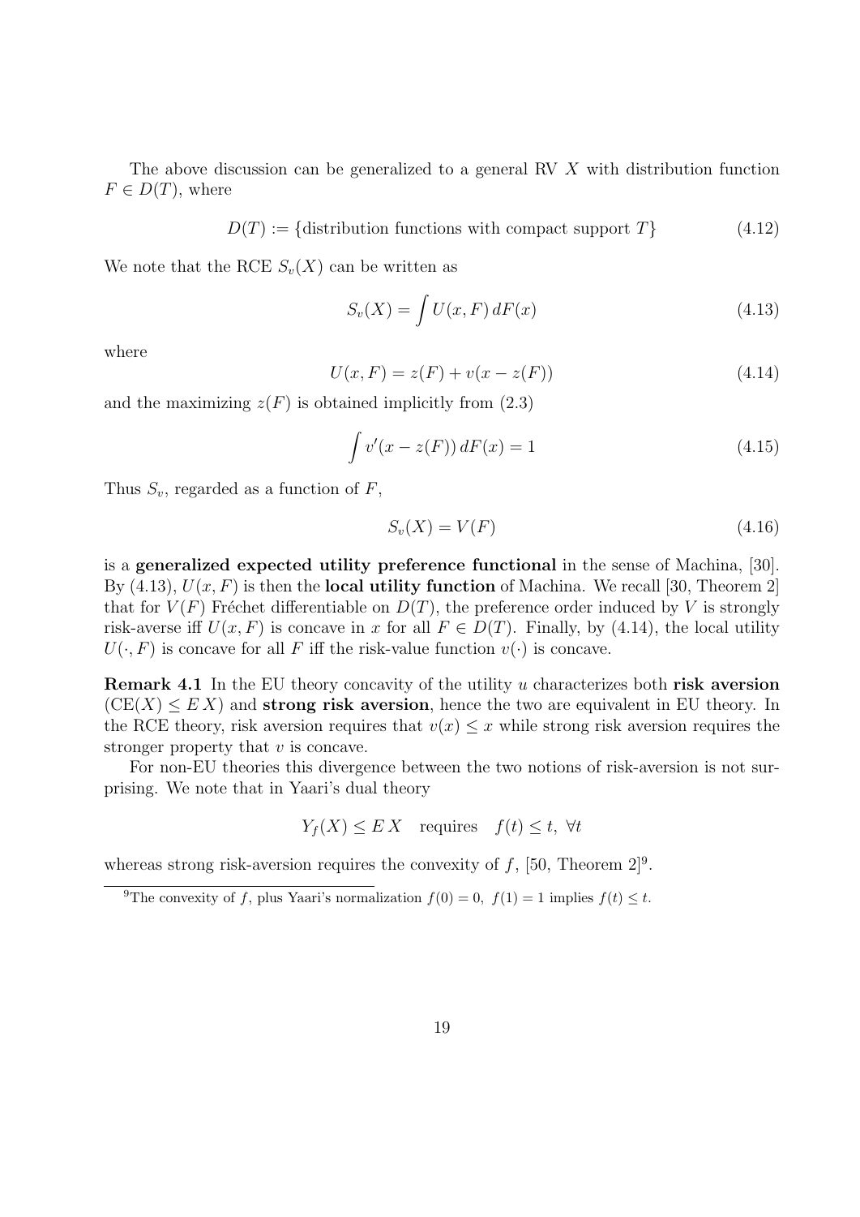The above discussion can be generalized to a general RV $X$ with distribution function $F \in D(T)$, where

$$D(T) := \{\text{distribution functions with compact support } T\} \tag{4.12}$$

We note that the RCE $S_v(X)$ can be written as

$$S_v(X) = \int U(x, F)\, dF(x) \tag{4.13}$$

where

$$U(x, F) = z(F) + v(x - z(F)) \tag{4.14}$$

and the maximizing $z(F)$ is obtained implicitly from (2.3)

$$\int v'(x - z(F))\, dF(x) = 1 \tag{4.15}$$

Thus $S_v$, regarded as a function of $F$,

$$S_v(X) = V(F) \tag{4.16}$$

is a **generalized expected utility preference functional** in the sense of Machina, [30]. By (4.13), $U(x, F)$ is then the **local utility function** of Machina. We recall [30, Theorem 2] that for $V(F)$ Fréchet differentiable on $D(T)$, the preference order induced by $V$ is strongly risk-averse iff $U(x, F)$ is concave in $x$ for all $F \in D(T)$. Finally, by (4.14), the local utility $U(\cdot, F)$ is concave for all $F$ iff the risk-value function $v(\cdot)$ is concave.

**Remark 4.1** In the EU theory concavity of the utility $u$ characterizes both **risk aversion** ($\text{CE}(X) \leq E\, X$) and **strong risk aversion**, hence the two are equivalent in EU theory. In the RCE theory, risk aversion requires that $v(x) \leq x$ while strong risk aversion requires the stronger property that $v$ is concave.

For non-EU theories this divergence between the two notions of risk-aversion is not surprising. We note that in Yaari's dual theory

$$Y_f(X) \leq E\, X \quad \text{requires} \quad f(t) \leq t, \ \forall t$$

whereas strong risk-aversion requires the convexity of $f$, [50, Theorem 2][9].

[9] The convexity of $f$, plus Yaari's normalization $f(0) = 0,\ f(1) = 1$ implies $f(t) \leq t$.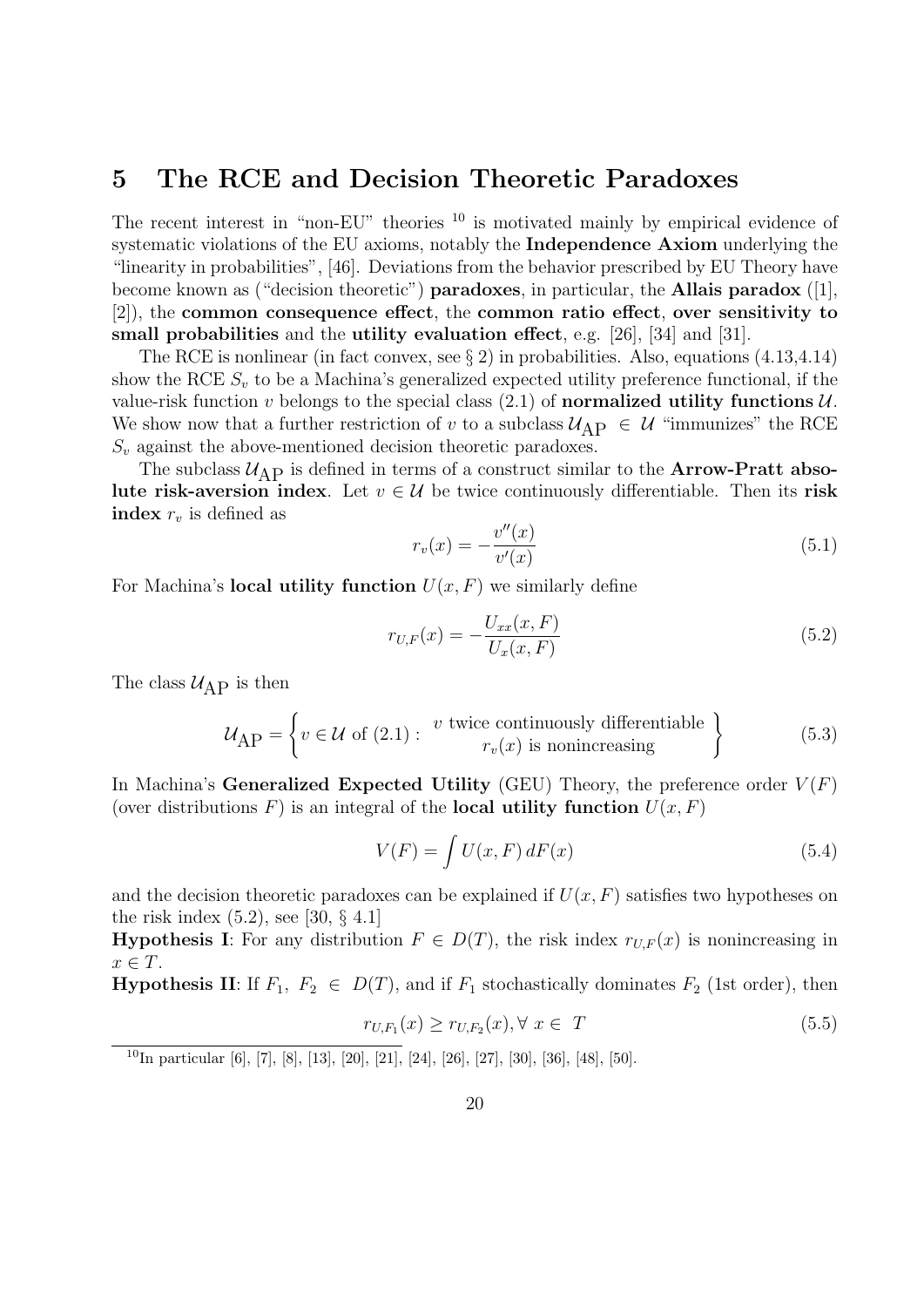# 5 The RCE and Decision Theoretic Paradoxes

The recent interest in "non-EU" theories [10] is motivated mainly by empirical evidence of systematic violations of the EU axioms, notably the **Independence Axiom** underlying the "linearity in probabilities", [46]. Deviations from the behavior prescribed by EU Theory have become known as ("decision theoretic") **paradoxes**, in particular, the **Allais paradox** ([1], [2]), the **common consequence effect**, the **common ratio effect**, **over sensitivity to small probabilities** and the **utility evaluation effect**, e.g. [26], [34] and [31].

The RCE is nonlinear (in fact convex, see § 2) in probabilities. Also, equations (4.13,4.14) show the RCE $S_v$ to be a Machina's generalized expected utility preference functional, if the value-risk function $v$ belongs to the special class (2.1) of **normalized utility functions** $\mathcal{U}$. We show now that a further restriction of $v$ to a subclass $\mathcal{U}_{\text{AP}} \in \mathcal{U}$ "immunizes" the RCE $S_v$ against the above-mentioned decision theoretic paradoxes.

The subclass $\mathcal{U}_{\text{AP}}$ is defined in terms of a construct similar to the **Arrow-Pratt absolute risk-aversion index**. Let $v \in \mathcal{U}$ be twice continuously differentiable. Then its **risk index** $r_v$ is defined as

$$r_v(x) = -\frac{v''(x)}{v'(x)} \tag{5.1}$$

For Machina's **local utility function** $U(x, F)$ we similarly define

$$r_{U,F}(x) = -\frac{U_{xx}(x, F)}{U_x(x, F)} \tag{5.2}$$

The class $\mathcal{U}_{\text{AP}}$ is then

$$\mathcal{U}_{\text{AP}} = \left\{ v \in \mathcal{U} \text{ of } (2.1) : \begin{array}{c} v \text{ twice continuously differentiable} \\ r_v(x) \text{ is nonincreasing} \end{array} \right\} \tag{5.3}$$

In Machina's **Generalized Expected Utility** (GEU) Theory, the preference order $V(F)$ (over distributions $F$) is an integral of the **local utility function** $U(x, F)$

$$V(F) = \int U(x, F)\, dF(x) \tag{5.4}$$

and the decision theoretic paradoxes can be explained if $U(x, F)$ satisfies two hypotheses on the risk index (5.2), see [30, § 4.1]

**Hypothesis I**: For any distribution $F \in D(T)$, the risk index $r_{U,F}(x)$ is nonincreasing in $x \in T$.

**Hypothesis II**: If $F_1,\ F_2 \in D(T)$, and if $F_1$ stochastically dominates $F_2$ (1st order), then

$$r_{U,F_1}(x) \geq r_{U,F_2}(x), \forall\ x \in\ T \tag{5.5}$$

[10] In particular [6], [7], [8], [13], [20], [21], [24], [26], [27], [30], [36], [48], [50].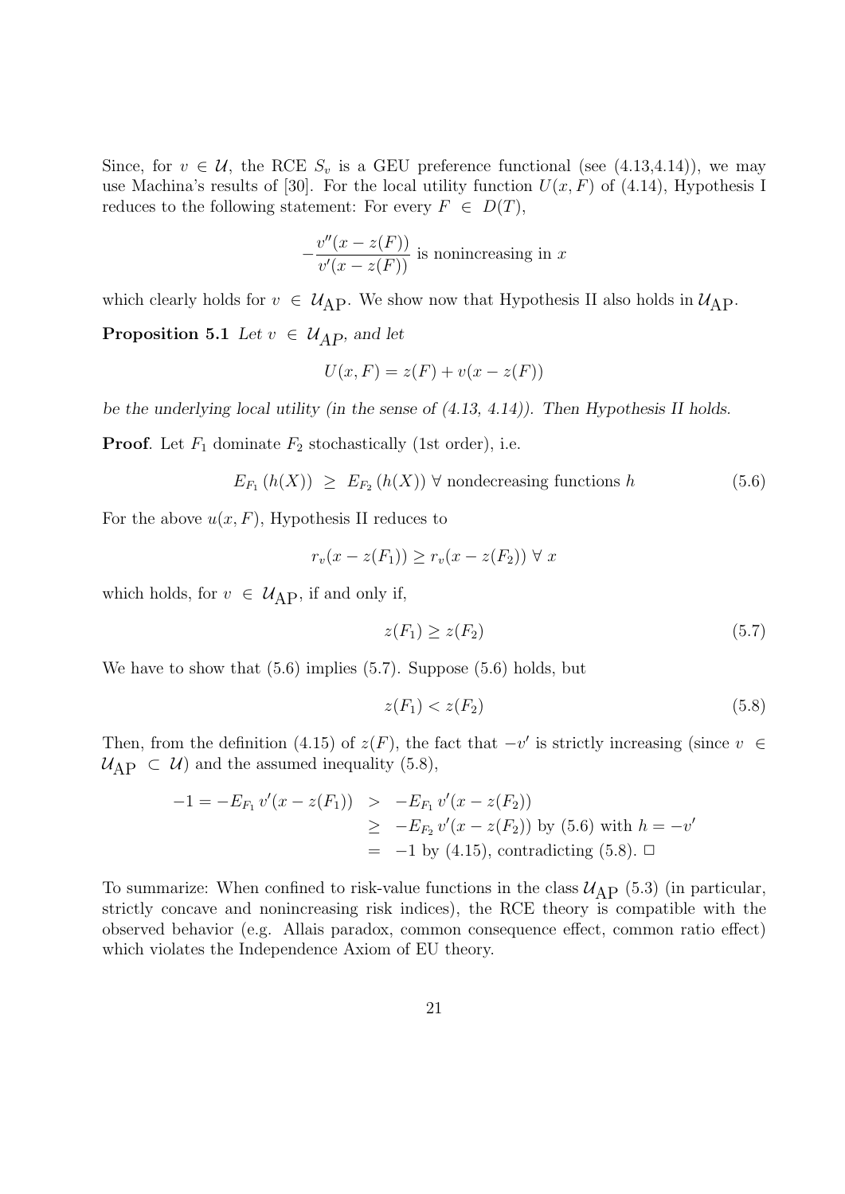Since, for $v \in \mathcal{U}$, the RCE $S_v$ is a GEU preference functional (see (4.13,4.14)), we may use Machina's results of [30]. For the local utility function $U(x, F)$ of (4.14), Hypothesis I reduces to the following statement: For every $F \in D(T)$,

$$-\frac{v''(x - z(F))}{v'(x - z(F))} \text{ is nonincreasing in } x$$

which clearly holds for $v \in \mathcal{U}_{\text{AP}}$. We show now that Hypothesis II also holds in $\mathcal{U}_{\text{AP}}$.

**Proposition 5.1** *Let $v \in \mathcal{U}_{\text{AP}}$, and let*

$$U(x, F) = z(F) + v(x - z(F))$$

*be the underlying local utility (in the sense of (4.13, 4.14)). Then Hypothesis II holds.*

**Proof**. Let $F_1$ dominate $F_2$ stochastically (1st order), i.e.

$$E_{F_1}(h(X)) \geq E_{F_2}(h(X)) \; \forall \text{ nondecreasing functions } h \tag{5.6}$$

For the above $u(x, F)$, Hypothesis II reduces to

$$r_v(x - z(F_1)) \geq r_v(x - z(F_2)) \; \forall \; x$$

which holds, for $v \in \mathcal{U}_{\text{AP}}$, if and only if,

$$z(F_1) \geq z(F_2) \tag{5.7}$$

We have to show that (5.6) implies (5.7). Suppose (5.6) holds, but

$$z(F_1) < z(F_2) \tag{5.8}$$

Then, from the definition (4.15) of $z(F)$, the fact that $-v'$ is strictly increasing (since $v \in \mathcal{U}_{\text{AP}} \subset \mathcal{U}$) and the assumed inequality (5.8),

$$\begin{aligned}
-1 = -E_{F_1} v'(x - z(F_1)) \;&>\; -E_{F_1} v'(x - z(F_2)) \\
&\geq\; -E_{F_2} v'(x - z(F_2)) \text{ by (5.6) with } h = -v' \\
&=\; -1 \text{ by (4.15), contradicting (5.8). } \Box
\end{aligned}$$

To summarize: When confined to risk-value functions in the class $\mathcal{U}_{\text{AP}}$ (5.3) (in particular, strictly concave and nonincreasing risk indices), the RCE theory is compatible with the observed behavior (e.g. Allais paradox, common consequence effect, common ratio effect) which violates the Independence Axiom of EU theory.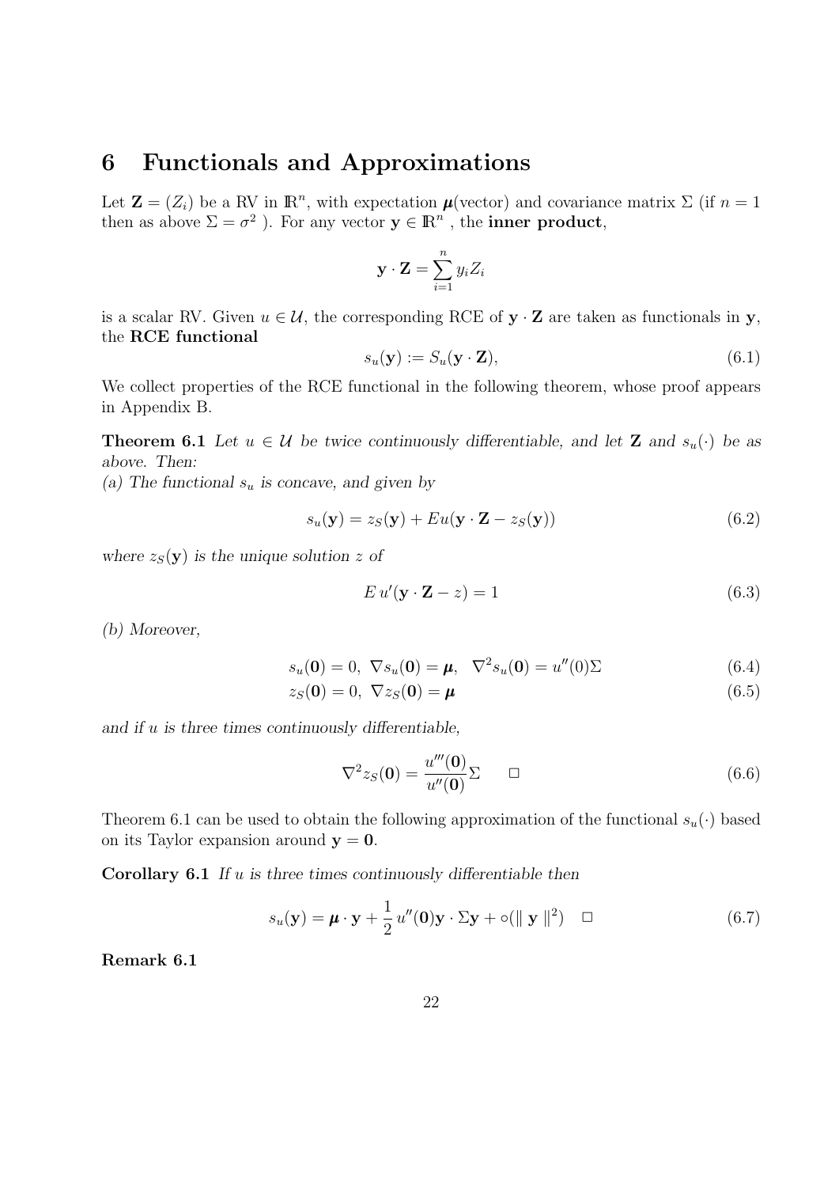## 6 Functionals and Approximations

Let $\mathbf{Z} = (Z_i)$ be a RV in $\mathbb{R}^n$, with expectation $\boldsymbol{\mu}$(vector) and covariance matrix $\Sigma$ (if $n = 1$ then as above $\Sigma = \sigma^2$ ). For any vector $\mathbf{y} \in \mathbb{R}^n$ , the **inner product**,

$$\mathbf{y} \cdot \mathbf{Z} = \sum_{i=1}^{n} y_i Z_i$$

is a scalar RV. Given $u \in \mathcal{U}$, the corresponding RCE of $\mathbf{y} \cdot \mathbf{Z}$ are taken as functionals in $\mathbf{y}$, the **RCE functional**

$$s_u(\mathbf{y}) := S_u(\mathbf{y} \cdot \mathbf{Z}), \tag{6.1}$$

We collect properties of the RCE functional in the following theorem, whose proof appears in Appendix B.

**Theorem 6.1** *Let $u \in \mathcal{U}$ be twice continuously differentiable, and let $\mathbf{Z}$ and $s_u(\cdot)$ be as above. Then:*
*(a) The functional $s_u$ is concave, and given by*

$$s_u(\mathbf{y}) = z_S(\mathbf{y}) + Eu(\mathbf{y} \cdot \mathbf{Z} - z_S(\mathbf{y})) \tag{6.2}$$

*where $z_S(\mathbf{y})$ is the unique solution $z$ of*

$$E\, u'(\mathbf{y} \cdot \mathbf{Z} - z) = 1 \tag{6.3}$$

*(b) Moreover,*

$$s_u(\mathbf{0}) = 0,\ \nabla s_u(\mathbf{0}) = \boldsymbol{\mu},\ \ \nabla^2 s_u(\mathbf{0}) = u''(0)\Sigma \tag{6.4}$$

$$z_S(\mathbf{0}) = 0,\ \nabla z_S(\mathbf{0}) = \boldsymbol{\mu} \tag{6.5}$$

*and if $u$ is three times continuously differentiable,*

$$\nabla^2 z_S(\mathbf{0}) = \frac{u'''(\mathbf{0})}{u''(\mathbf{0})}\Sigma \qquad \Box \tag{6.6}$$

Theorem 6.1 can be used to obtain the following approximation of the functional $s_u(\cdot)$ based on its Taylor expansion around $\mathbf{y} = \mathbf{0}$.

**Corollary 6.1** *If $u$ is three times continuously differentiable then*

$$s_u(\mathbf{y}) = \boldsymbol{\mu} \cdot \mathbf{y} + \frac{1}{2}\, u''(\mathbf{0})\mathbf{y} \cdot \Sigma\mathbf{y} + \circ(\|\, \mathbf{y}\, \|^2) \quad \Box \tag{6.7}$$

**Remark 6.1**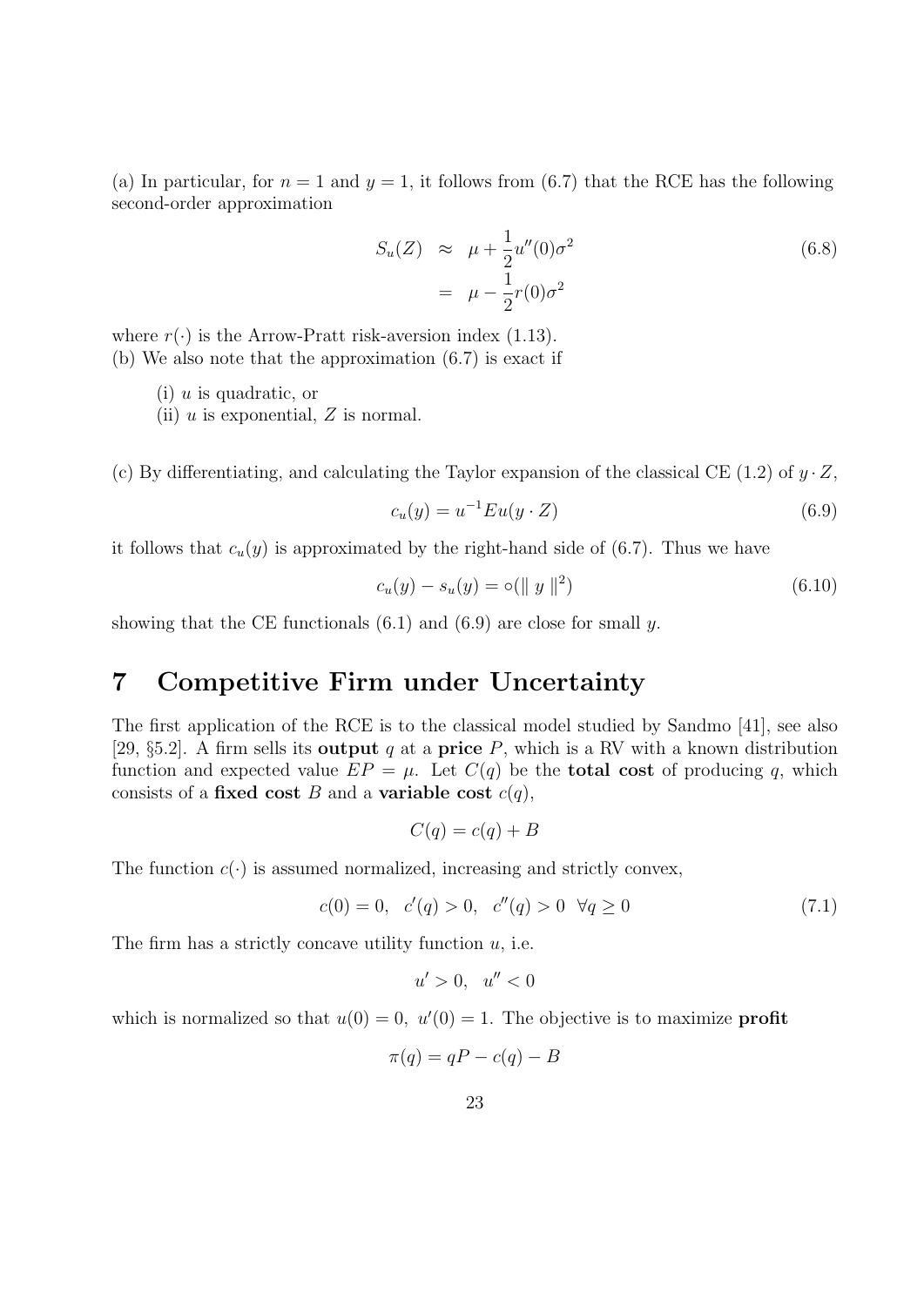(a) In particular, for $n = 1$ and $y = 1$, it follows from (6.7) that the RCE has the following second-order approximation

$$\begin{aligned} S_u(Z) &\approx \mu + \frac{1}{2}u''(0)\sigma^2 \\ &= \mu - \frac{1}{2}r(0)\sigma^2 \end{aligned} \tag{6.8}$$

where $r(\cdot)$ is the Arrow-Pratt risk-aversion index (1.13).

(b) We also note that the approximation (6.7) is exact if

(i) $u$ is quadratic, or

(ii) $u$ is exponential, $Z$ is normal.

(c) By differentiating, and calculating the Taylor expansion of the classical CE (1.2) of $y \cdot Z$,

$$c_u(y) = u^{-1}Eu(y \cdot Z) \tag{6.9}$$

it follows that $c_u(y)$ is approximated by the right-hand side of (6.7). Thus we have

$$c_u(y) - s_u(y) = \circ(\| y \|^2) \tag{6.10}$$

showing that the CE functionals (6.1) and (6.9) are close for small $y$.

# 7 Competitive Firm under Uncertainty

The first application of the RCE is to the classical model studied by Sandmo [41], see also [29, §5.2]. A firm sells its **output** $q$ at a **price** $P$, which is a RV with a known distribution function and expected value $EP = \mu$. Let $C(q)$ be the **total cost** of producing $q$, which consists of a **fixed cost** $B$ and a **variable cost** $c(q)$,

$$C(q) = c(q) + B$$

The function $c(\cdot)$ is assumed normalized, increasing and strictly convex,

$$c(0) = 0, \quad c'(q) > 0, \quad c''(q) > 0 \quad \forall q \geq 0 \tag{7.1}$$

The firm has a strictly concave utility function $u$, i.e.

$$u' > 0, \quad u'' < 0$$

which is normalized so that $u(0) = 0, \ u'(0) = 1$. The objective is to maximize **profit**

$$\pi(q) = qP - c(q) - B$$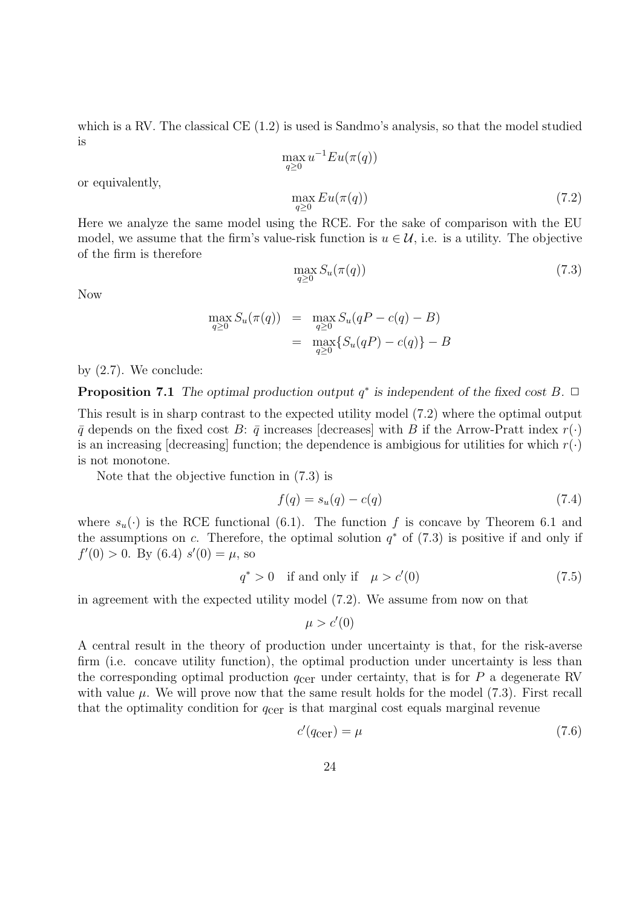which is a RV. The classical CE (1.2) is used is Sandmo's analysis, so that the model studied is

$$\max_{q \geq 0} u^{-1} Eu(\pi(q))$$

or equivalently,

$$\max_{q \geq 0} Eu(\pi(q)) \tag{7.2}$$

Here we analyze the same model using the RCE. For the sake of comparison with the EU model, we assume that the firm's value-risk function is $u \in \mathcal{U}$, i.e. is a utility. The objective of the firm is therefore

$$\max_{q \geq 0} S_u(\pi(q)) \tag{7.3}$$

Now

$$\begin{aligned}
\max_{q \geq 0} S_u(\pi(q)) &= \max_{q \geq 0} S_u(qP - c(q) - B) \\
&= \max_{q \geq 0} \{S_u(qP) - c(q)\} - B
\end{aligned}$$

by (2.7). We conclude:

**Proposition 7.1** *The optimal production output $q^*$ is independent of the fixed cost $B$.* $\Box$

This result is in sharp contrast to the expected utility model (7.2) where the optimal output $\bar{q}$ depends on the fixed cost $B$: $\bar{q}$ increases [decreases] with $B$ if the Arrow-Pratt index $r(\cdot)$ is an increasing [decreasing] function; the dependence is ambigious for utilities for which $r(\cdot)$ is not monotone.

Note that the objective function in (7.3) is

$$f(q) = s_u(q) - c(q) \tag{7.4}$$

where $s_u(\cdot)$ is the RCE functional (6.1). The function $f$ is concave by Theorem 6.1 and the assumptions on $c$. Therefore, the optimal solution $q^*$ of (7.3) is positive if and only if $f'(0) > 0$. By (6.4) $s'(0) = \mu$, so

$$q^* > 0 \quad \text{if and only if} \quad \mu > c'(0) \tag{7.5}$$

in agreement with the expected utility model (7.2). We assume from now on that

$$\mu > c'(0)$$

A central result in the theory of production under uncertainty is that, for the risk-averse firm (i.e. concave utility function), the optimal production under uncertainty is less than the corresponding optimal production $q_{\text{cer}}$ under certainty, that is for $P$ a degenerate RV with value $\mu$. We will prove now that the same result holds for the model (7.3). First recall that the optimality condition for $q_{\text{cer}}$ is that marginal cost equals marginal revenue

$$c'(q_{\text{cer}}) = \mu \tag{7.6}$$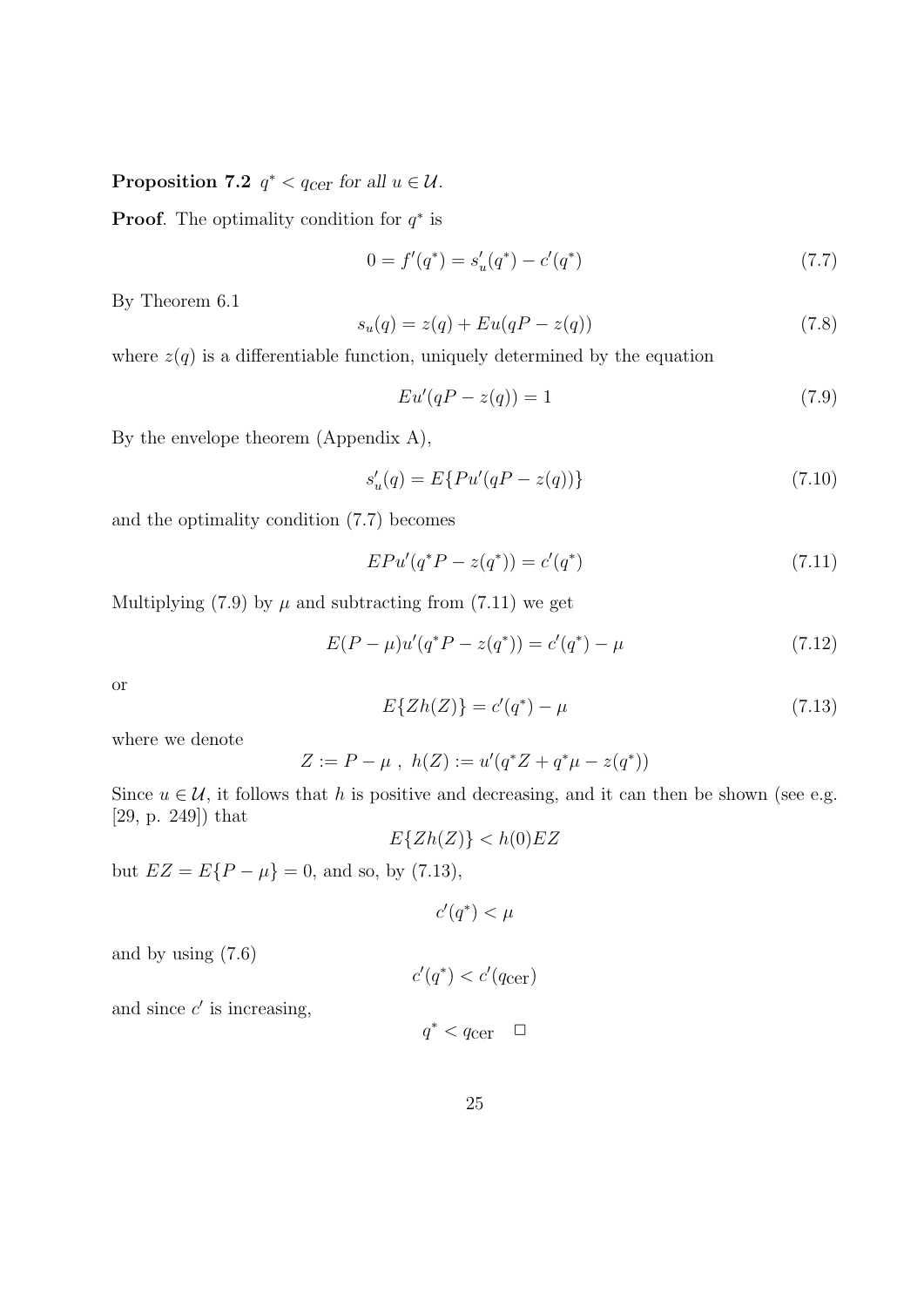**Proposition 7.2** $q^* < q_{\text{cer}}$ *for all* $u \in \mathcal{U}$.

**Proof**. The optimality condition for $q^*$ is

$$0 = f'(q^*) = s_u'(q^*) - c'(q^*) \tag{7.7}$$

By Theorem 6.1

$$s_u(q) = z(q) + Eu(qP - z(q)) \tag{7.8}$$

where $z(q)$ is a differentiable function, uniquely determined by the equation

$$Eu'(qP - z(q)) = 1 \tag{7.9}$$

By the envelope theorem (Appendix A),

$$s_u'(q) = E\{Pu'(qP - z(q))\} \tag{7.10}$$

and the optimality condition (7.7) becomes

$$EPu'(q^*P - z(q^*)) = c'(q^*) \tag{7.11}$$

Multiplying (7.9) by $\mu$ and subtracting from (7.11) we get

$$E(P - \mu)u'(q^*P - z(q^*)) = c'(q^*) - \mu \tag{7.12}$$

or

$$E\{Zh(Z)\} = c'(q^*) - \mu \tag{7.13}$$

where we denote

$$Z := P - \mu \ , \ h(Z) := u'(q^*Z + q^*\mu - z(q^*))$$

Since $u \in \mathcal{U}$, it follows that $h$ is positive and decreasing, and it can then be shown (see e.g. [29, p. 249]) that

$$E\{Zh(Z)\} < h(0)EZ$$

but $EZ = E\{P - \mu\} = 0$, and so, by (7.13),

$$c'(q^*) < \mu$$

and by using (7.6)

$$c'(q^*) < c'(q_{\text{cer}})$$

and since $c'$ is increasing,

$$q^* < q_{\text{cer}} \quad \square$$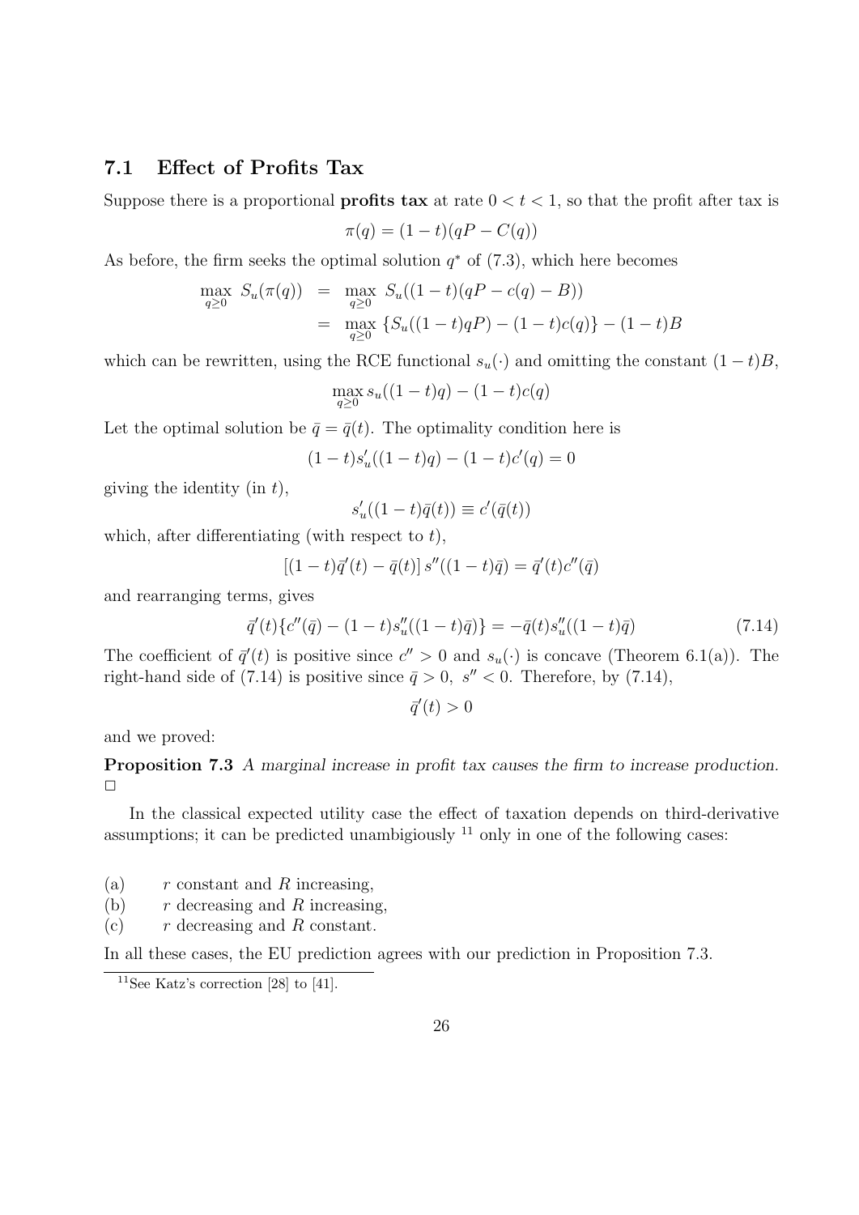## 7.1 Effect of Profits Tax

Suppose there is a proportional **profits tax** at rate $0 < t < 1$, so that the profit after tax is

$$\pi(q) = (1-t)(qP - C(q))$$

As before, the firm seeks the optimal solution $q^*$ of (7.3), which here becomes

$$\begin{aligned} \max_{q \geq 0} \; S_u(\pi(q)) &= \max_{q \geq 0} \; S_u((1-t)(qP - c(q) - B)) \\ &= \max_{q \geq 0} \; \{S_u((1-t)qP) - (1-t)c(q)\} - (1-t)B \end{aligned}$$

which can be rewritten, using the RCE functional $s_u(\cdot)$ and omitting the constant $(1-t)B$,

$$\max_{q \geq 0} s_u((1-t)q) - (1-t)c(q)$$

Let the optimal solution be $\bar{q} = \bar{q}(t)$. The optimality condition here is

$$(1-t)s_u'((1-t)q) - (1-t)c'(q) = 0$$

giving the identity (in $t$),

$$s_u'((1-t)\bar{q}(t)) \equiv c'(\bar{q}(t))$$

which, after differentiating (with respect to $t$),

$$[(1-t)\bar{q}'(t) - \bar{q}(t)]\, s''((1-t)\bar{q}) = \bar{q}'(t)c''(\bar{q})$$

and rearranging terms, gives

$$\bar{q}'(t)\{c''(\bar{q}) - (1-t)s_u''((1-t)\bar{q})\} = -\bar{q}(t)s_u''((1-t)\bar{q}) \tag{7.14}$$

The coefficient of $\bar{q}'(t)$ is positive since $c'' > 0$ and $s_u(\cdot)$ is concave (Theorem 6.1(a)). The right-hand side of (7.14) is positive since $\bar{q} > 0,\ s'' < 0$. Therefore, by (7.14),

$$\bar{q}'(t) > 0$$

and we proved:

**Proposition 7.3** *A marginal increase in profit tax causes the firm to increase production.* □

In the classical expected utility case the effect of taxation depends on third-derivative assumptions; it can be predicted unambigiously [11] only in one of the following cases:

(a) $r$ constant and $R$ increasing,
(b) $r$ decreasing and $R$ increasing,
(c) $r$ decreasing and $R$ constant.

In all these cases, the EU prediction agrees with our prediction in Proposition 7.3.

[11] See Katz's correction [28] to [41].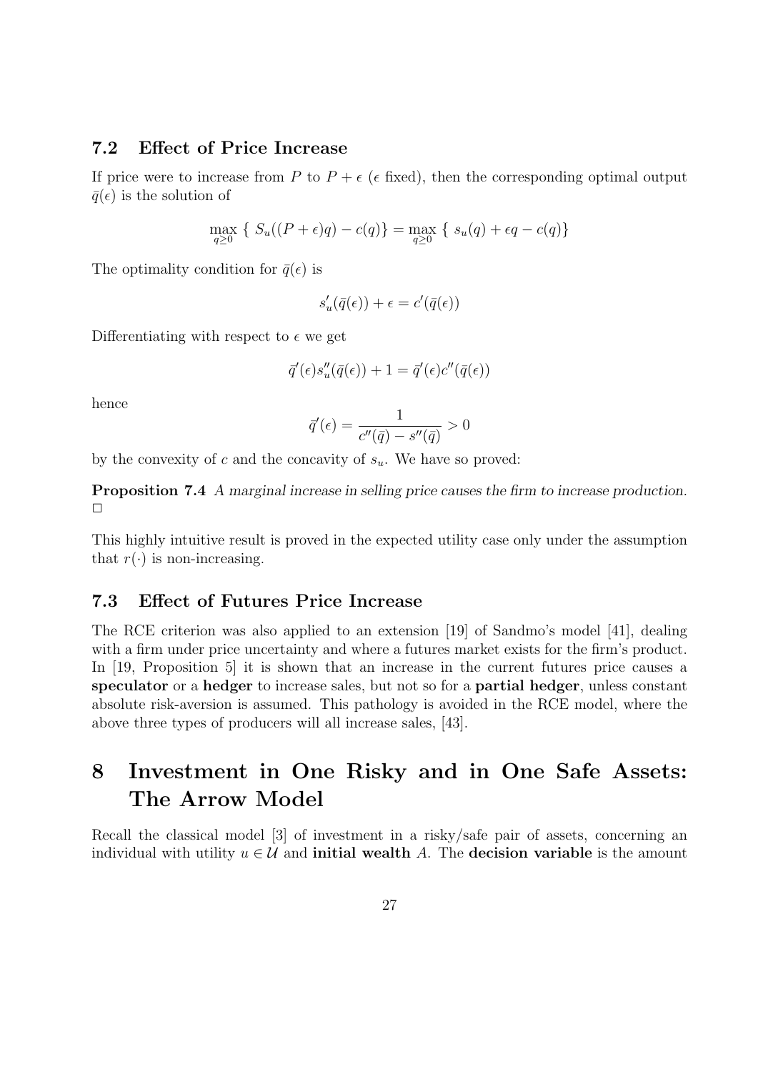### 7.2 Effect of Price Increase

If price were to increase from $P$ to $P + \epsilon$ ($\epsilon$ fixed), then the corresponding optimal output $\bar{q}(\epsilon)$ is the solution of

$$\max_{q \geq 0} \{ S_u((P+\epsilon)q) - c(q)\} = \max_{q \geq 0} \{ s_u(q) + \epsilon q - c(q)\}$$

The optimality condition for $\bar{q}(\epsilon)$ is

$$s_u'(\bar{q}(\epsilon)) + \epsilon = c'(\bar{q}(\epsilon))$$

Differentiating with respect to $\epsilon$ we get

$$\bar{q}'(\epsilon) s_u''(\bar{q}(\epsilon)) + 1 = \bar{q}'(\epsilon) c''(\bar{q}(\epsilon))$$

hence

$$\bar{q}'(\epsilon) = \frac{1}{c''(\bar{q}) - s''(\bar{q})} > 0$$

by the convexity of $c$ and the concavity of $s_u$. We have so proved:

**Proposition 7.4** *A marginal increase in selling price causes the firm to increase production.* □

This highly intuitive result is proved in the expected utility case only under the assumption that $r(\cdot)$ is non-increasing.

### 7.3 Effect of Futures Price Increase

The RCE criterion was also applied to an extension [19] of Sandmo's model [41], dealing with a firm under price uncertainty and where a futures market exists for the firm's product. In [19, Proposition 5] it is shown that an increase in the current futures price causes a **speculator** or a **hedger** to increase sales, but not so for a **partial hedger**, unless constant absolute risk-aversion is assumed. This pathology is avoided in the RCE model, where the above three types of producers will all increase sales, [43].

## 8 Investment in One Risky and in One Safe Assets: The Arrow Model

Recall the classical model [3] of investment in a risky/safe pair of assets, concerning an individual with utility $u \in \mathcal{U}$ and **initial wealth** $A$. The **decision variable** is the amount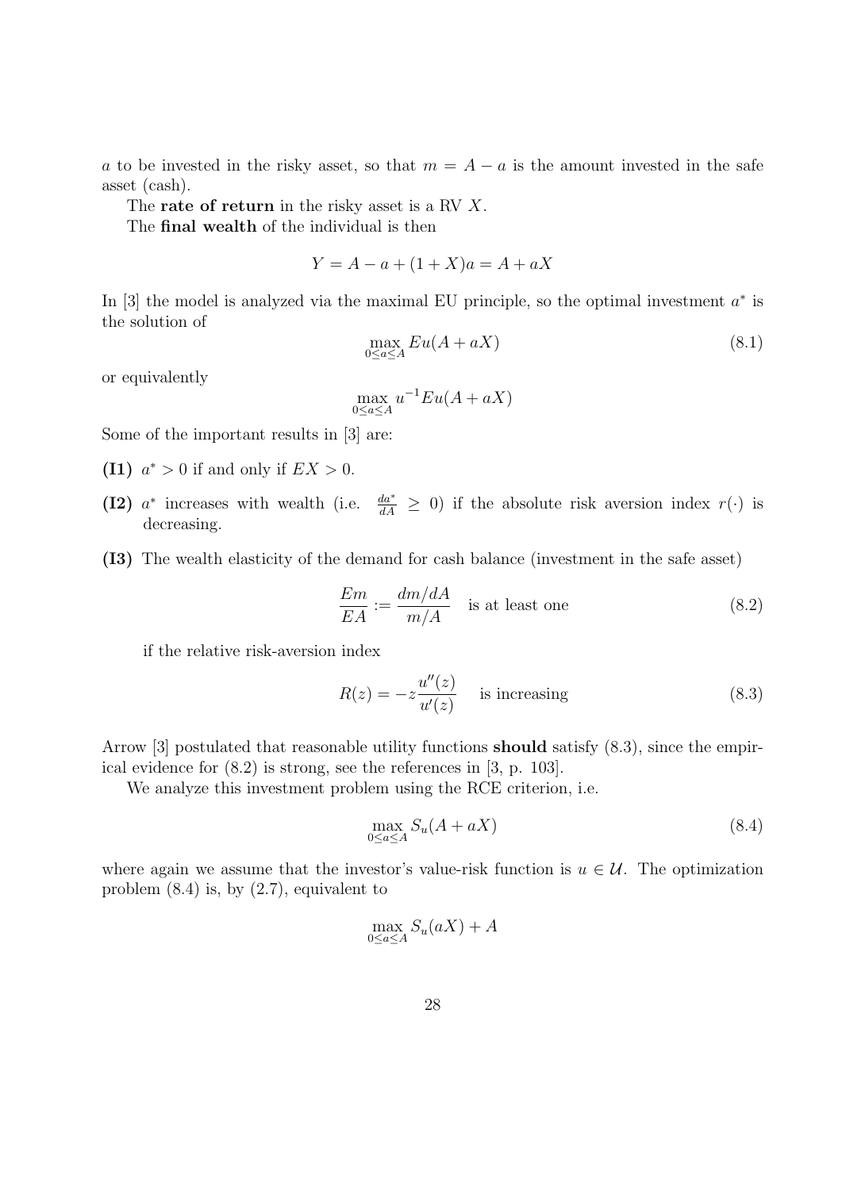$a$ to be invested in the risky asset, so that $m = A - a$ is the amount invested in the safe asset (cash).

The **rate of return** in the risky asset is a RV $X$.

The **final wealth** of the individual is then

$$Y = A - a + (1 + X)a = A + aX$$

In [3] the model is analyzed via the maximal EU principle, so the optimal investment $a^*$ is the solution of

$$\max_{0 \leq a \leq A} Eu(A + aX) \tag{8.1}$$

or equivalently

$$\max_{0 \leq a \leq A} u^{-1} Eu(A + aX)$$

Some of the important results in [3] are:

- **(I1)** $a^* > 0$ if and only if $EX > 0$.
- **(I2)** $a^*$ increases with wealth (i.e. $\frac{da^*}{dA} \geq 0$) if the absolute risk aversion index $r(\cdot)$ is decreasing.
- **(I3)** The wealth elasticity of the demand for cash balance (investment in the safe asset)

  $$\frac{Em}{EA} := \frac{dm/dA}{m/A} \quad \text{is at least one} \tag{8.2}$$

  if the relative risk-aversion index

  $$R(z) = -z\frac{u''(z)}{u'(z)} \quad \text{is increasing} \tag{8.3}$$

Arrow [3] postulated that reasonable utility functions **should** satisfy (8.3), since the empirical evidence for (8.2) is strong, see the references in [3, p. 103].

We analyze this investment problem using the RCE criterion, i.e.

$$\max_{0 \leq a \leq A} S_u(A + aX) \tag{8.4}$$

where again we assume that the investor's value-risk function is $u \in \mathcal{U}$. The optimization problem (8.4) is, by (2.7), equivalent to

$$\max_{0 \leq a \leq A} S_u(aX) + A$$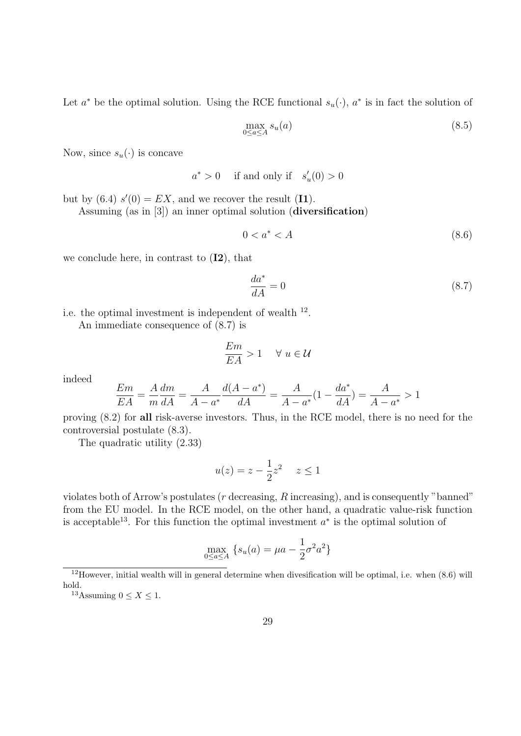Let $a^*$ be the optimal solution. Using the RCE functional $s_u(\cdot)$, $a^*$ is in fact the solution of

$$\max_{0 \leq a \leq A} s_u(a) \tag{8.5}$$

Now, since $s_u(\cdot)$ is concave

$$a^* > 0 \quad \text{ if and only if } \quad s_u'(0) > 0$$

but by (6.4) $s'(0) = EX$, and we recover the result (**I1**).

Assuming (as in [3]) an inner optimal solution (**diversification**)

$$0 < a^* < A \tag{8.6}$$

we conclude here, in contrast to (**I2**), that

$$\frac{da^*}{dA} = 0 \tag{8.7}$$

i.e. the optimal investment is independent of wealth [12].

An immediate consequence of (8.7) is

$$\frac{Em}{EA} > 1 \quad \forall \; u \in \mathcal{U}$$

indeed

$$\frac{Em}{EA} = \frac{A}{m}\frac{dm}{dA} = \frac{A}{A - a^*}\frac{d(A - a^*)}{dA} = \frac{A}{A - a^*}(1 - \frac{da^*}{dA}) = \frac{A}{A - a^*} > 1$$

proving (8.2) for **all** risk-averse investors. Thus, in the RCE model, there is no need for the controversial postulate (8.3).

The quadratic utility (2.33)

$$u(z) = z - \frac{1}{2}z^2 \quad z \leq 1$$

violates both of Arrow's postulates ($r$ decreasing, $R$ increasing), and is consequently "banned" from the EU model. In the RCE model, on the other hand, a quadratic value-risk function is acceptable[13]. For this function the optimal investment $a^*$ is the optimal solution of

$$\max_{0 \leq a \leq A} \{s_u(a) = \mu a - \frac{1}{2}\sigma^2 a^2\}$$

[12] However, initial wealth will in general determine when divesification will be optimal, i.e. when (8.6) will hold.

[13] Assuming $0 \leq X \leq 1$.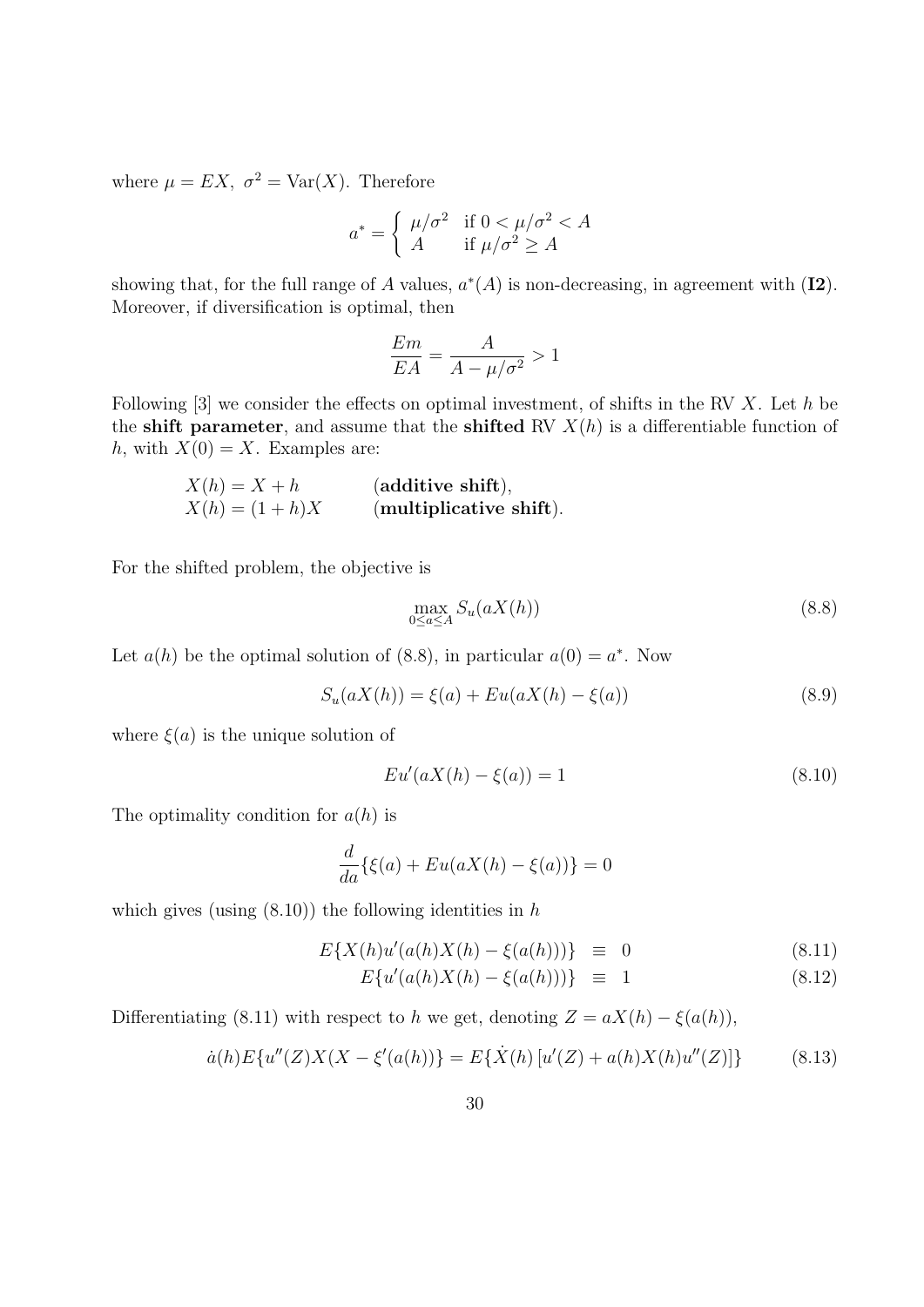where $\mu = EX,\ \sigma^2 = \mathrm{Var}(X)$. Therefore

$$a^* = \begin{cases} \mu/\sigma^2 & \text{if } 0 < \mu/\sigma^2 < A \\ A & \text{if } \mu/\sigma^2 \geq A \end{cases}$$

showing that, for the full range of $A$ values, $a^*(A)$ is non-decreasing, in agreement with (**I2**). Moreover, if diversification is optimal, then

$$\frac{Em}{EA} = \frac{A}{A - \mu/\sigma^2} > 1$$

Following [3] we consider the effects on optimal investment, of shifts in the RV $X$. Let $h$ be the **shift parameter**, and assume that the **shifted** RV $X(h)$ is a differentiable function of $h$, with $X(0) = X$. Examples are:

$X(h) = X + h$ (**additive shift**),
$X(h) = (1 + h)X$ (**multiplicative shift**).

For the shifted problem, the objective is

$$\max_{0 \leq a \leq A} S_u(aX(h)) \tag{8.8}$$

Let $a(h)$ be the optimal solution of (8.8), in particular $a(0) = a^*$. Now

$$S_u(aX(h)) = \xi(a) + Eu(aX(h) - \xi(a)) \tag{8.9}$$

where $\xi(a)$ is the unique solution of

$$Eu'(aX(h) - \xi(a)) = 1 \tag{8.10}$$

The optimality condition for $a(h)$ is

$$\frac{d}{da}\{\xi(a) + Eu(aX(h) - \xi(a))\} = 0$$

which gives (using (8.10)) the following identities in $h$

$$E\{X(h)u'(a(h)X(h) - \xi(a(h)))\} \equiv 0 \tag{8.11}$$

$$E\{u'(a(h)X(h) - \xi(a(h)))\} \equiv 1 \tag{8.12}$$

Differentiating (8.11) with respect to $h$ we get, denoting $Z = aX(h) - \xi(a(h))$,

$$\dot{a}(h)E\{u''(Z)X(X - \xi'(a(h))\} = E\{\dot{X}(h)\,[u'(Z) + a(h)X(h)u''(Z)]\} \tag{8.13}$$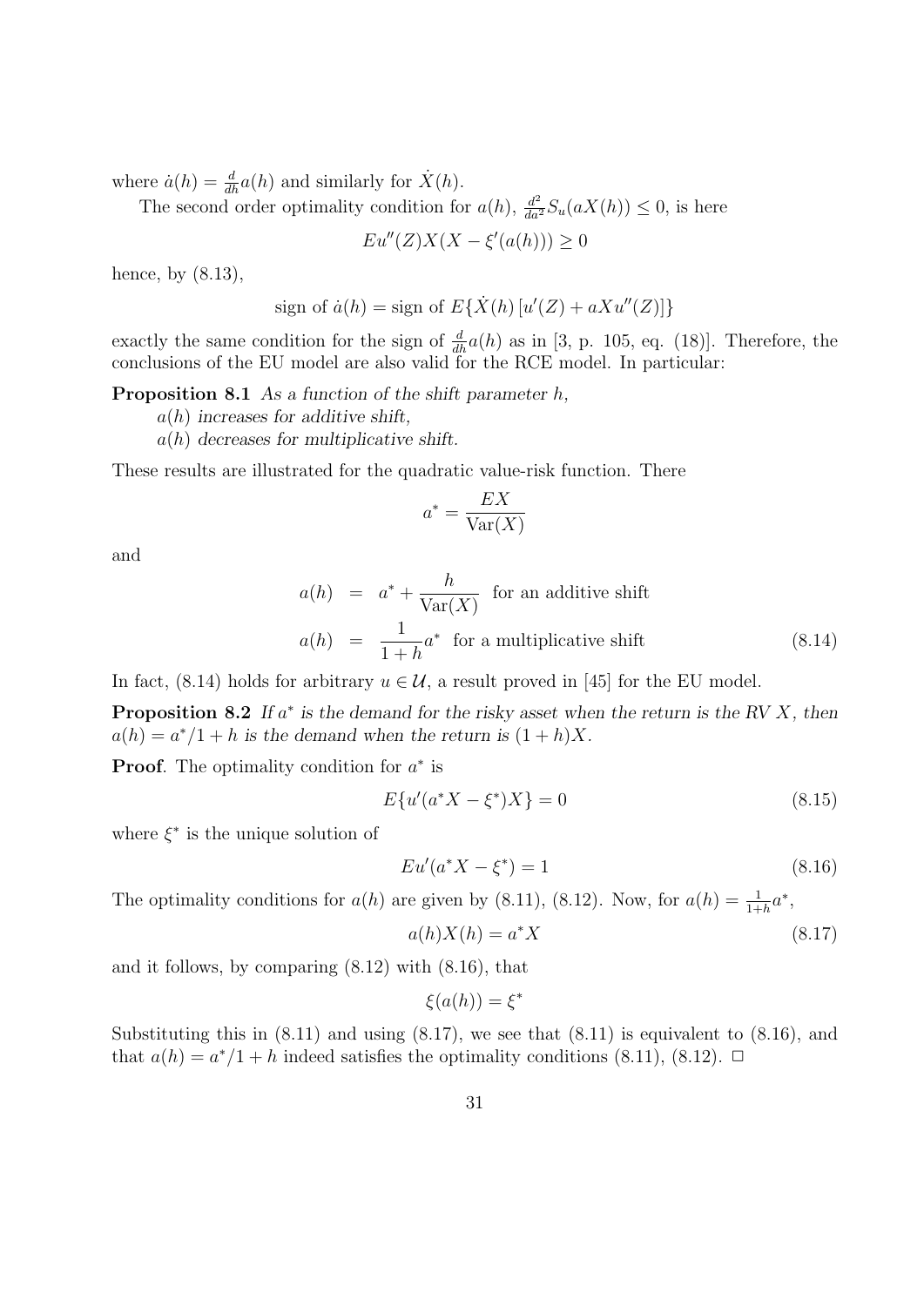where $\dot{a}(h) = \frac{d}{dh}a(h)$ and similarly for $\dot{X}(h)$.

The second order optimality condition for $a(h)$, $\frac{d^2}{da^2}S_u(aX(h)) \leq 0$, is here

$$Eu''(Z)X(X - \xi'(a(h))) \geq 0$$

hence, by (8.13),

$$\text{sign of } \dot{a}(h) = \text{sign of } E\{\dot{X}(h)\,[u'(Z) + aXu''(Z)]\}$$

exactly the same condition for the sign of $\frac{d}{dh}a(h)$ as in [3, p. 105, eq. (18)]. Therefore, the conclusions of the EU model are also valid for the RCE model. In particular:

**Proposition 8.1** *As a function of the shift parameter $h$,*
*$a(h)$ increases for additive shift,*
*$a(h)$ decreases for multiplicative shift.*

These results are illustrated for the quadratic value-risk function. There

$$a^* = \frac{EX}{\text{Var}(X)}$$

and

$$\begin{aligned} a(h) &= a^* + \frac{h}{\text{Var}(X)} \quad \text{for an additive shift} \\ a(h) &= \frac{1}{1+h}a^* \quad \text{for a multiplicative shift} \end{aligned} \tag{8.14}$$

In fact, (8.14) holds for arbitrary $u \in \mathcal{U}$, a result proved in [45] for the EU model.

**Proposition 8.2** *If $a^*$ is the demand for the risky asset when the return is the RV $X$, then $a(h) = a^*/1 + h$ is the demand when the return is $(1 + h)X$.*

**Proof**. The optimality condition for $a^*$ is

$$E\{u'(a^*X - \xi^*)X\} = 0 \tag{8.15}$$

where $\xi^*$ is the unique solution of

$$Eu'(a^*X - \xi^*) = 1 \tag{8.16}$$

The optimality conditions for $a(h)$ are given by (8.11), (8.12). Now, for $a(h) = \frac{1}{1+h}a^*$,

$$a(h)X(h) = a^*X \tag{8.17}$$

and it follows, by comparing (8.12) with (8.16), that

$$\xi(a(h)) = \xi^*$$

Substituting this in (8.11) and using (8.17), we see that (8.11) is equivalent to (8.16), and that $a(h) = a^*/1 + h$ indeed satisfies the optimality conditions (8.11), (8.12). $\square$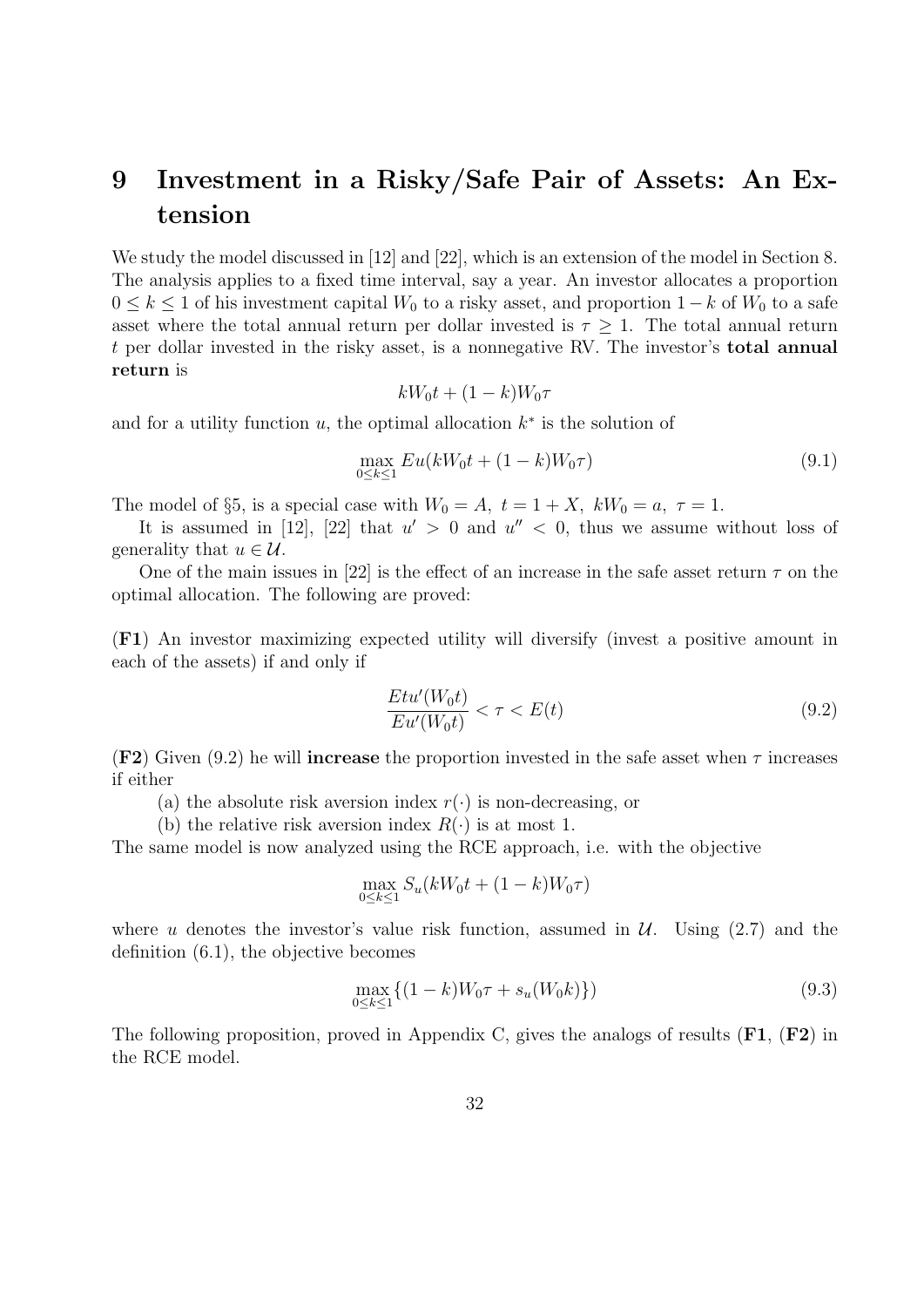# 9 Investment in a Risky/Safe Pair of Assets: An Extension

We study the model discussed in [12] and [22], which is an extension of the model in Section 8. The analysis applies to a fixed time interval, say a year. An investor allocates a proportion $0 \leq k \leq 1$ of his investment capital $W_0$ to a risky asset, and proportion $1-k$ of $W_0$ to a safe asset where the total annual return per dollar invested is $\tau \geq 1$. The total annual return $t$ per dollar invested in the risky asset, is a nonnegative RV. The investor's **total annual return** is

$$kW_0 t + (1-k)W_0 \tau$$

and for a utility function $u$, the optimal allocation $k^*$ is the solution of

$$\max_{0 \leq k \leq 1} Eu(kW_0 t + (1-k)W_0 \tau) \tag{9.1}$$

The model of §5, is a special case with $W_0 = A,\ t = 1 + X,\ kW_0 = a,\ \tau = 1$.

It is assumed in [12], [22] that $u' > 0$ and $u'' < 0$, thus we assume without loss of generality that $u \in \mathcal{U}$.

One of the main issues in [22] is the effect of an increase in the safe asset return $\tau$ on the optimal allocation. The following are proved:

(**F1**) An investor maximizing expected utility will diversify (invest a positive amount in each of the assets) if and only if

$$\frac{Etu'(W_0 t)}{Eu'(W_0 t)} < \tau < E(t) \tag{9.2}$$

(**F2**) Given (9.2) he will **increase** the proportion invested in the safe asset when $\tau$ increases if either

(a) the absolute risk aversion index $r(\cdot)$ is non-decreasing, or

(b) the relative risk aversion index $R(\cdot)$ is at most 1.

The same model is now analyzed using the RCE approach, i.e. with the objective

$$\max_{0 \leq k \leq 1} S_u(kW_0 t + (1-k)W_0 \tau)$$

where $u$ denotes the investor's value risk function, assumed in $\mathcal{U}$. Using (2.7) and the definition (6.1), the objective becomes

$$\max_{0 \leq k \leq 1} \{(1-k)W_0 \tau + s_u(W_0 k)\}) \tag{9.3}$$

The following proposition, proved in Appendix C, gives the analogs of results (**F1**, (**F2**) in the RCE model.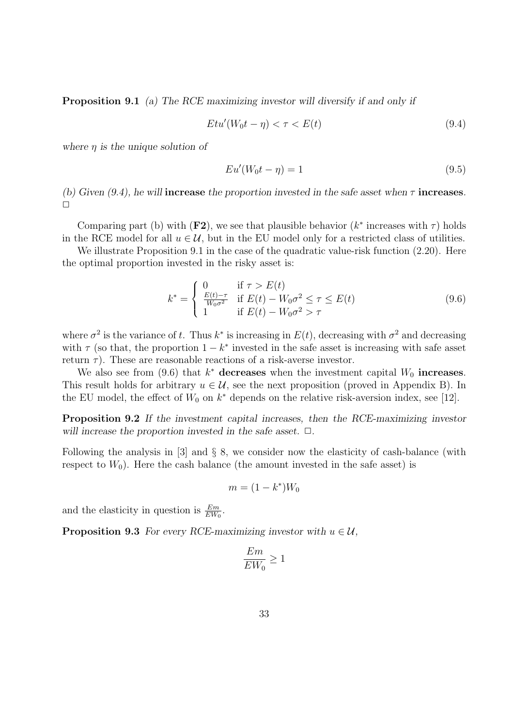**Proposition 9.1** *(a) The RCE maximizing investor will diversify if and only if*

$$Etu'(W_0 t - \eta) < \tau < E(t) \tag{9.4}$$

*where $\eta$ is the unique solution of*

$$Eu'(W_0 t - \eta) = 1 \tag{9.5}$$

*(b) Given (9.4), he will* **increase** *the proportion invested in the safe asset when $\tau$* **increases**. $\square$

Comparing part (b) with (**F2**), we see that plausible behavior ($k^*$ increases with $\tau$) holds in the RCE model for all $u \in \mathcal{U}$, but in the EU model only for a restricted class of utilities.

We illustrate Proposition 9.1 in the case of the quadratic value-risk function (2.20). Here the optimal proportion invested in the risky asset is:

$$k^* = \begin{cases} 0 & \text{if } \tau > E(t) \\ \frac{E(t)-\tau}{W_0 \sigma^2} & \text{if } E(t) - W_0\sigma^2 \leq \tau \leq E(t) \\ 1 & \text{if } E(t) - W_0\sigma^2 > \tau \end{cases} \tag{9.6}$$

where $\sigma^2$ is the variance of $t$. Thus $k^*$ is increasing in $E(t)$, decreasing with $\sigma^2$ and decreasing with $\tau$ (so that, the proportion $1 - k^*$ invested in the safe asset is increasing with safe asset return $\tau$). These are reasonable reactions of a risk-averse investor.

We also see from (9.6) that $k^*$ **decreases** when the investment capital $W_0$ **increases**. This result holds for arbitrary $u \in \mathcal{U}$, see the next proposition (proved in Appendix B). In the EU model, the effect of $W_0$ on $k^*$ depends on the relative risk-aversion index, see [12].

**Proposition 9.2** *If the investment capital increases, then the RCE-maximizing investor will increase the proportion invested in the safe asset.* $\square$.

Following the analysis in [3] and § 8, we consider now the elasticity of cash-balance (with respect to $W_0$). Here the cash balance (the amount invested in the safe asset) is

$$m = (1 - k^*)W_0$$

and the elasticity in question is $\frac{Em}{EW_0}$.

**Proposition 9.3** *For every RCE-maximizing investor with $u \in \mathcal{U}$,*

$$\frac{Em}{EW_0} \geq 1$$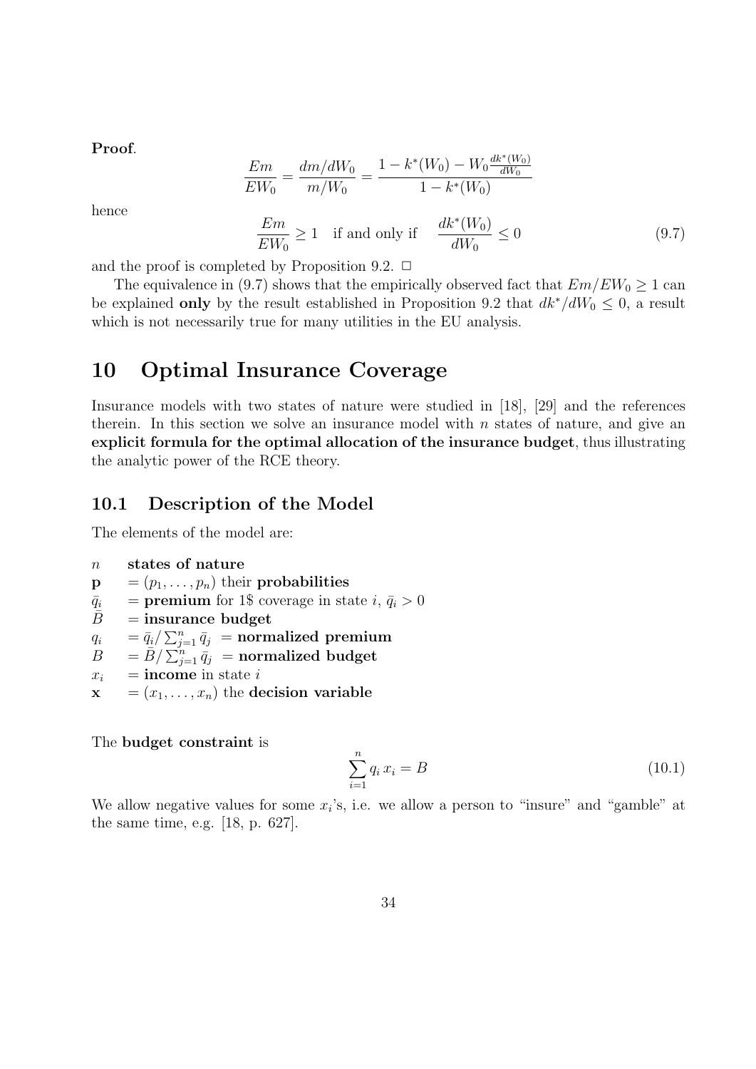**Proof**.

$$\frac{Em}{EW_0} = \frac{dm/dW_0}{m/W_0} = \frac{1 - k^*(W_0) - W_0 \frac{dk^*(W_0)}{dW_0}}{1 - k^*(W_0)}$$

hence

$$\frac{Em}{EW_0} \geq 1 \quad \text{if and only if} \quad \frac{dk^*(W_0)}{dW_0} \leq 0 \tag{9.7}$$

and the proof is completed by Proposition 9.2. □

The equivalence in (9.7) shows that the empirically observed fact that $Em/EW_0 \geq 1$ can be explained **only** by the result established in Proposition 9.2 that $dk^*/dW_0 \leq 0$, a result which is not necessarily true for many utilities in the EU analysis.

# 10 Optimal Insurance Coverage

Insurance models with two states of nature were studied in [18], [29] and the references therein. In this section we solve an insurance model with $n$ states of nature, and give an **explicit formula for the optimal allocation of the insurance budget**, thus illustrating the analytic power of the RCE theory.

## 10.1 Description of the Model

The elements of the model are:

$n$ **states of nature**
$\mathbf{p}$ $= (p_1, \ldots, p_n)$ their **probabilities**
$\bar{q}_i$ $=$ **premium** for 1\$ coverage in state $i$, $\bar{q}_i > 0$
$\bar{B}$ $=$ **insurance budget**
$q_i$ $= \bar{q}_i / \sum_{j=1}^{n} \bar{q}_j$ $=$ **normalized premium**
$B$ $= \bar{B} / \sum_{j=1}^{n} \bar{q}_j$ $=$ **normalized budget**
$x_i$ $=$ **income** in state $i$
$\mathbf{x}$ $= (x_1, \ldots, x_n)$ the **decision variable**

The **budget constraint** is

$$\sum_{i=1}^{n} q_i \, x_i = B \tag{10.1}$$

We allow negative values for some $x_i$'s, i.e. we allow a person to "insure" and "gamble" at the same time, e.g. [18, p. 627].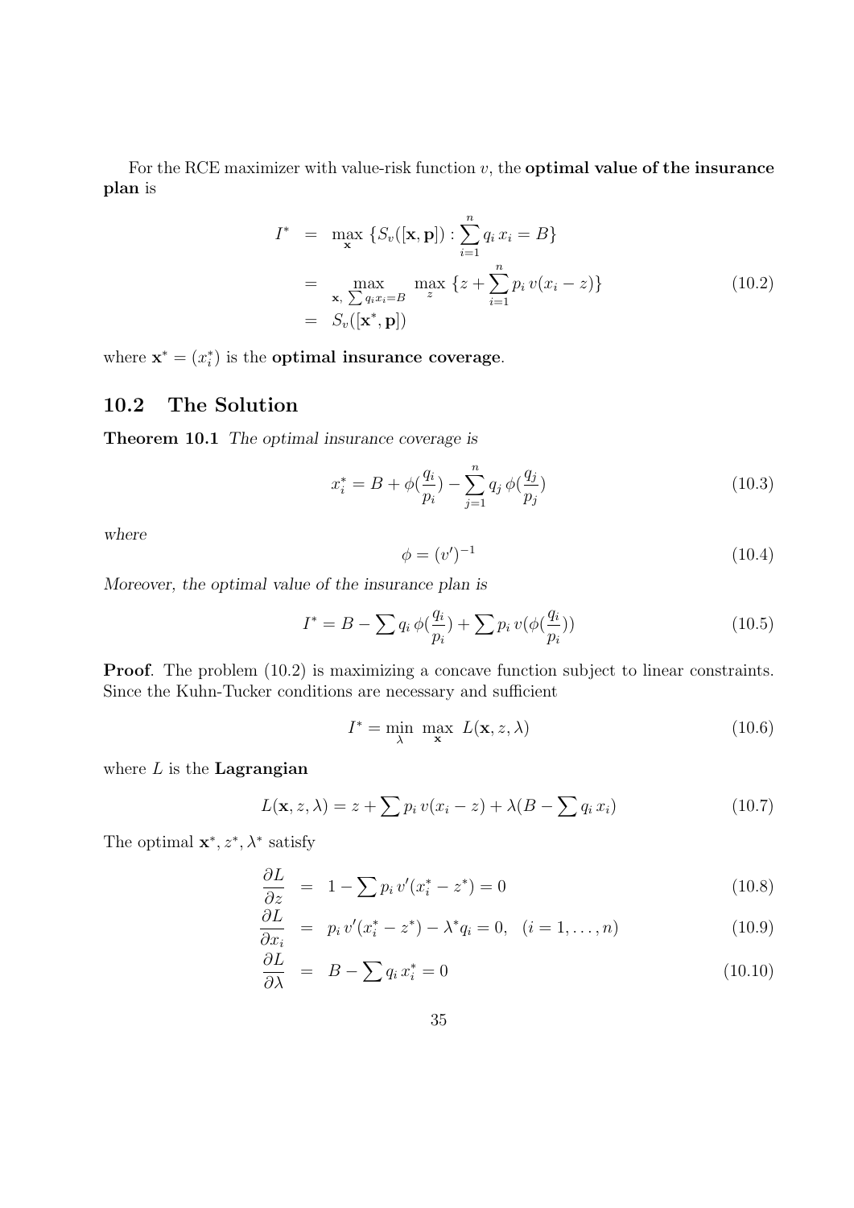For the RCE maximizer with value-risk function $v$, the **optimal value of the insurance plan** is

$$
\begin{aligned}
I^* &= \max_{\mathbf{x}} \{S_v([\mathbf{x}, \mathbf{p}]) : \sum_{i=1}^{n} q_i \, x_i = B\} \\
&= \max_{\mathbf{x}, \, \sum q_i x_i = B} \ \max_{z} \ \{z + \sum_{i=1}^{n} p_i \, v(x_i - z)\} \\
&= S_v([\mathbf{x}^*, \mathbf{p}])
\end{aligned}
\tag{10.2}
$$

where $\mathbf{x}^* = (x_i^*)$ is the **optimal insurance coverage**.

## 10.2 The Solution

**Theorem 10.1** *The optimal insurance coverage is*

$$
x_i^* = B + \phi(\frac{q_i}{p_i}) - \sum_{j=1}^{n} q_j \, \phi(\frac{q_j}{p_j}) \tag{10.3}
$$

*where*

$$
\phi = (v')^{-1} \tag{10.4}
$$

*Moreover, the optimal value of the insurance plan is*

$$
I^* = B - \sum q_i \, \phi(\frac{q_i}{p_i}) + \sum p_i \, v(\phi(\frac{q_i}{p_i})) \tag{10.5}
$$

**Proof**. The problem (10.2) is maximizing a concave function subject to linear constraints. Since the Kuhn-Tucker conditions are necessary and sufficient

$$
I^* = \min_{\lambda} \ \max_{\mathbf{x}} \ L(\mathbf{x}, z, \lambda) \tag{10.6}
$$

where $L$ is the **Lagrangian**

$$
L(\mathbf{x}, z, \lambda) = z + \sum p_i \, v(x_i - z) + \lambda(B - \sum q_i \, x_i) \tag{10.7}
$$

The optimal $\mathbf{x}^*, z^*, \lambda^*$ satisfy

$$
\frac{\partial L}{\partial z} = 1 - \sum p_i \, v'(x_i^* - z^*) = 0 \tag{10.8}
$$

$$
\frac{\partial L}{\partial x_i} = p_i \, v'(x_i^* - z^*) - \lambda^* q_i = 0, \quad (i = 1, \ldots, n) \tag{10.9}
$$

$$
\frac{\partial L}{\partial \lambda} = B - \sum q_i \, x_i^* = 0 \tag{10.10}
$$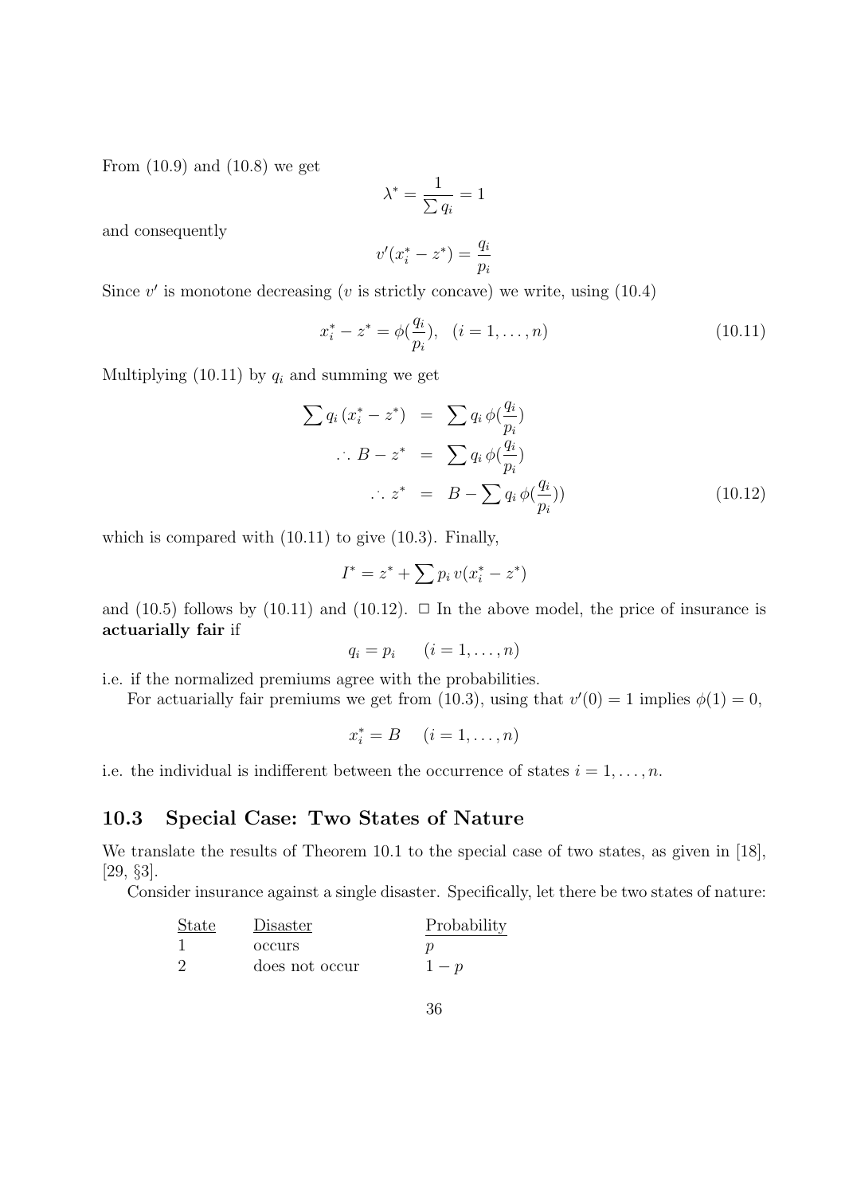From (10.9) and (10.8) we get

$$\lambda^* = \frac{1}{\sum q_i} = 1$$

and consequently

$$v'(x_i^* - z^*) = \frac{q_i}{p_i}$$

Since $v'$ is monotone decreasing ($v$ is strictly concave) we write, using (10.4)

$$x_i^* - z^* = \phi(\frac{q_i}{p_i}), \quad (i = 1, \ldots, n) \tag{10.11}$$

Multiplying (10.11) by $q_i$ and summing we get

$$\begin{aligned}
\sum q_i \,(x_i^* - z^*) &= \sum q_i \,\phi(\frac{q_i}{p_i}) \\
\therefore\ B - z^* &= \sum q_i \,\phi(\frac{q_i}{p_i}) \\
\therefore\ z^* &= B - \sum q_i \,\phi(\frac{q_i}{p_i}))
\end{aligned} \tag{10.12}$$

which is compared with (10.11) to give (10.3). Finally,

$$I^* = z^* + \sum p_i \, v(x_i^* - z^*)$$

and (10.5) follows by (10.11) and (10.12). □ In the above model, the price of insurance is **actuarially fair** if

$$q_i = p_i \qquad (i = 1, \ldots, n)$$

i.e. if the normalized premiums agree with the probabilities.

For actuarially fair premiums we get from (10.3), using that $v'(0) = 1$ implies $\phi(1) = 0$,

$$x_i^* = B \quad (i = 1, \ldots, n)$$

i.e. the individual is indifferent between the occurrence of states $i = 1, \ldots, n$.

## 10.3 Special Case: Two States of Nature

We translate the results of Theorem 10.1 to the special case of two states, as given in [18], [29, §3].

Consider insurance against a single disaster. Specifically, let there be two states of nature:

| State | Disaster | Probability |
|---|---|---|
| 1 | occurs | $p$ |
| 2 | does not occur | $1 - p$ |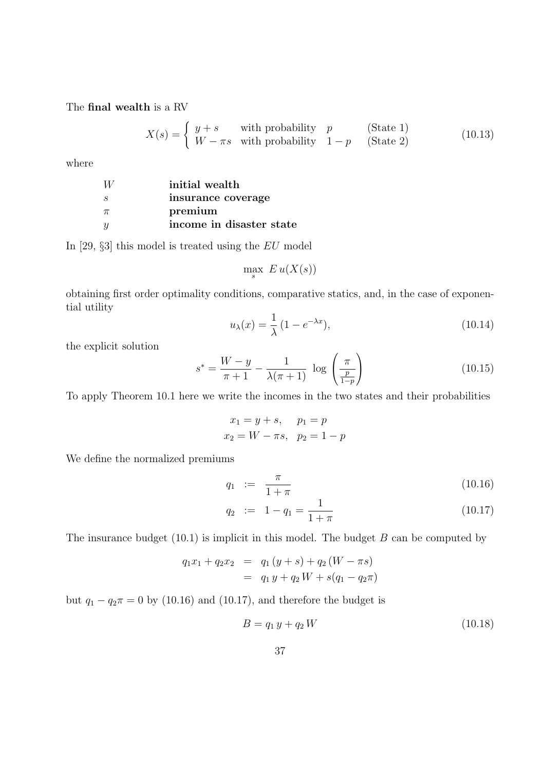The **final wealth** is a RV

$$X(s) = \begin{cases} y + s & \text{with probability} \quad p \qquad \text{(State 1)} \\ W - \pi s & \text{with probability} \quad 1 - p \qquad \text{(State 2)} \end{cases} \tag{10.13}$$

where

| | |
|---|---|
| $W$ | **initial wealth** |
| $s$ | **insurance coverage** |
| $\pi$ | **premium** |
| $y$ | **income in disaster state** |

In [29, §3] this model is treated using the $EU$ model

$$\max_s \; E\,u(X(s))$$

obtaining first order optimality conditions, comparative statics, and, in the case of exponential utility

$$u_\lambda(x) = \frac{1}{\lambda}\,(1 - e^{-\lambda x}), \tag{10.14}$$

the explicit solution

$$s^* = \frac{W - y}{\pi + 1} - \frac{1}{\lambda(\pi + 1)} \; \log\left(\frac{\pi}{\frac{p}{1-p}}\right) \tag{10.15}$$

To apply Theorem 10.1 here we write the incomes in the two states and their probabilities

$$x_1 = y + s, \quad p_1 = p$$
$$x_2 = W - \pi s, \quad p_2 = 1 - p$$

We define the normalized premiums

$$q_1 \;:=\; \frac{\pi}{1 + \pi} \tag{10.16}$$

$$q_2 \;:=\; 1 - q_1 = \frac{1}{1 + \pi} \tag{10.17}$$

The insurance budget (10.1) is implicit in this model. The budget $B$ can be computed by

$$\begin{aligned} q_1 x_1 + q_2 x_2 &= q_1\,(y + s) + q_2\,(W - \pi s) \\ &= q_1\, y + q_2\, W + s(q_1 - q_2 \pi) \end{aligned}$$

but $q_1 - q_2\pi = 0$ by (10.16) and (10.17), and therefore the budget is

$$B = q_1\, y + q_2\, W \tag{10.18}$$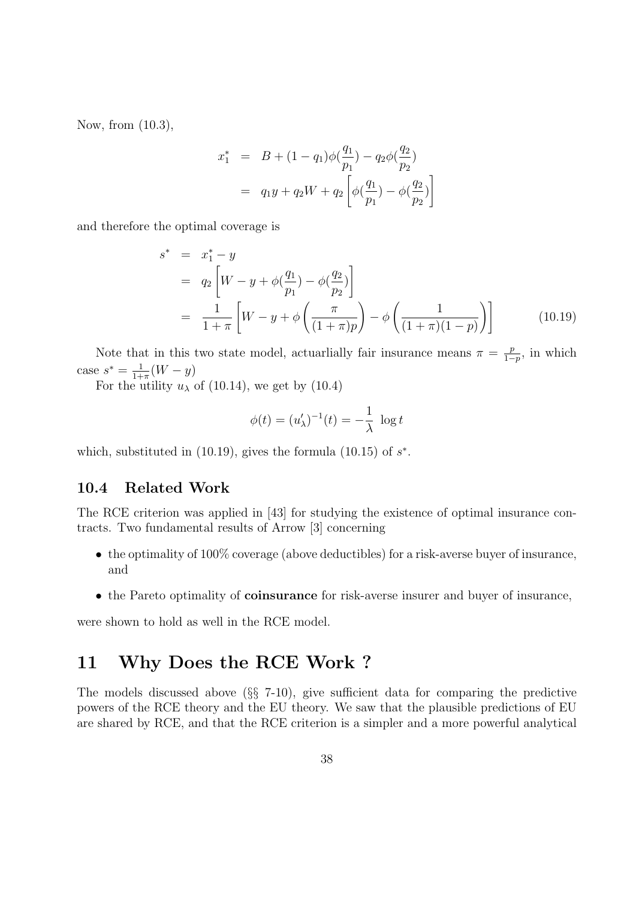Now, from (10.3),

$$
\begin{aligned}
x_1^* &= B + (1-q_1)\phi(\frac{q_1}{p_1}) - q_2\phi(\frac{q_2}{p_2}) \\
&= q_1 y + q_2 W + q_2\left[\phi(\frac{q_1}{p_1}) - \phi(\frac{q_2}{p_2})\right]
\end{aligned}
$$

and therefore the optimal coverage is

$$
\begin{aligned}
s^* &= x_1^* - y \\
&= q_2\left[W - y + \phi(\frac{q_1}{p_1}) - \phi(\frac{q_2}{p_2})\right] \\
&= \frac{1}{1+\pi}\left[W - y + \phi\left(\frac{\pi}{(1+\pi)p}\right) - \phi\left(\frac{1}{(1+\pi)(1-p)}\right)\right] \qquad (10.19)
\end{aligned}
$$

Note that in this two state model, actuarlially fair insurance means $\pi = \frac{p}{1-p}$, in which case $s^* = \frac{1}{1+\pi}(W - y)$

For the utility $u_\lambda$ of (10.14), we get by (10.4)

$$
\phi(t) = (u_\lambda')^{-1}(t) = -\frac{1}{\lambda}\,\log t
$$

which, substituted in (10.19), gives the formula (10.15) of $s^*$.

### 10.4 Related Work

The RCE criterion was applied in [43] for studying the existence of optimal insurance contracts. Two fundamental results of Arrow [3] concerning

- the optimality of 100% coverage (above deductibles) for a risk-averse buyer of insurance, and
- the Pareto optimality of **coinsurance** for risk-averse insurer and buyer of insurance,

were shown to hold as well in the RCE model.

## 11 Why Does the RCE Work ?

The models discussed above (§§ 7-10), give sufficient data for comparing the predictive powers of the RCE theory and the EU theory. We saw that the plausible predictions of EU are shared by RCE, and that the RCE criterion is a simpler and a more powerful analytical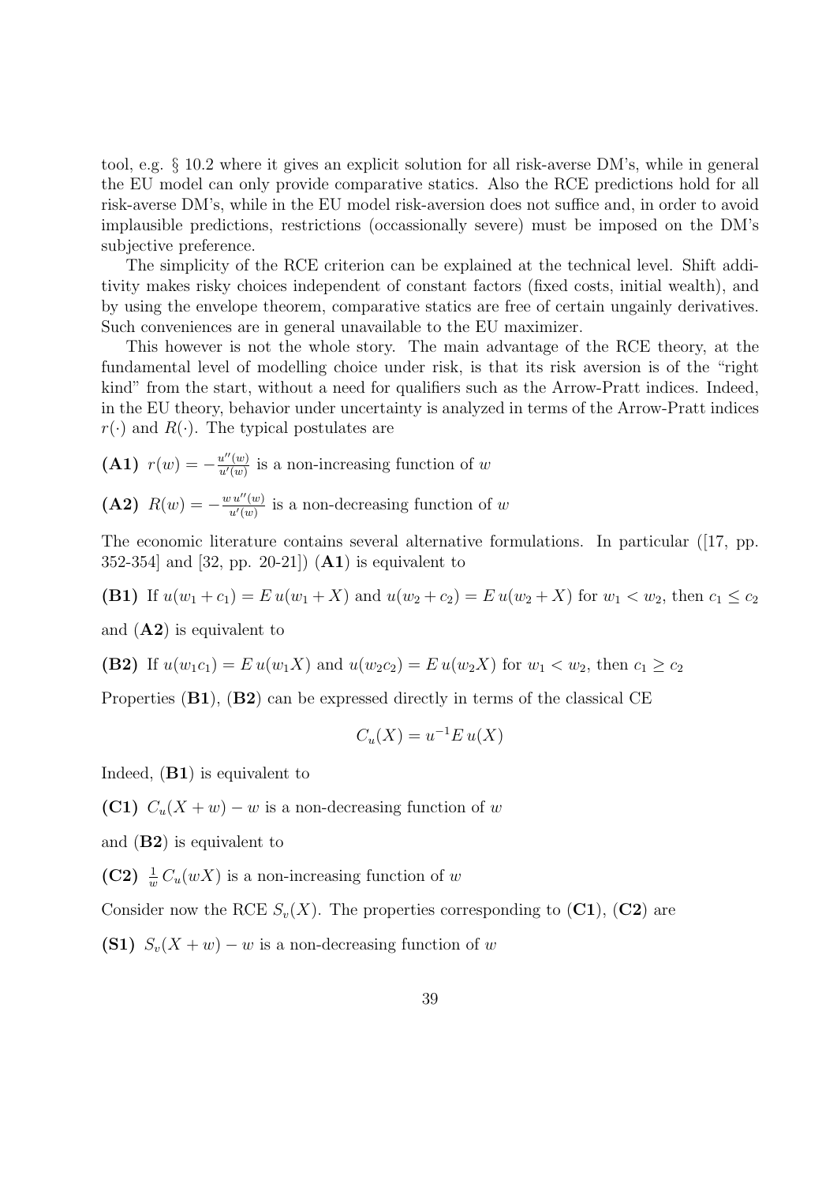tool, e.g. § 10.2 where it gives an explicit solution for all risk-averse DM's, while in general the EU model can only provide comparative statics. Also the RCE predictions hold for all risk-averse DM's, while in the EU model risk-aversion does not suffice and, in order to avoid implausible predictions, restrictions (occassionally severe) must be imposed on the DM's subjective preference.

The simplicity of the RCE criterion can be explained at the technical level. Shift additivity makes risky choices independent of constant factors (fixed costs, initial wealth), and by using the envelope theorem, comparative statics are free of certain ungainly derivatives. Such conveniences are in general unavailable to the EU maximizer.

This however is not the whole story. The main advantage of the RCE theory, at the fundamental level of modelling choice under risk, is that its risk aversion is of the "right kind" from the start, without a need for qualifiers such as the Arrow-Pratt indices. Indeed, in the EU theory, behavior under uncertainty is analyzed in terms of the Arrow-Pratt indices $r(\cdot)$ and $R(\cdot)$. The typical postulates are

**(A1)** $r(w) = -\frac{u''(w)}{u'(w)}$ is a non-increasing function of $w$

**(A2)** $R(w) = -\frac{w\,u''(w)}{u'(w)}$ is a non-decreasing function of $w$

The economic literature contains several alternative formulations. In particular ([17, pp. 352-354] and [32, pp. 20-21]) (**A1**) is equivalent to

**(B1)** If $u(w_1 + c_1) = E\,u(w_1 + X)$ and $u(w_2 + c_2) = E\,u(w_2 + X)$ for $w_1 < w_2$, then $c_1 \leq c_2$

and (**A2**) is equivalent to

**(B2)** If $u(w_1 c_1) = E\,u(w_1 X)$ and $u(w_2 c_2) = E\,u(w_2 X)$ for $w_1 < w_2$, then $c_1 \geq c_2$

Properties (**B1**), (**B2**) can be expressed directly in terms of the classical CE

$$C_u(X) = u^{-1} E\,u(X)$$

Indeed, (**B1**) is equivalent to

**(C1)** $C_u(X + w) - w$ is a non-decreasing function of $w$

and (**B2**) is equivalent to

**(C2)** $\frac{1}{w}\,C_u(wX)$ is a non-increasing function of $w$

Consider now the RCE $S_v(X)$. The properties corresponding to (**C1**), (**C2**) are

**(S1)** $S_v(X + w) - w$ is a non-decreasing function of $w$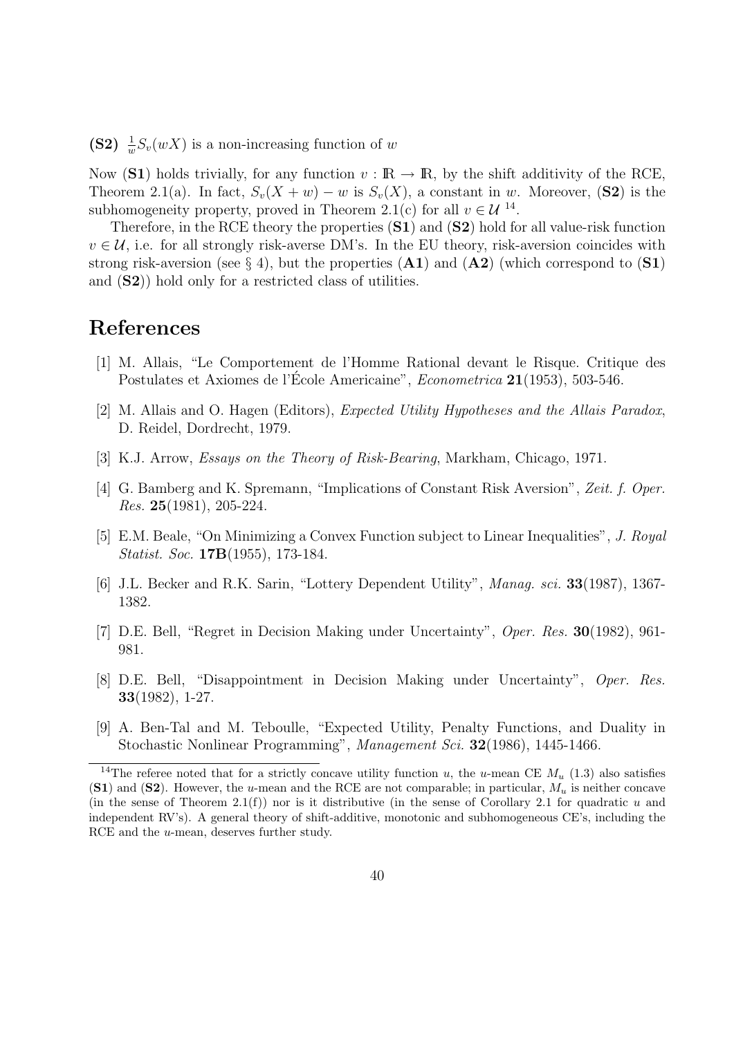**(S2)** $\frac{1}{w}S_v(wX)$ is a non-increasing function of $w$

Now **(S1)** holds trivially, for any function $v : \mathbb{R} \to \mathbb{R}$, by the shift additivity of the RCE, Theorem 2.1(a). In fact, $S_v(X + w) - w$ is $S_v(X)$, a constant in $w$. Moreover, **(S2)** is the subhomogeneity property, proved in Theorem 2.1(c) for all $v \in \mathcal{U}$ [14].

Therefore, in the RCE theory the properties **(S1)** and **(S2)** hold for all value-risk function $v \in \mathcal{U}$, i.e. for all strongly risk-averse DM's. In the EU theory, risk-aversion coincides with strong risk-aversion (see § 4), but the properties **(A1)** and **(A2)** (which correspond to **(S1)** and **(S2)**) hold only for a restricted class of utilities.

# References

[1] M. Allais, "Le Comportement de l'Homme Rational devant le Risque. Critique des Postulates et Axiomes de l'École Americaine", *Econometrica* **21**(1953), 503-546.

[2] M. Allais and O. Hagen (Editors), *Expected Utility Hypotheses and the Allais Paradox*, D. Reidel, Dordrecht, 1979.

[3] K.J. Arrow, *Essays on the Theory of Risk-Bearing*, Markham, Chicago, 1971.

[4] G. Bamberg and K. Spremann, "Implications of Constant Risk Aversion", *Zeit. f. Oper. Res.* **25**(1981), 205-224.

[5] E.M. Beale, "On Minimizing a Convex Function subject to Linear Inequalities", *J. Royal Statist. Soc.* **17B**(1955), 173-184.

[6] J.L. Becker and R.K. Sarin, "Lottery Dependent Utility", *Manag. sci.* **33**(1987), 1367-1382.

[7] D.E. Bell, "Regret in Decision Making under Uncertainty", *Oper. Res.* **30**(1982), 961-981.

[8] D.E. Bell, "Disappointment in Decision Making under Uncertainty", *Oper. Res.* **33**(1982), 1-27.

[9] A. Ben-Tal and M. Teboulle, "Expected Utility, Penalty Functions, and Duality in Stochastic Nonlinear Programming", *Management Sci.* **32**(1986), 1445-1466.

[14] The referee noted that for a strictly concave utility function $u$, the $u$-mean CE $M_u$ (1.3) also satisfies **(S1)** and **(S2)**. However, the $u$-mean and the RCE are not comparable; in particular, $M_u$ is neither concave (in the sense of Theorem 2.1(f)) nor is it distributive (in the sense of Corollary 2.1 for quadratic $u$ and independent RV's). A general theory of shift-additive, monotonic and subhomogeneous CE's, including the RCE and the $u$-mean, deserves further study.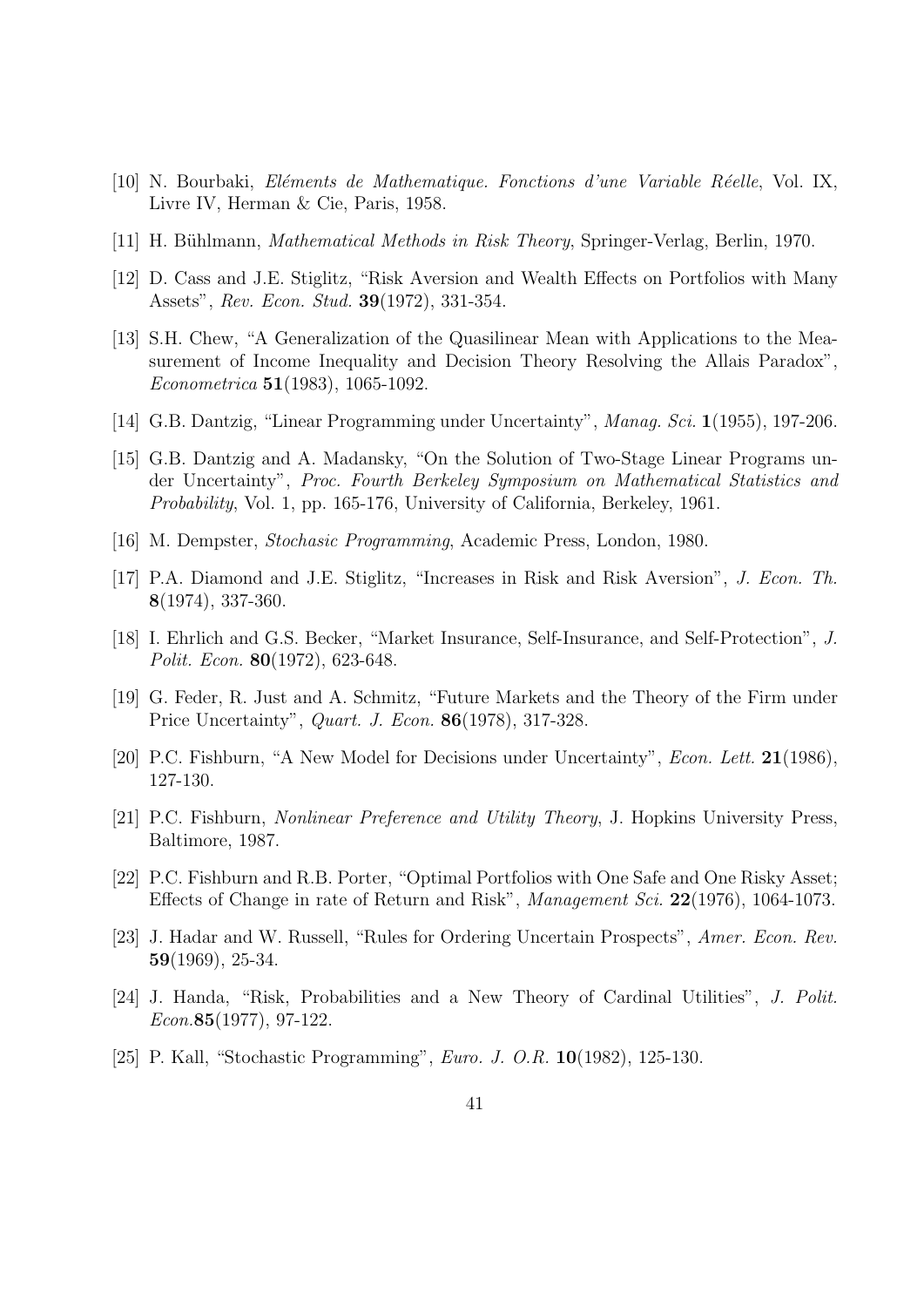[10] N. Bourbaki, *Eléments de Mathematique. Fonctions d'une Variable Réelle*, Vol. IX, Livre IV, Herman & Cie, Paris, 1958.

[11] H. Bühlmann, *Mathematical Methods in Risk Theory*, Springer-Verlag, Berlin, 1970.

[12] D. Cass and J.E. Stiglitz, "Risk Aversion and Wealth Effects on Portfolios with Many Assets", *Rev. Econ. Stud.* **39**(1972), 331-354.

[13] S.H. Chew, "A Generalization of the Quasilinear Mean with Applications to the Measurement of Income Inequality and Decision Theory Resolving the Allais Paradox", *Econometrica* **51**(1983), 1065-1092.

[14] G.B. Dantzig, "Linear Programming under Uncertainty", *Manag. Sci.* **1**(1955), 197-206.

[15] G.B. Dantzig and A. Madansky, "On the Solution of Two-Stage Linear Programs under Uncertainty", *Proc. Fourth Berkeley Symposium on Mathematical Statistics and Probability*, Vol. 1, pp. 165-176, University of California, Berkeley, 1961.

[16] M. Dempster, *Stochasic Programming*, Academic Press, London, 1980.

[17] P.A. Diamond and J.E. Stiglitz, "Increases in Risk and Risk Aversion", *J. Econ. Th.* **8**(1974), 337-360.

[18] I. Ehrlich and G.S. Becker, "Market Insurance, Self-Insurance, and Self-Protection", *J. Polit. Econ.* **80**(1972), 623-648.

[19] G. Feder, R. Just and A. Schmitz, "Future Markets and the Theory of the Firm under Price Uncertainty", *Quart. J. Econ.* **86**(1978), 317-328.

[20] P.C. Fishburn, "A New Model for Decisions under Uncertainty", *Econ. Lett.* **21**(1986), 127-130.

[21] P.C. Fishburn, *Nonlinear Preference and Utility Theory*, J. Hopkins University Press, Baltimore, 1987.

[22] P.C. Fishburn and R.B. Porter, "Optimal Portfolios with One Safe and One Risky Asset; Effects of Change in rate of Return and Risk", *Management Sci.* **22**(1976), 1064-1073.

[23] J. Hadar and W. Russell, "Rules for Ordering Uncertain Prospects", *Amer. Econ. Rev.* **59**(1969), 25-34.

[24] J. Handa, "Risk, Probabilities and a New Theory of Cardinal Utilities", *J. Polit. Econ.***85**(1977), 97-122.

[25] P. Kall, "Stochastic Programming", *Euro. J. O.R.* **10**(1982), 125-130.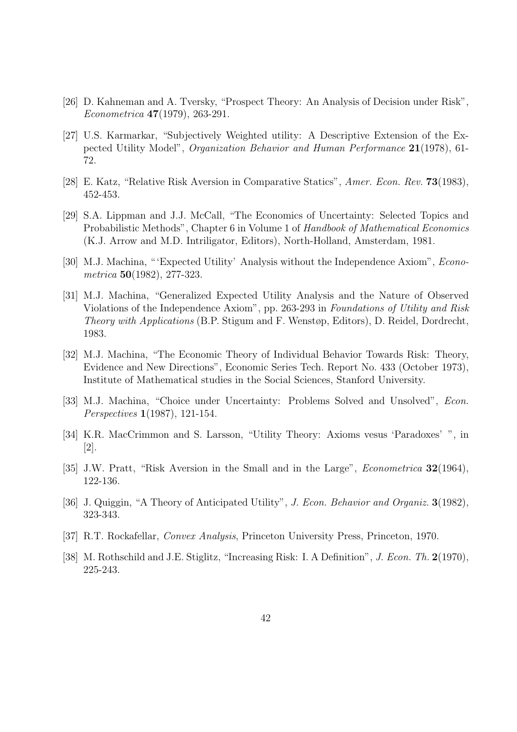[26] D. Kahneman and A. Tversky, "Prospect Theory: An Analysis of Decision under Risk", *Econometrica* **47**(1979), 263-291.

[27] U.S. Karmarkar, "Subjectively Weighted utility: A Descriptive Extension of the Expected Utility Model", *Organization Behavior and Human Performance* **21**(1978), 61-72.

[28] E. Katz, "Relative Risk Aversion in Comparative Statics", *Amer. Econ. Rev.* **73**(1983), 452-453.

[29] S.A. Lippman and J.J. McCall, "The Economics of Uncertainty: Selected Topics and Probabilistic Methods", Chapter 6 in Volume 1 of *Handbook of Mathematical Economics* (K.J. Arrow and M.D. Intriligator, Editors), North-Holland, Amsterdam, 1981.

[30] M.J. Machina, "'Expected Utility' Analysis without the Independence Axiom", *Econometrica* **50**(1982), 277-323.

[31] M.J. Machina, "Generalized Expected Utility Analysis and the Nature of Observed Violations of the Independence Axiom", pp. 263-293 in *Foundations of Utility and Risk Theory with Applications* (B.P. Stigum and F. Wenstøp, Editors), D. Reidel, Dordrecht, 1983.

[32] M.J. Machina, "The Economic Theory of Individual Behavior Towards Risk: Theory, Evidence and New Directions", Economic Series Tech. Report No. 433 (October 1973), Institute of Mathematical studies in the Social Sciences, Stanford University.

[33] M.J. Machina, "Choice under Uncertainty: Problems Solved and Unsolved", *Econ. Perspectives* **1**(1987), 121-154.

[34] K.R. MacCrimmon and S. Larsson, "Utility Theory: Axioms vesus 'Paradoxes' ", in [2].

[35] J.W. Pratt, "Risk Aversion in the Small and in the Large", *Econometrica* **32**(1964), 122-136.

[36] J. Quiggin, "A Theory of Anticipated Utility", *J. Econ. Behavior and Organiz.* **3**(1982), 323-343.

[37] R.T. Rockafellar, *Convex Analysis*, Princeton University Press, Princeton, 1970.

[38] M. Rothschild and J.E. Stiglitz, "Increasing Risk: I. A Definition", *J. Econ. Th.* **2**(1970), 225-243.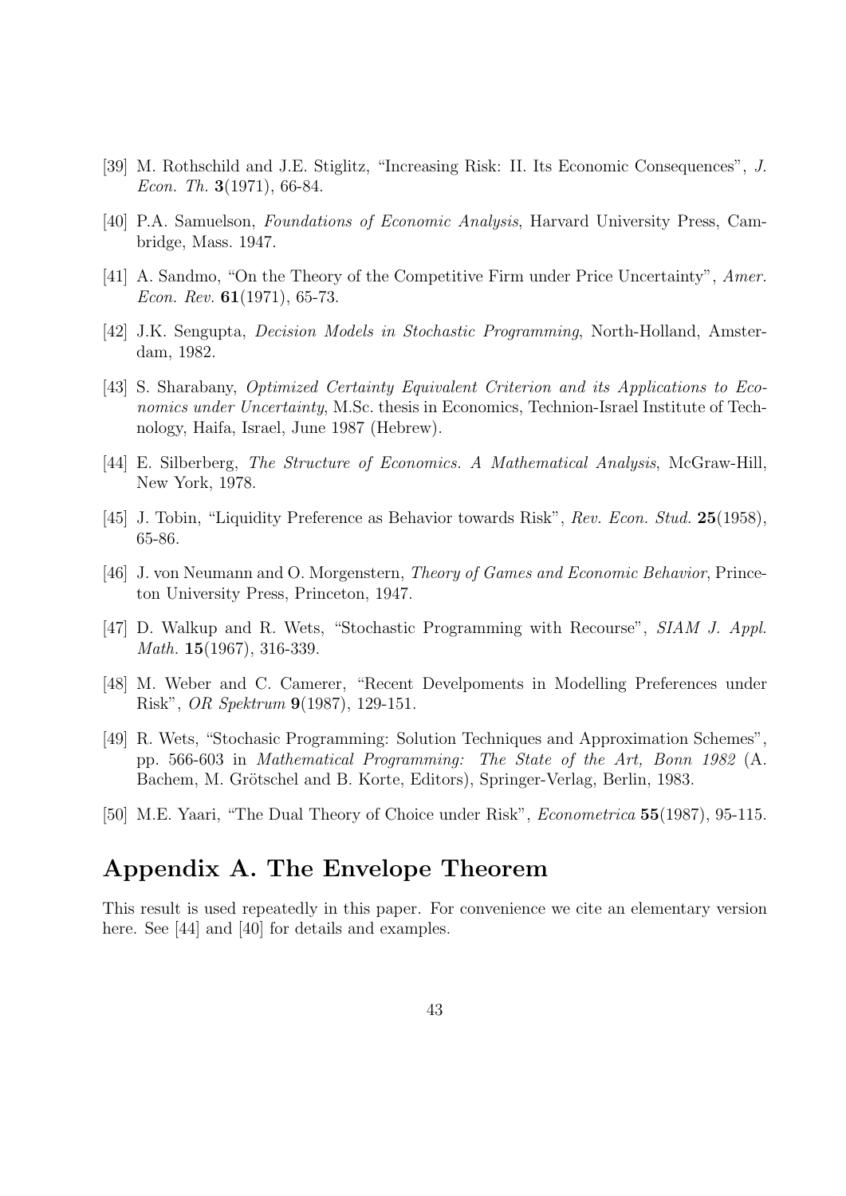[39] M. Rothschild and J.E. Stiglitz, "Increasing Risk: II. Its Economic Consequences", *J. Econ. Th.* **3**(1971), 66-84.

[40] P.A. Samuelson, *Foundations of Economic Analysis*, Harvard University Press, Cambridge, Mass. 1947.

[41] A. Sandmo, "On the Theory of the Competitive Firm under Price Uncertainty", *Amer. Econ. Rev.* **61**(1971), 65-73.

[42] J.K. Sengupta, *Decision Models in Stochastic Programming*, North-Holland, Amsterdam, 1982.

[43] S. Sharabany, *Optimized Certainty Equivalent Criterion and its Applications to Economics under Uncertainty*, M.Sc. thesis in Economics, Technion-Israel Institute of Technology, Haifa, Israel, June 1987 (Hebrew).

[44] E. Silberberg, *The Structure of Economics. A Mathematical Analysis*, McGraw-Hill, New York, 1978.

[45] J. Tobin, "Liquidity Preference as Behavior towards Risk", *Rev. Econ. Stud.* **25**(1958), 65-86.

[46] J. von Neumann and O. Morgenstern, *Theory of Games and Economic Behavior*, Princeton University Press, Princeton, 1947.

[47] D. Walkup and R. Wets, "Stochastic Programming with Recourse", *SIAM J. Appl. Math.* **15**(1967), 316-339.

[48] M. Weber and C. Camerer, "Recent Develpoments in Modelling Preferences under Risk", *OR Spektrum* **9**(1987), 129-151.

[49] R. Wets, "Stochasic Programming: Solution Techniques and Approximation Schemes", pp. 566-603 in *Mathematical Programming: The State of the Art, Bonn 1982* (A. Bachem, M. Grötschel and B. Korte, Editors), Springer-Verlag, Berlin, 1983.

[50] M.E. Yaari, "The Dual Theory of Choice under Risk", *Econometrica* **55**(1987), 95-115.

## Appendix A. The Envelope Theorem

This result is used repeatedly in this paper. For convenience we cite an elementary version here. See [44] and [40] for details and examples.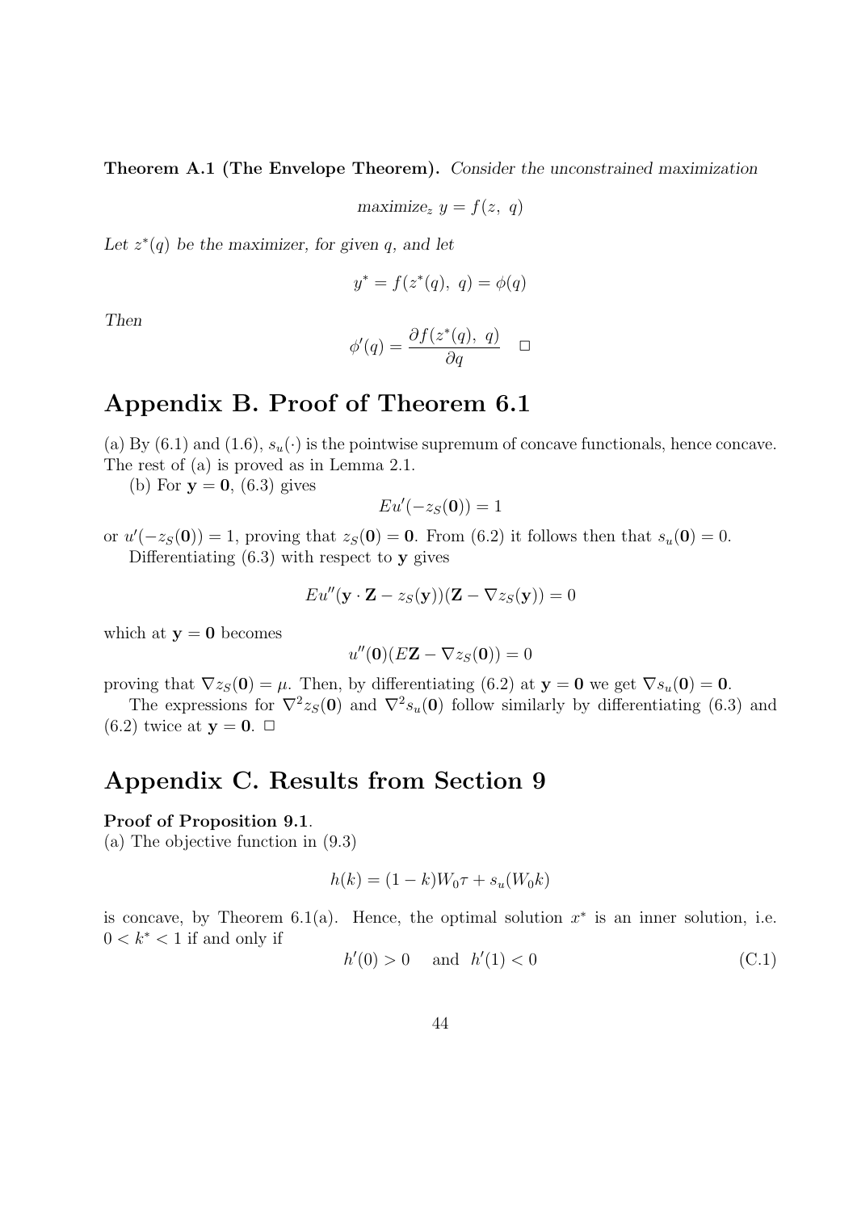**Theorem A.1 (The Envelope Theorem).** *Consider the unconstrained maximization*

$$\text{maximize}_z \ y = f(z,\ q)$$

*Let $z^*(q)$ be the maximizer, for given $q$, and let*

$$y^* = f(z^*(q),\ q) = \phi(q)$$

*Then*

$$\phi'(q) = \frac{\partial f(z^*(q),\ q)}{\partial q} \quad \square$$

# Appendix B. Proof of Theorem 6.1

(a) By (6.1) and (1.6), $s_u(\cdot)$ is the pointwise supremum of concave functionals, hence concave. The rest of (a) is proved as in Lemma 2.1.

(b) For $\mathbf{y} = \mathbf{0}$, (6.3) gives

$$Eu'(-z_S(\mathbf{0})) = 1$$

or $u'(-z_S(\mathbf{0})) = 1$, proving that $z_S(\mathbf{0}) = \mathbf{0}$. From (6.2) it follows then that $s_u(\mathbf{0}) = 0$.

Differentiating (6.3) with respect to $\mathbf{y}$ gives

$$Eu''(\mathbf{y} \cdot \mathbf{Z} - z_S(\mathbf{y}))(\mathbf{Z} - \nabla z_S(\mathbf{y})) = 0$$

which at $\mathbf{y} = \mathbf{0}$ becomes

$$u''(\mathbf{0})(E\mathbf{Z} - \nabla z_S(\mathbf{0})) = 0$$

proving that $\nabla z_S(\mathbf{0}) = \mu$. Then, by differentiating (6.2) at $\mathbf{y} = \mathbf{0}$ we get $\nabla s_u(\mathbf{0}) = \mathbf{0}$.

The expressions for $\nabla^2 z_S(\mathbf{0})$ and $\nabla^2 s_u(\mathbf{0})$ follow similarly by differentiating (6.3) and (6.2) twice at $\mathbf{y} = \mathbf{0}$. $\square$

# Appendix C. Results from Section 9

**Proof of Proposition 9.1**.

(a) The objective function in (9.3)

$$h(k) = (1-k)W_0\tau + s_u(W_0 k)$$

is concave, by Theorem 6.1(a). Hence, the optimal solution $x^*$ is an inner solution, i.e. $0 < k^* < 1$ if and only if

$$h'(0) > 0 \quad \text{ and } \ h'(1) < 0 \tag{C.1}$$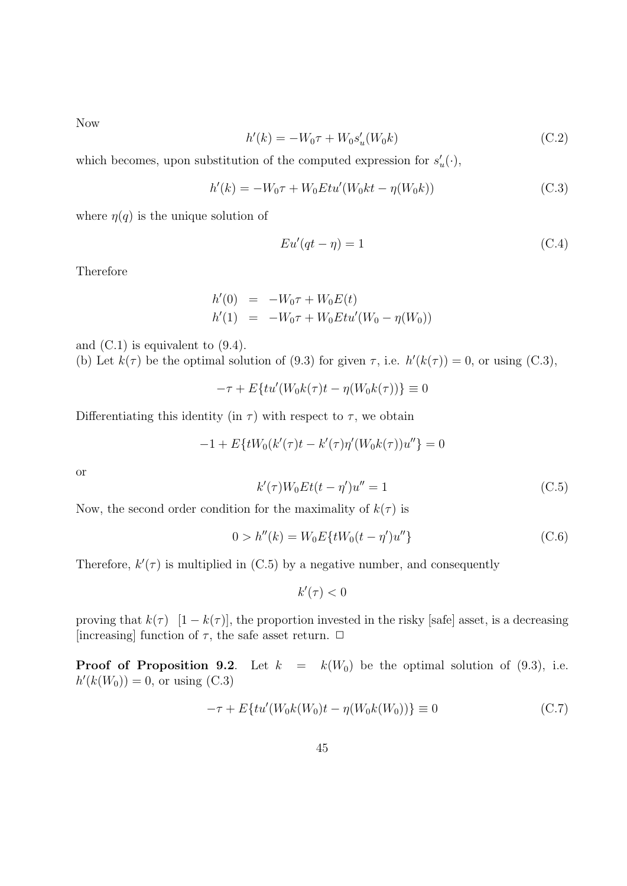Now

$$h'(k) = -W_0\tau + W_0 s_u'(W_0 k) \tag{C.2}$$

which becomes, upon substitution of the computed expression for $s_u'(\cdot)$,

$$h'(k) = -W_0\tau + W_0 E t u'(W_0 k t - \eta(W_0 k)) \tag{C.3}$$

where $\eta(q)$ is the unique solution of

$$E u'(qt - \eta) = 1 \tag{C.4}$$

Therefore

$$\begin{aligned} h'(0) &= -W_0\tau + W_0 E(t) \\ h'(1) &= -W_0\tau + W_0 E t u'(W_0 - \eta(W_0)) \end{aligned}$$

and (C.1) is equivalent to (9.4).

(b) Let $k(\tau)$ be the optimal solution of (9.3) for given $\tau$, i.e. $h'(k(\tau)) = 0$, or using (C.3),

$$-\tau + E\{tu'(W_0 k(\tau)t - \eta(W_0 k(\tau))\} \equiv 0$$

Differentiating this identity (in $\tau$) with respect to $\tau$, we obtain

$$-1 + E\{tW_0(k'(\tau)t - k'(\tau)\eta'(W_0 k(\tau))u''\} = 0$$

or

$$k'(\tau) W_0 E t(t - \eta')u'' = 1 \tag{C.5}$$

Now, the second order condition for the maximality of $k(\tau)$ is

$$0 > h''(k) = W_0 E\{tW_0(t - \eta')u''\} \tag{C.6}$$

Therefore, $k'(\tau)$ is multiplied in (C.5) by a negative number, and consequently

$$k'(\tau) < 0$$

proving that $k(\tau)$ $[1 - k(\tau)]$, the proportion invested in the risky [safe] asset, is a decreasing [increasing] function of $\tau$, the safe asset return. $\Box$

**Proof of Proposition 9.2**. Let $k = k(W_0)$ be the optimal solution of (9.3), i.e. $h'(k(W_0)) = 0$, or using (C.3)

$$-\tau + E\{tu'(W_0 k(W_0)t - \eta(W_0 k(W_0))\} \equiv 0 \tag{C.7}$$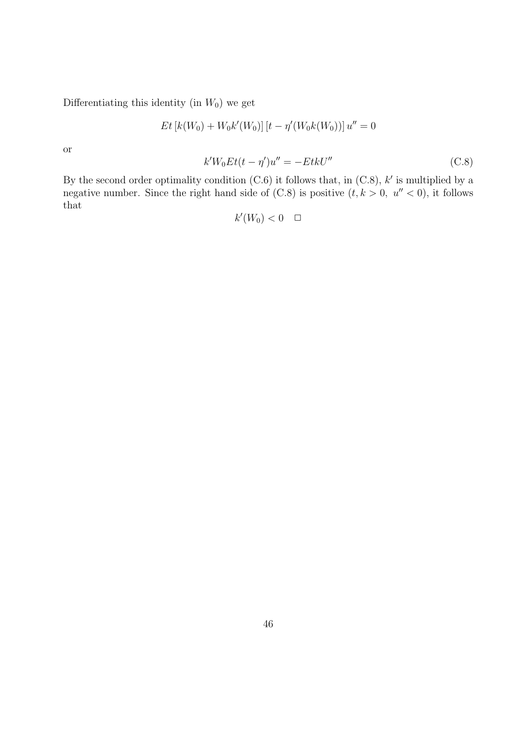Differentiating this identity (in $W_0$) we get

$$Et\left[k(W_0) + W_0 k'(W_0)\right]\left[t - \eta'(W_0 k(W_0))\right] u'' = 0$$

or

$$k' W_0 Et(t - \eta')u'' = -EtkU'' \tag{C.8}$$

By the second order optimality condition (C.6) it follows that, in (C.8), $k'$ is multiplied by a negative number. Since the right hand side of (C.8) is positive ($t, k > 0,\ u'' < 0$), it follows that

$$k'(W_0) < 0 \quad \Box$$